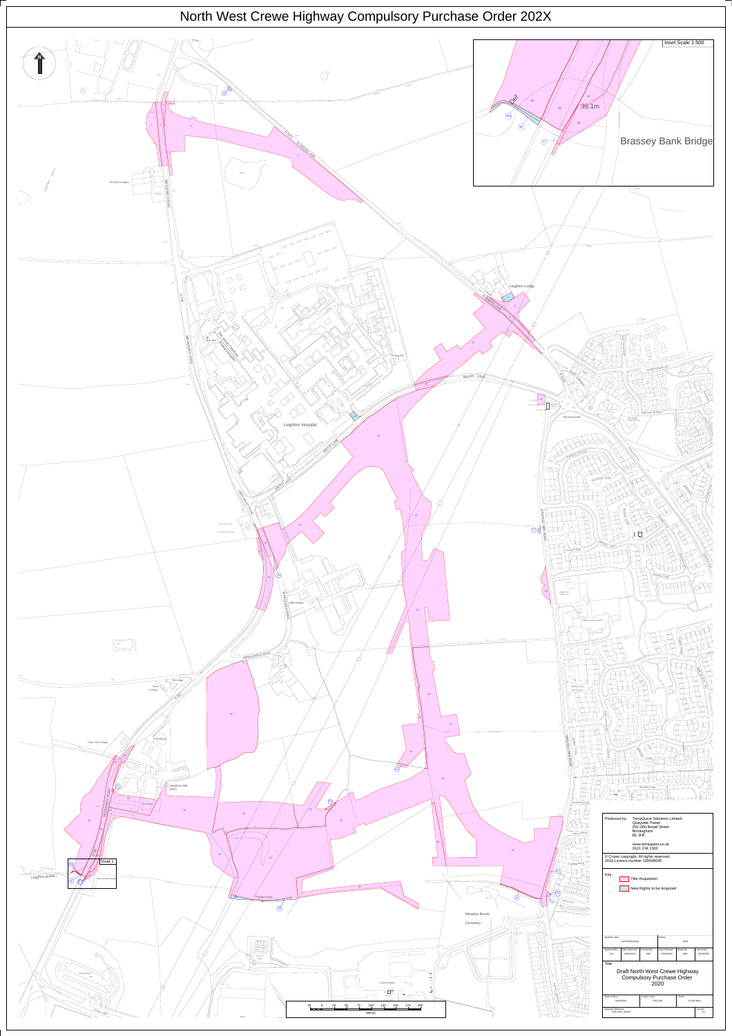# North West Crewe Highway Compulsory Purchase Order 202X

Inset Scale 1:500

Brassey Bank Bridge

Leighton Lodge

Leighton Hospital

Red Hall Cottages

Barrows Green

Villa House

Holly Tree Cottage

Leighton Hall Farm

Leighton Brook

Inset 1

Meadow Brook Cemetery

Metres

Produced by: TerraQuest Solutions Limited
Quayside Tower
252-260 Broad Street
Birmingham
B1 2HF

www.terraquest.co.uk
0121 234 1300

© Crown copyright. All rights reserved.
2018 Licence number 100049045

Key:

- Title Acquisition
- New Rights to be Acquired

Title:

Draft North West Crewe Highway Compulsory Purchase Order 2020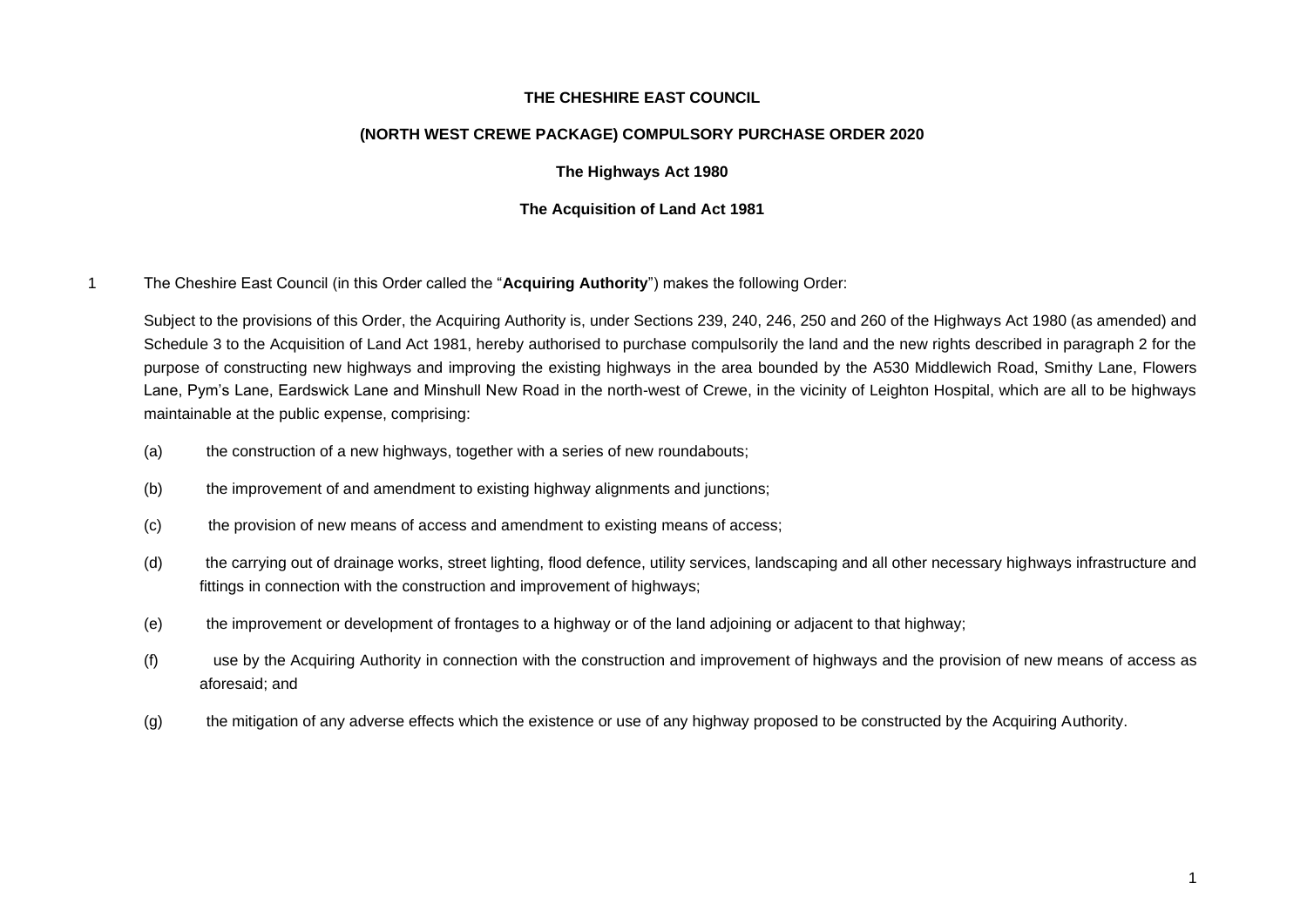**THE CHESHIRE EAST COUNCIL**

**(NORTH WEST CREWE PACKAGE) COMPULSORY PURCHASE ORDER 2020**

**The Highways Act 1980**

**The Acquisition of Land Act 1981**

1 The Cheshire East Council (in this Order called the "**Acquiring Authority**") makes the following Order:

Subject to the provisions of this Order, the Acquiring Authority is, under Sections 239, 240, 246, 250 and 260 of the Highways Act 1980 (as amended) and Schedule 3 to the Acquisition of Land Act 1981, hereby authorised to purchase compulsorily the land and the new rights described in paragraph 2 for the purpose of constructing new highways and improving the existing highways in the area bounded by the A530 Middlewich Road, Smithy Lane, Flowers Lane, Pym's Lane, Eardswick Lane and Minshull New Road in the north-west of Crewe, in the vicinity of Leighton Hospital, which are all to be highways maintainable at the public expense, comprising:

(a) the construction of a new highways, together with a series of new roundabouts;

(b) the improvement of and amendment to existing highway alignments and junctions;

(c) the provision of new means of access and amendment to existing means of access;

(d) the carrying out of drainage works, street lighting, flood defence, utility services, landscaping and all other necessary highways infrastructure and fittings in connection with the construction and improvement of highways;

(e) the improvement or development of frontages to a highway or of the land adjoining or adjacent to that highway;

(f) use by the Acquiring Authority in connection with the construction and improvement of highways and the provision of new means of access as aforesaid; and

(g) the mitigation of any adverse effects which the existence or use of any highway proposed to be constructed by the Acquiring Authority.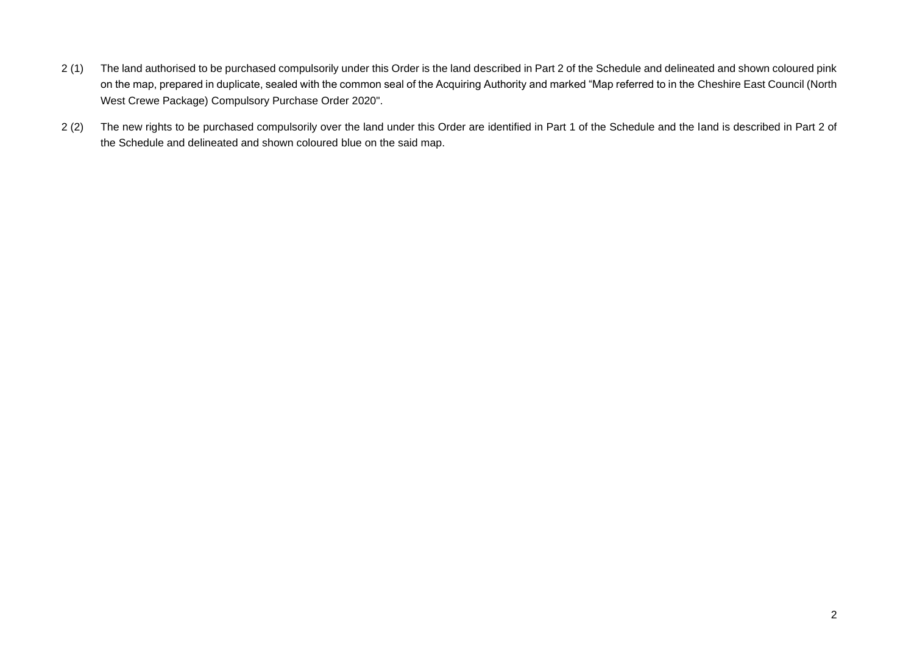2 (1) The land authorised to be purchased compulsorily under this Order is the land described in Part 2 of the Schedule and delineated and shown coloured pink on the map, prepared in duplicate, sealed with the common seal of the Acquiring Authority and marked "Map referred to in the Cheshire East Council (North West Crewe Package) Compulsory Purchase Order 2020".

2 (2) The new rights to be purchased compulsorily over the land under this Order are identified in Part 1 of the Schedule and the land is described in Part 2 of the Schedule and delineated and shown coloured blue on the said map.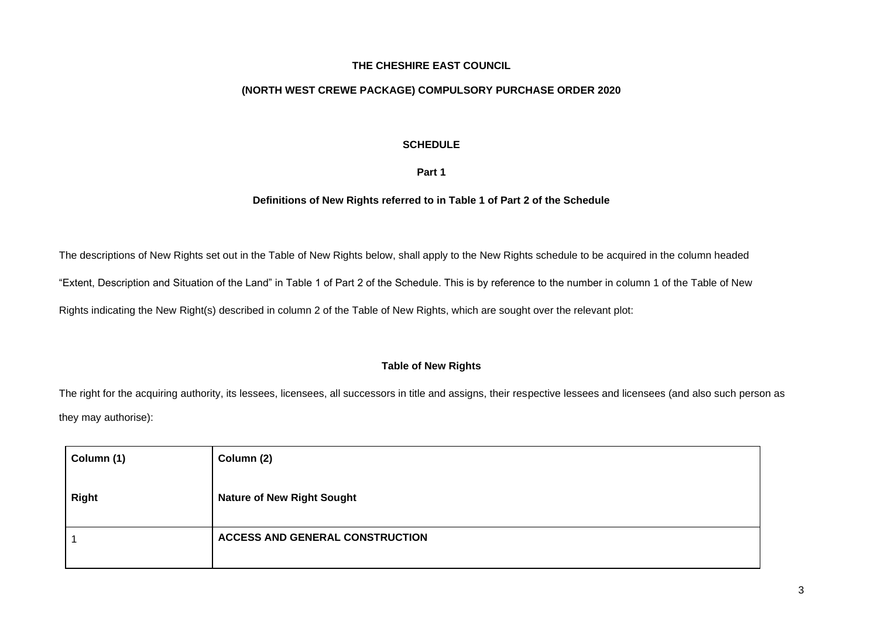**THE CHESHIRE EAST COUNCIL**

**(NORTH WEST CREWE PACKAGE) COMPULSORY PURCHASE ORDER 2020**

**SCHEDULE**

**Part 1**

**Definitions of New Rights referred to in Table 1 of Part 2 of the Schedule**

The descriptions of New Rights set out in the Table of New Rights below, shall apply to the New Rights schedule to be acquired in the column headed "Extent, Description and Situation of the Land" in Table 1 of Part 2 of the Schedule. This is by reference to the number in column 1 of the Table of New Rights indicating the New Right(s) described in column 2 of the Table of New Rights, which are sought over the relevant plot:

**Table of New Rights**

The right for the acquiring authority, its lessees, licensees, all successors in title and assigns, their respective lessees and licensees (and also such person as they may authorise):

| Column (1)<br><br>**Right** | Column (2)<br><br>**Nature of New Right Sought** |
|---|---|
| 1 | **ACCESS AND GENERAL CONSTRUCTION** |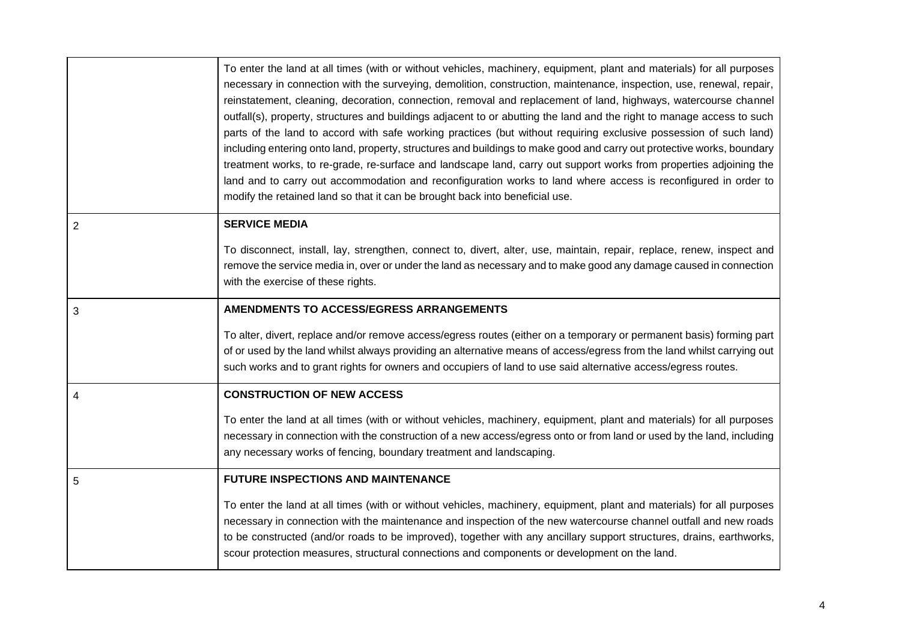| | |
|---|---|
| | To enter the land at all times (with or without vehicles, machinery, equipment, plant and materials) for all purposes necessary in connection with the surveying, demolition, construction, maintenance, inspection, use, renewal, repair, reinstatement, cleaning, decoration, connection, removal and replacement of land, highways, watercourse channel outfall(s), property, structures and buildings adjacent to or abutting the land and the right to manage access to such parts of the land to accord with safe working practices (but without requiring exclusive possession of such land) including entering onto land, property, structures and buildings to make good and carry out protective works, boundary treatment works, to re-grade, re-surface and landscape land, carry out support works from properties adjoining the land and to carry out accommodation and reconfiguration works to land where access is reconfigured in order to modify the retained land so that it can be brought back into beneficial use. |
| 2 | **SERVICE MEDIA**<br><br>To disconnect, install, lay, strengthen, connect to, divert, alter, use, maintain, repair, replace, renew, inspect and remove the service media in, over or under the land as necessary and to make good any damage caused in connection with the exercise of these rights. |
| 3 | **AMENDMENTS TO ACCESS/EGRESS ARRANGEMENTS**<br><br>To alter, divert, replace and/or remove access/egress routes (either on a temporary or permanent basis) forming part of or used by the land whilst always providing an alternative means of access/egress from the land whilst carrying out such works and to grant rights for owners and occupiers of land to use said alternative access/egress routes. |
| 4 | **CONSTRUCTION OF NEW ACCESS**<br><br>To enter the land at all times (with or without vehicles, machinery, equipment, plant and materials) for all purposes necessary in connection with the construction of a new access/egress onto or from land or used by the land, including any necessary works of fencing, boundary treatment and landscaping. |
| 5 | **FUTURE INSPECTIONS AND MAINTENANCE**<br><br>To enter the land at all times (with or without vehicles, machinery, equipment, plant and materials) for all purposes necessary in connection with the maintenance and inspection of the new watercourse channel outfall and new roads to be constructed (and/or roads to be improved), together with any ancillary support structures, drains, earthworks, scour protection measures, structural connections and components or development on the land. |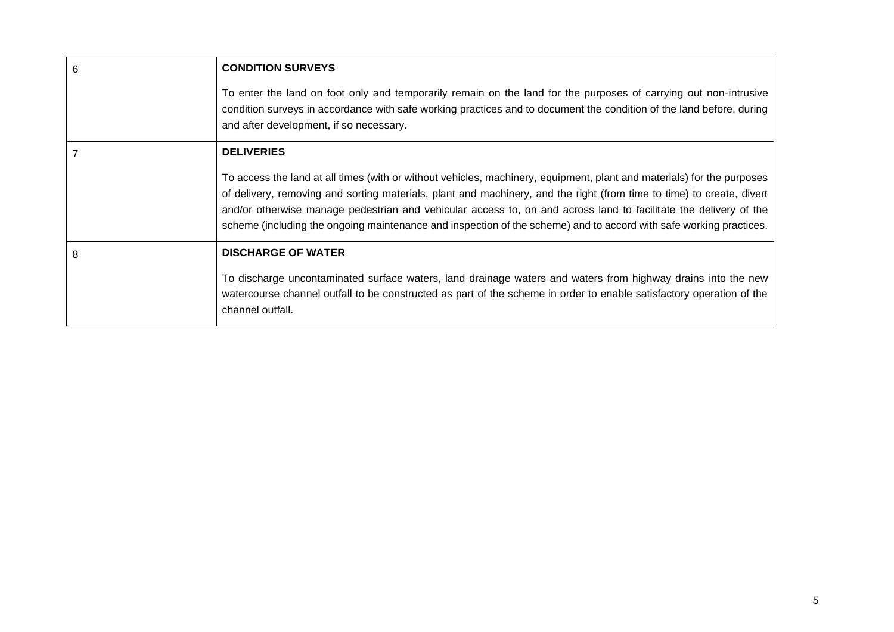| | |
|---|---|
| 6 | **CONDITION SURVEYS**<br><br>To enter the land on foot only and temporarily remain on the land for the purposes of carrying out non-intrusive condition surveys in accordance with safe working practices and to document the condition of the land before, during and after development, if so necessary. |
| 7 | **DELIVERIES**<br><br>To access the land at all times (with or without vehicles, machinery, equipment, plant and materials) for the purposes of delivery, removing and sorting materials, plant and machinery, and the right (from time to time) to create, divert and/or otherwise manage pedestrian and vehicular access to, on and across land to facilitate the delivery of the scheme (including the ongoing maintenance and inspection of the scheme) and to accord with safe working practices. |
| 8 | **DISCHARGE OF WATER**<br><br>To discharge uncontaminated surface waters, land drainage waters and waters from highway drains into the new watercourse channel outfall to be constructed as part of the scheme in order to enable satisfactory operation of the channel outfall. |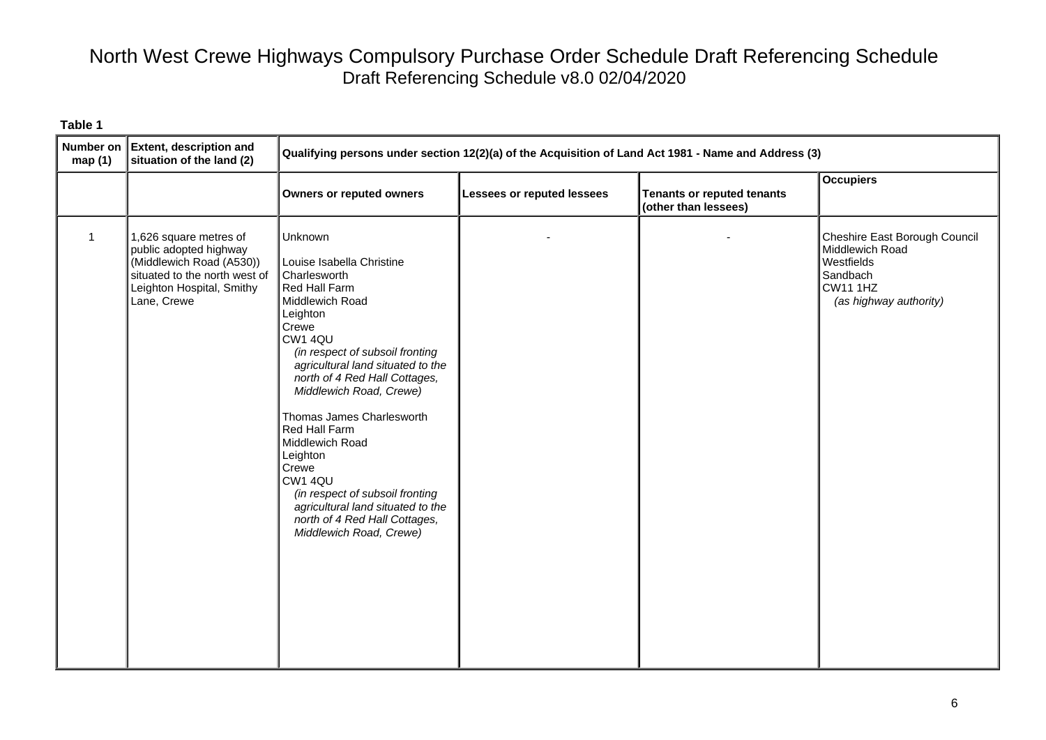# North West Crewe Highways Compulsory Purchase Order Schedule Draft Referencing Schedule

Draft Referencing Schedule v8.0 02/04/2020

**Table 1**

| Number on map (1) | Extent, description and situation of the land (2) | Qualifying persons under section 12(2)(a) of the Acquisition of Land Act 1981 - Name and Address (3) | | | |
|---|---|---|---|---|---|
| | | **Owners or reputed owners** | **Lessees or reputed lessees** | **Tenants or reputed tenants (other than lessees)** | **Occupiers** |
| 1 | 1,626 square metres of public adopted highway (Middlewich Road (A530)) situated to the north west of Leighton Hospital, Smithy Lane, Crewe | Unknown<br><br>Louise Isabella Christine Charlesworth<br>Red Hall Farm<br>Middlewich Road<br>Leighton<br>Crewe<br>CW1 4QU<br>*(in respect of subsoil fronting agricultural land situated to the north of 4 Red Hall Cottages, Middlewich Road, Crewe)*<br><br>Thomas James Charlesworth<br>Red Hall Farm<br>Middlewich Road<br>Leighton<br>Crewe<br>CW1 4QU<br>*(in respect of subsoil fronting agricultural land situated to the north of 4 Red Hall Cottages, Middlewich Road, Crewe)* | - | - | Cheshire East Borough Council<br>Middlewich Road<br>Westfields<br>Sandbach<br>CW11 1HZ<br>*(as highway authority)* |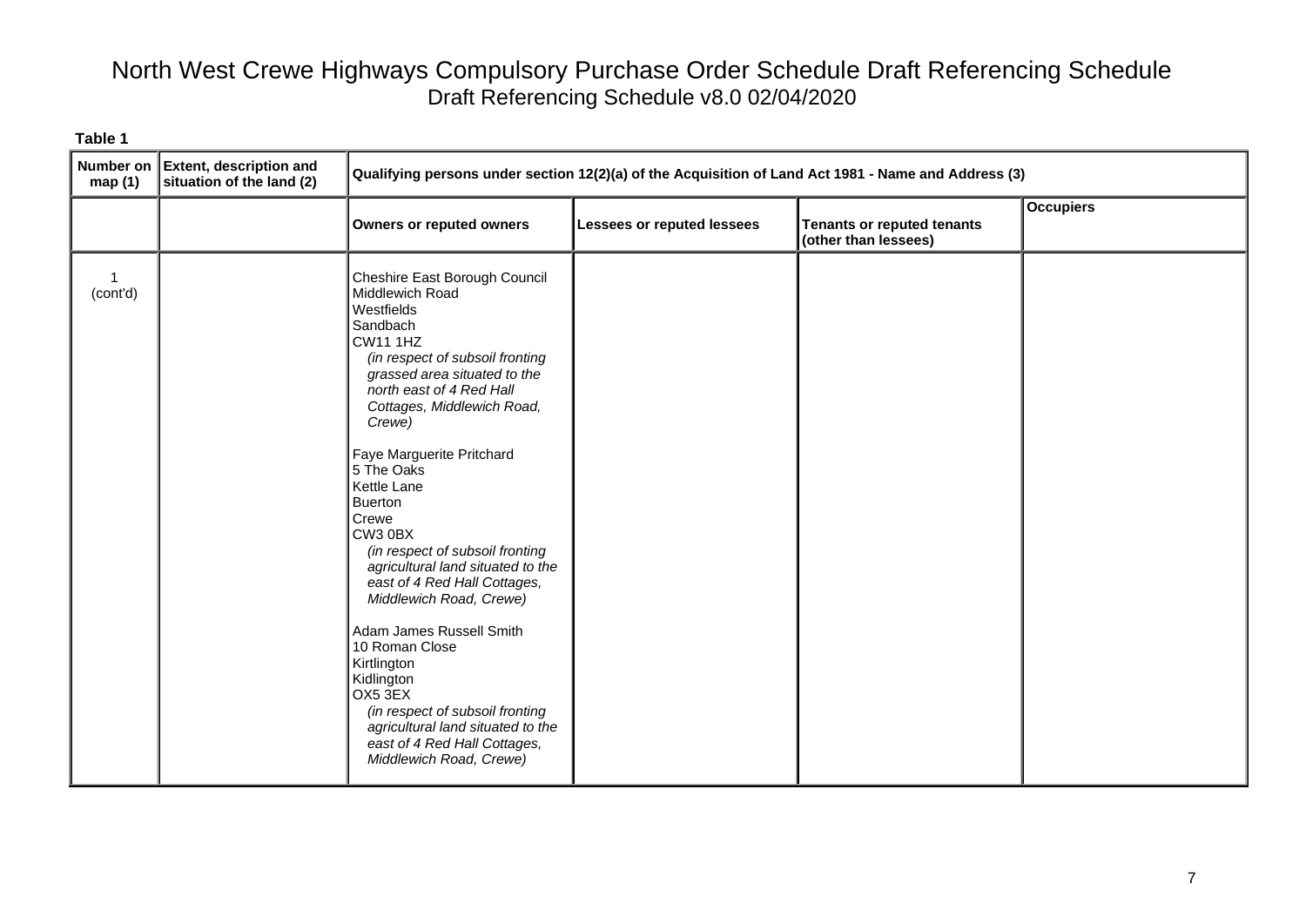# North West Crewe Highways Compulsory Purchase Order Schedule Draft Referencing Schedule

Draft Referencing Schedule v8.0 02/04/2020

**Table 1**

| Number on map (1) | Extent, description and situation of the land (2) | Qualifying persons under section 12(2)(a) of the Acquisition of Land Act 1981 - Name and Address (3) | | | |
|---|---|---|---|---|---|
| | | **Owners or reputed owners** | **Lessees or reputed lessees** | **Tenants or reputed tenants (other than lessees)** | **Occupiers** |
| 1 (cont'd) | | Cheshire East Borough Council<br>Middlewich Road<br>Westfields<br>Sandbach<br>CW11 1HZ<br>*(in respect of subsoil fronting grassed area situated to the north east of 4 Red Hall Cottages, Middlewich Road, Crewe)*<br><br>Faye Marguerite Pritchard<br>5 The Oaks<br>Kettle Lane<br>Buerton<br>Crewe<br>CW3 0BX<br>*(in respect of subsoil fronting agricultural land situated to the east of 4 Red Hall Cottages, Middlewich Road, Crewe)*<br><br>Adam James Russell Smith<br>10 Roman Close<br>Kirtlington<br>Kidlington<br>OX5 3EX<br>*(in respect of subsoil fronting agricultural land situated to the east of 4 Red Hall Cottages, Middlewich Road, Crewe)* | | | |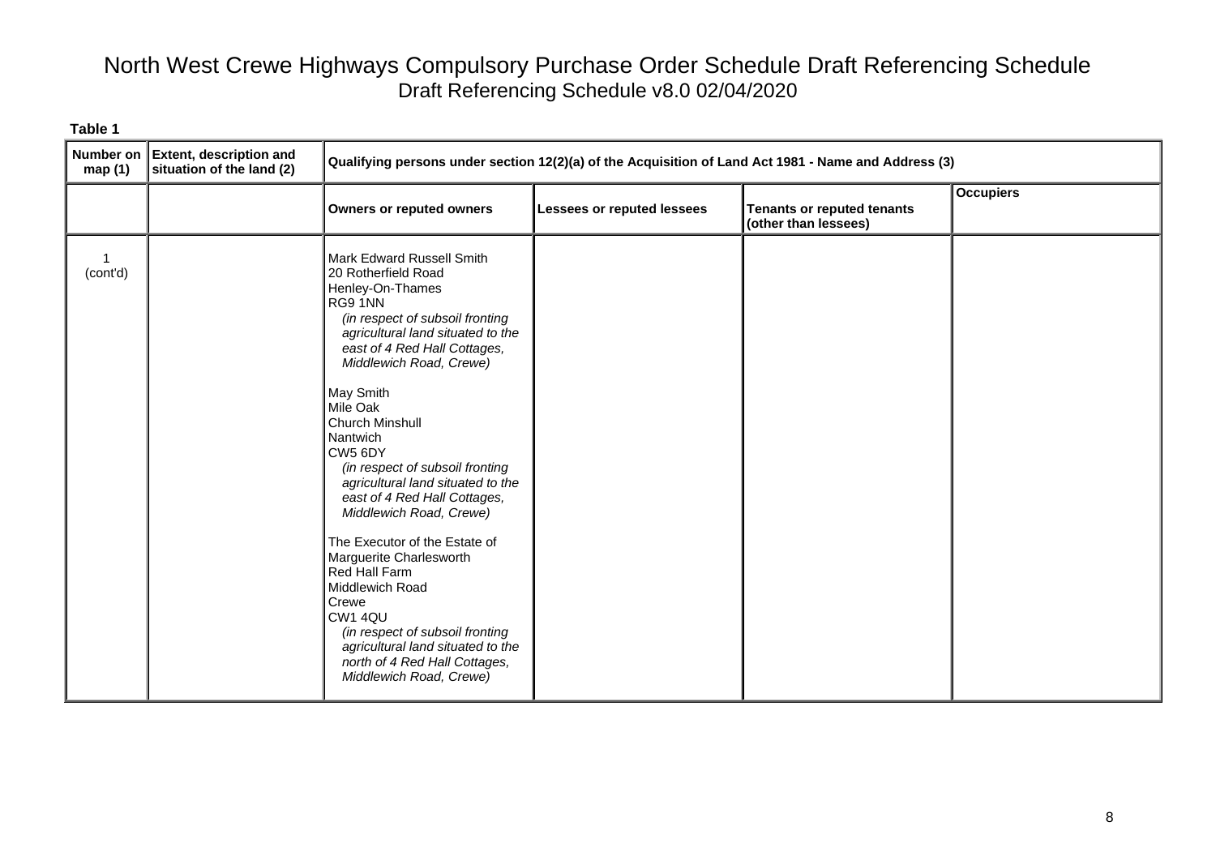# North West Crewe Highways Compulsory Purchase Order Schedule Draft Referencing Schedule

Draft Referencing Schedule v8.0 02/04/2020

**Table 1**

| Number on map (1) | Extent, description and situation of the land (2) | Qualifying persons under section 12(2)(a) of the Acquisition of Land Act 1981 - Name and Address (3) | | | |
|---|---|---|---|---|---|
| | | **Owners or reputed owners** | **Lessees or reputed lessees** | **Tenants or reputed tenants (other than lessees)** | **Occupiers** |
| 1 (cont'd) | | Mark Edward Russell Smith<br>20 Rotherfield Road<br>Henley-On-Thames<br>RG9 1NN<br>*(in respect of subsoil fronting agricultural land situated to the east of 4 Red Hall Cottages, Middlewich Road, Crewe)*<br><br>May Smith<br>Mile Oak<br>Church Minshull<br>Nantwich<br>CW5 6DY<br>*(in respect of subsoil fronting agricultural land situated to the east of 4 Red Hall Cottages, Middlewich Road, Crewe)*<br><br>The Executor of the Estate of Marguerite Charlesworth<br>Red Hall Farm<br>Middlewich Road<br>Crewe<br>CW1 4QU<br>*(in respect of subsoil fronting agricultural land situated to the north of 4 Red Hall Cottages, Middlewich Road, Crewe)* | | | |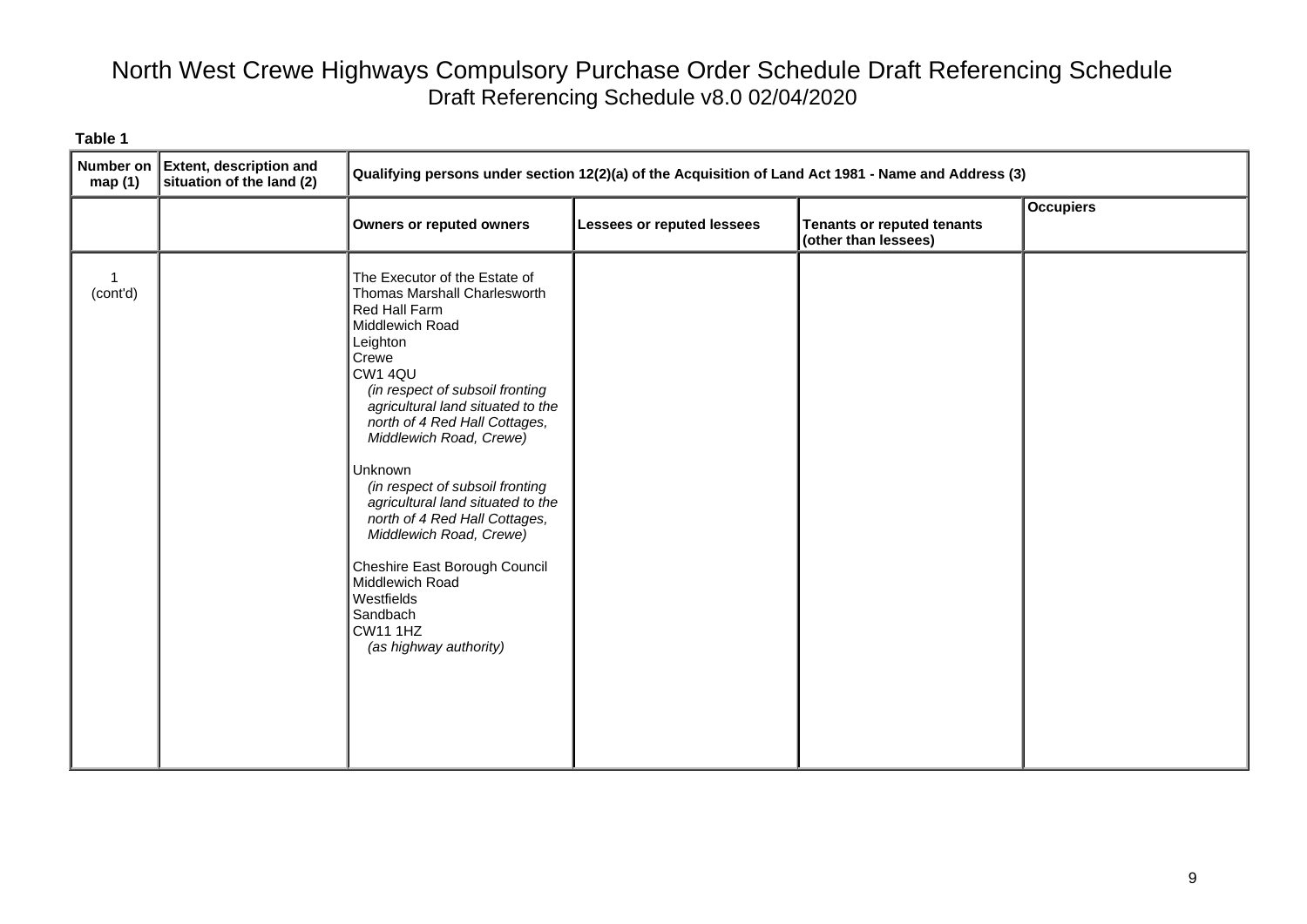# North West Crewe Highways Compulsory Purchase Order Schedule Draft Referencing Schedule

Draft Referencing Schedule v8.0 02/04/2020

**Table 1**

| Number on map (1) | Extent, description and situation of the land (2) | Qualifying persons under section 12(2)(a) of the Acquisition of Land Act 1981 - Name and Address (3) | | | |
|---|---|---|---|---|---|
| | | **Owners or reputed owners** | **Lessees or reputed lessees** | **Tenants or reputed tenants (other than lessees)** | **Occupiers** |
| 1 (cont'd) | | The Executor of the Estate of Thomas Marshall Charlesworth<br>Red Hall Farm<br>Middlewich Road<br>Leighton<br>Crewe<br>CW1 4QU<br>*(in respect of subsoil fronting agricultural land situated to the north of 4 Red Hall Cottages, Middlewich Road, Crewe)*<br><br>Unknown<br>*(in respect of subsoil fronting agricultural land situated to the north of 4 Red Hall Cottages, Middlewich Road, Crewe)*<br><br>Cheshire East Borough Council<br>Middlewich Road<br>Westfields<br>Sandbach<br>CW11 1HZ<br>*(as highway authority)* | | | |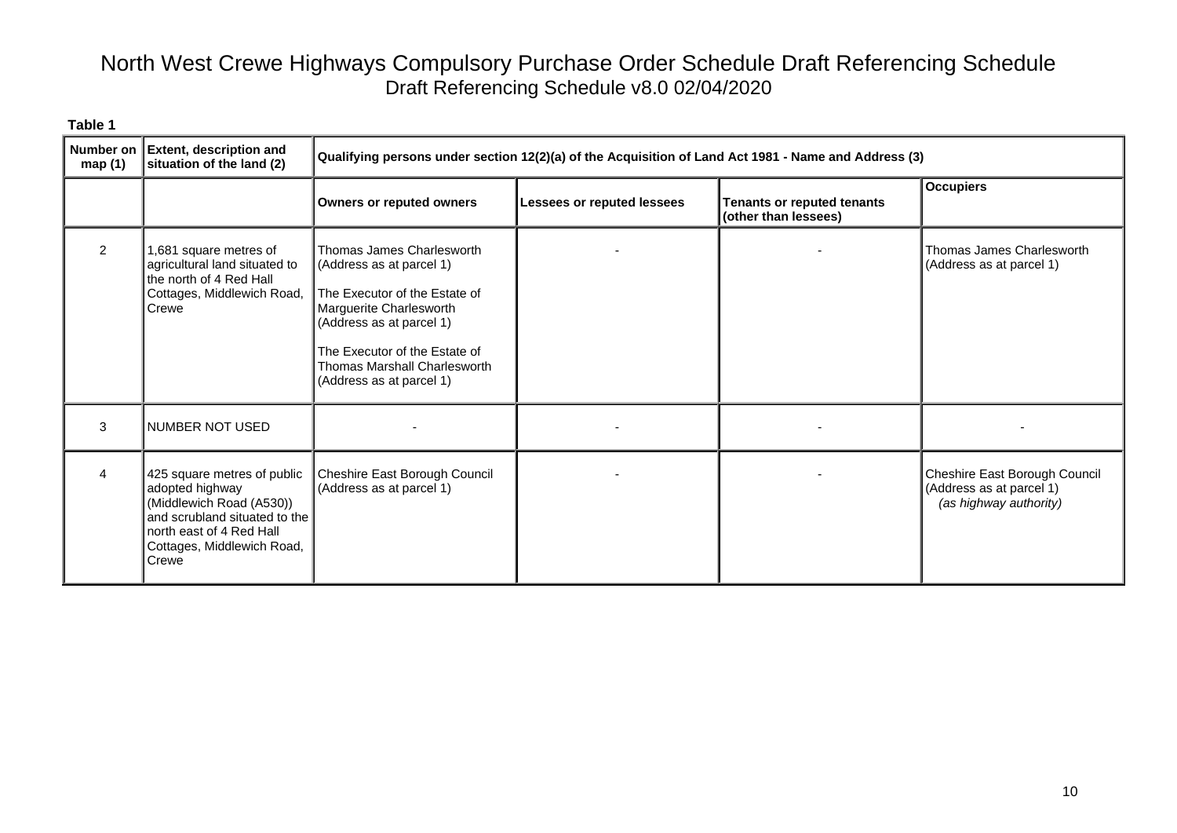# North West Crewe Highways Compulsory Purchase Order Schedule Draft Referencing Schedule

Draft Referencing Schedule v8.0 02/04/2020

**Table 1**

| Number on map (1) | Extent, description and situation of the land (2) | Qualifying persons under section 12(2)(a) of the Acquisition of Land Act 1981 - Name and Address (3) | | | |
|---|---|---|---|---|---|
| | | **Owners or reputed owners** | **Lessees or reputed lessees** | **Tenants or reputed tenants (other than lessees)** | **Occupiers** |
| 2 | 1,681 square metres of agricultural land situated to the north of 4 Red Hall Cottages, Middlewich Road, Crewe | Thomas James Charlesworth (Address as at parcel 1)<br><br>The Executor of the Estate of Marguerite Charlesworth (Address as at parcel 1)<br><br>The Executor of the Estate of Thomas Marshall Charlesworth (Address as at parcel 1) | - | - | Thomas James Charlesworth (Address as at parcel 1) |
| 3 | NUMBER NOT USED | - | - | - | - |
| 4 | 425 square metres of public adopted highway (Middlewich Road (A530)) and scrubland situated to the north east of 4 Red Hall Cottages, Middlewich Road, Crewe | Cheshire East Borough Council (Address as at parcel 1) | - | - | Cheshire East Borough Council (Address as at parcel 1) *(as highway authority)* |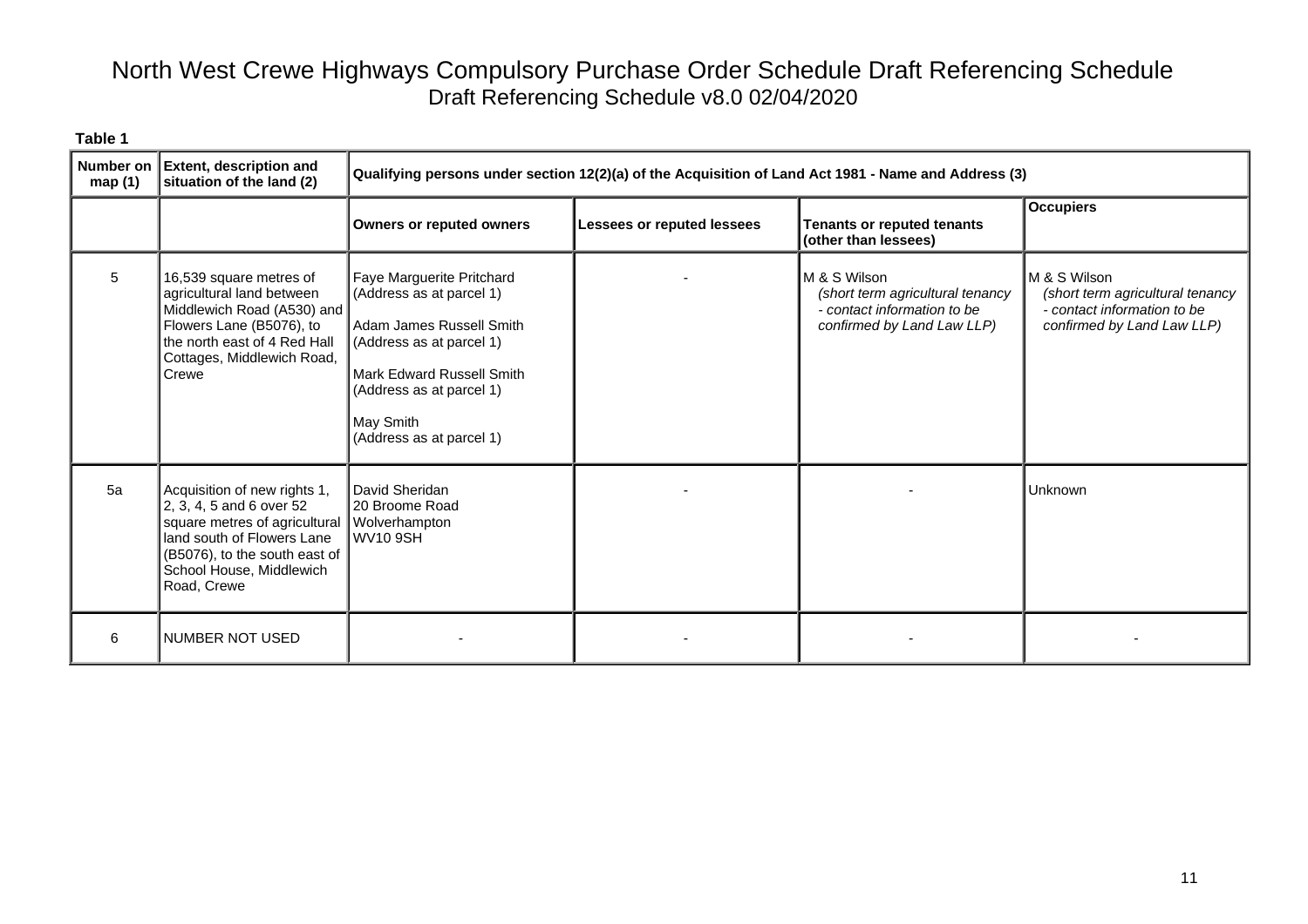# North West Crewe Highways Compulsory Purchase Order Schedule Draft Referencing Schedule

Draft Referencing Schedule v8.0 02/04/2020

**Table 1**

| Number on map (1) | Extent, description and situation of the land (2) | Qualifying persons under section 12(2)(a) of the Acquisition of Land Act 1981 - Name and Address (3) | | | |
|---|---|---|---|---|---|
| | | **Owners or reputed owners** | **Lessees or reputed lessees** | **Tenants or reputed tenants (other than lessees)** | **Occupiers** |
| 5 | 16,539 square metres of agricultural land between Middlewich Road (A530) and Flowers Lane (B5076), to the north east of 4 Red Hall Cottages, Middlewich Road, Crewe | Faye Marguerite Pritchard (Address as at parcel 1)<br><br>Adam James Russell Smith (Address as at parcel 1)<br><br>Mark Edward Russell Smith (Address as at parcel 1)<br><br>May Smith (Address as at parcel 1) | - | M & S Wilson *(short term agricultural tenancy - contact information to be confirmed by Land Law LLP)* | M & S Wilson *(short term agricultural tenancy - contact information to be confirmed by Land Law LLP)* |
| 5a | Acquisition of new rights 1, 2, 3, 4, 5 and 6 over 52 square metres of agricultural land south of Flowers Lane (B5076), to the south east of School House, Middlewich Road, Crewe | David Sheridan<br>20 Broome Road<br>Wolverhampton<br>WV10 9SH | - | - | Unknown |
| 6 | NUMBER NOT USED | - | - | - | - |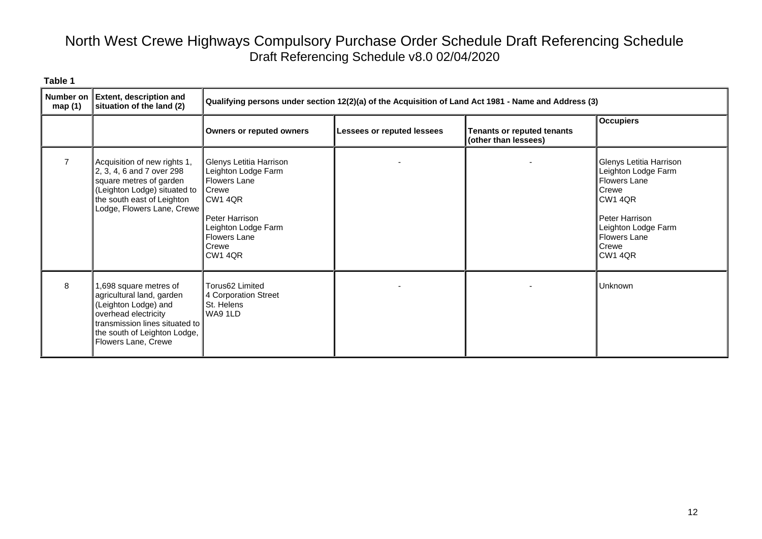# North West Crewe Highways Compulsory Purchase Order Schedule Draft Referencing Schedule

Draft Referencing Schedule v8.0 02/04/2020

**Table 1**

| Number on map (1) | Extent, description and situation of the land (2) | Qualifying persons under section 12(2)(a) of the Acquisition of Land Act 1981 - Name and Address (3) | | | |
|---|---|---|---|---|---|
| | | **Owners or reputed owners** | **Lessees or reputed lessees** | **Tenants or reputed tenants (other than lessees)** | **Occupiers** |
| 7 | Acquisition of new rights 1, 2, 3, 4, 6 and 7 over 298 square metres of garden (Leighton Lodge) situated to the south east of Leighton Lodge, Flowers Lane, Crewe | Glenys Letitia Harrison<br>Leighton Lodge Farm<br>Flowers Lane<br>Crewe<br>CW1 4QR<br><br>Peter Harrison<br>Leighton Lodge Farm<br>Flowers Lane<br>Crewe<br>CW1 4QR | - | - | Glenys Letitia Harrison<br>Leighton Lodge Farm<br>Flowers Lane<br>Crewe<br>CW1 4QR<br><br>Peter Harrison<br>Leighton Lodge Farm<br>Flowers Lane<br>Crewe<br>CW1 4QR |
| 8 | 1,698 square metres of agricultural land, garden (Leighton Lodge) and overhead electricity transmission lines situated to the south of Leighton Lodge, Flowers Lane, Crewe | Torus62 Limited<br>4 Corporation Street<br>St. Helens<br>WA9 1LD | - | - | Unknown |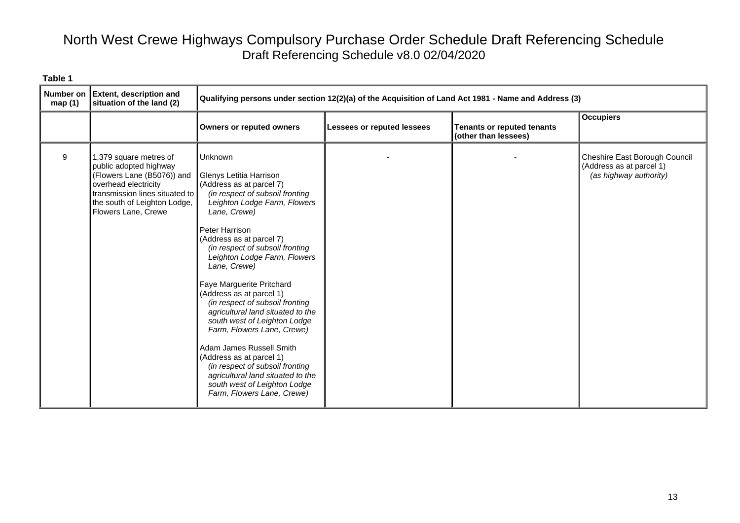# North West Crewe Highways Compulsory Purchase Order Schedule Draft Referencing Schedule

Draft Referencing Schedule v8.0 02/04/2020

**Table 1**

| Number on map (1) | Extent, description and situation of the land (2) | Qualifying persons under section 12(2)(a) of the Acquisition of Land Act 1981 - Name and Address (3) | | | |
|---|---|---|---|---|---|
| | | **Owners or reputed owners** | **Lessees or reputed lessees** | **Tenants or reputed tenants (other than lessees)** | **Occupiers** |
| 9 | 1,379 square metres of public adopted highway (Flowers Lane (B5076)) and overhead electricity transmission lines situated to the south of Leighton Lodge, Flowers Lane, Crewe | Unknown<br><br>Glenys Letitia Harrison<br>(Address as at parcel 7)<br>*(in respect of subsoil fronting Leighton Lodge Farm, Flowers Lane, Crewe)*<br><br>Peter Harrison<br>(Address as at parcel 7)<br>*(in respect of subsoil fronting Leighton Lodge Farm, Flowers Lane, Crewe)*<br><br>Faye Marguerite Pritchard<br>(Address as at parcel 1)<br>*(in respect of subsoil fronting agricultural land situated to the south west of Leighton Lodge Farm, Flowers Lane, Crewe)*<br><br>Adam James Russell Smith<br>(Address as at parcel 1)<br>*(in respect of subsoil fronting agricultural land situated to the south west of Leighton Lodge Farm, Flowers Lane, Crewe)* | - | - | Cheshire East Borough Council<br>(Address as at parcel 1)<br>*(as highway authority)* |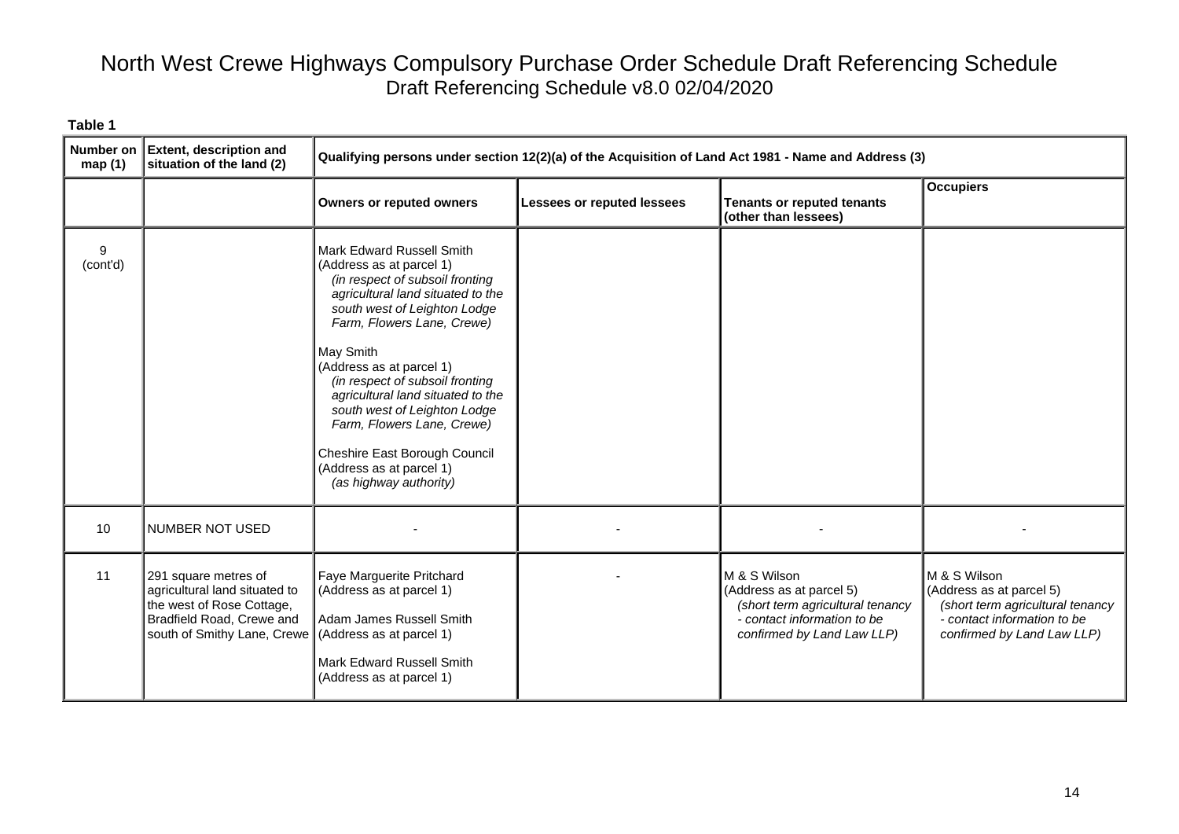# North West Crewe Highways Compulsory Purchase Order Schedule Draft Referencing Schedule

Draft Referencing Schedule v8.0 02/04/2020

**Table 1**

| Number on map (1) | Extent, description and situation of the land (2) | Qualifying persons under section 12(2)(a) of the Acquisition of Land Act 1981 - Name and Address (3) | | | |
|---|---|---|---|---|---|
| | | **Owners or reputed owners** | **Lessees or reputed lessees** | **Tenants or reputed tenants (other than lessees)** | **Occupiers** |
| 9 (cont'd) | | Mark Edward Russell Smith (Address as at parcel 1) *(in respect of subsoil fronting agricultural land situated to the south west of Leighton Lodge Farm, Flowers Lane, Crewe)*<br><br>May Smith (Address as at parcel 1) *(in respect of subsoil fronting agricultural land situated to the south west of Leighton Lodge Farm, Flowers Lane, Crewe)*<br><br>Cheshire East Borough Council (Address as at parcel 1) *(as highway authority)* | | | |
| 10 | NUMBER NOT USED | - | - | - | - |
| 11 | 291 square metres of agricultural land situated to the west of Rose Cottage, Bradfield Road, Crewe and south of Smithy Lane, Crewe | Faye Marguerite Pritchard (Address as at parcel 1)<br><br>Adam James Russell Smith (Address as at parcel 1)<br><br>Mark Edward Russell Smith (Address as at parcel 1) | - | M & S Wilson (Address as at parcel 5) *(short term agricultural tenancy - contact information to be confirmed by Land Law LLP)* | M & S Wilson (Address as at parcel 5) *(short term agricultural tenancy - contact information to be confirmed by Land Law LLP)* |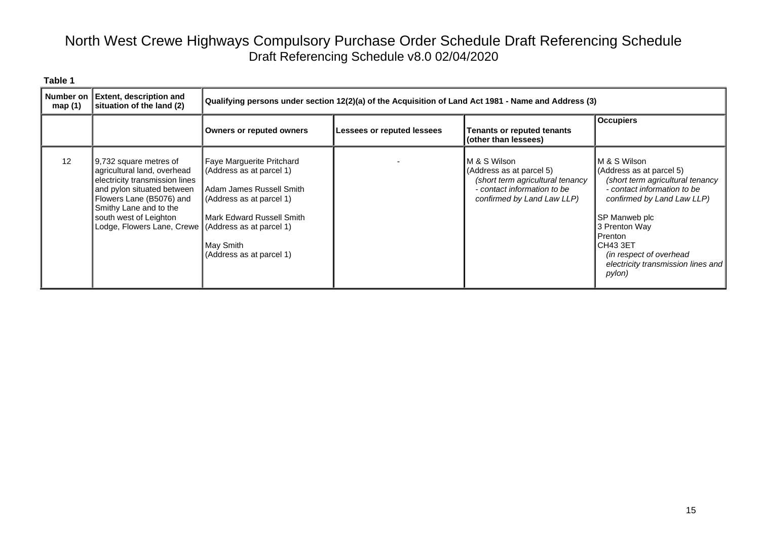# North West Crewe Highways Compulsory Purchase Order Schedule Draft Referencing Schedule

Draft Referencing Schedule v8.0 02/04/2020

**Table 1**

| Number on map (1) | Extent, description and situation of the land (2) | Qualifying persons under section 12(2)(a) of the Acquisition of Land Act 1981 - Name and Address (3) | | | |
|---|---|---|---|---|---|
| | | **Owners or reputed owners** | **Lessees or reputed lessees** | **Tenants or reputed tenants (other than lessees)** | **Occupiers** |
| 12 | 9,732 square metres of agricultural land, overhead electricity transmission lines and pylon situated between Flowers Lane (B5076) and Smithy Lane and to the south west of Leighton Lodge, Flowers Lane, Crewe | Faye Marguerite Pritchard<br>(Address as at parcel 1)<br><br>Adam James Russell Smith<br>(Address as at parcel 1)<br><br>Mark Edward Russell Smith<br>(Address as at parcel 1)<br><br>May Smith<br>(Address as at parcel 1) | - | M & S Wilson<br>(Address as at parcel 5)<br>*(short term agricultural tenancy - contact information to be confirmed by Land Law LLP)* | M & S Wilson<br>(Address as at parcel 5)<br>*(short term agricultural tenancy - contact information to be confirmed by Land Law LLP)*<br><br>SP Manweb plc<br>3 Prenton Way<br>Prenton<br>CH43 3ET<br>*(in respect of overhead electricity transmission lines and pylon)* |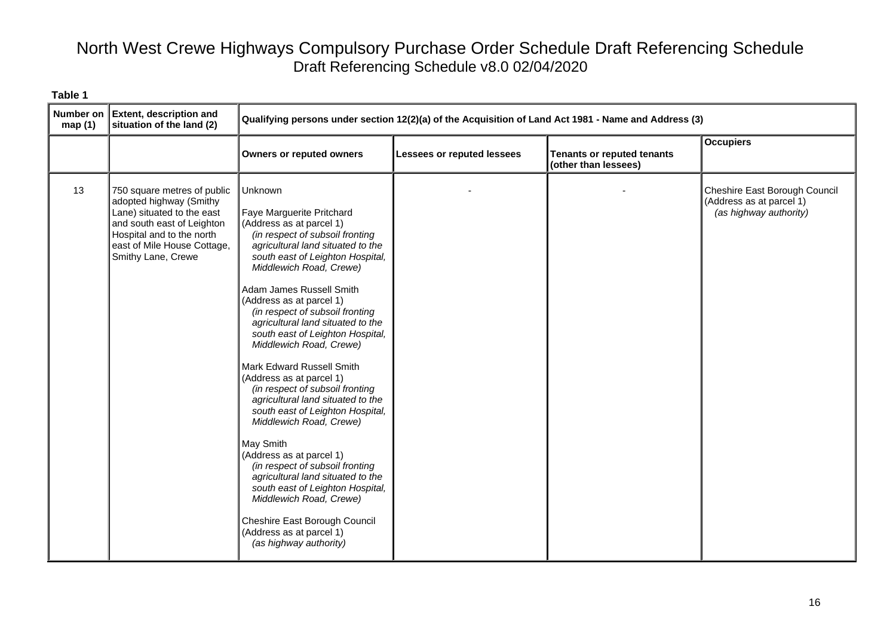# North West Crewe Highways Compulsory Purchase Order Schedule Draft Referencing Schedule

Draft Referencing Schedule v8.0 02/04/2020

**Table 1**

| Number on map (1) | Extent, description and situation of the land (2) | Qualifying persons under section 12(2)(a) of the Acquisition of Land Act 1981 - Name and Address (3) | | | |
|---|---|---|---|---|---|
| | | **Owners or reputed owners** | **Lessees or reputed lessees** | **Tenants or reputed tenants (other than lessees)** | **Occupiers** |
| 13 | 750 square metres of public adopted highway (Smithy Lane) situated to the east and south east of Leighton Hospital and to the north east of Mile House Cottage, Smithy Lane, Crewe | Unknown<br><br>Faye Marguerite Pritchard<br>(Address as at parcel 1)<br>*(in respect of subsoil fronting agricultural land situated to the south east of Leighton Hospital, Middlewich Road, Crewe)*<br><br>Adam James Russell Smith<br>(Address as at parcel 1)<br>*(in respect of subsoil fronting agricultural land situated to the south east of Leighton Hospital, Middlewich Road, Crewe)*<br><br>Mark Edward Russell Smith<br>(Address as at parcel 1)<br>*(in respect of subsoil fronting agricultural land situated to the south east of Leighton Hospital, Middlewich Road, Crewe)*<br><br>May Smith<br>(Address as at parcel 1)<br>*(in respect of subsoil fronting agricultural land situated to the south east of Leighton Hospital, Middlewich Road, Crewe)*<br><br>Cheshire East Borough Council<br>(Address as at parcel 1)<br>*(as highway authority)* | - | - | Cheshire East Borough Council<br>(Address as at parcel 1)<br>*(as highway authority)* |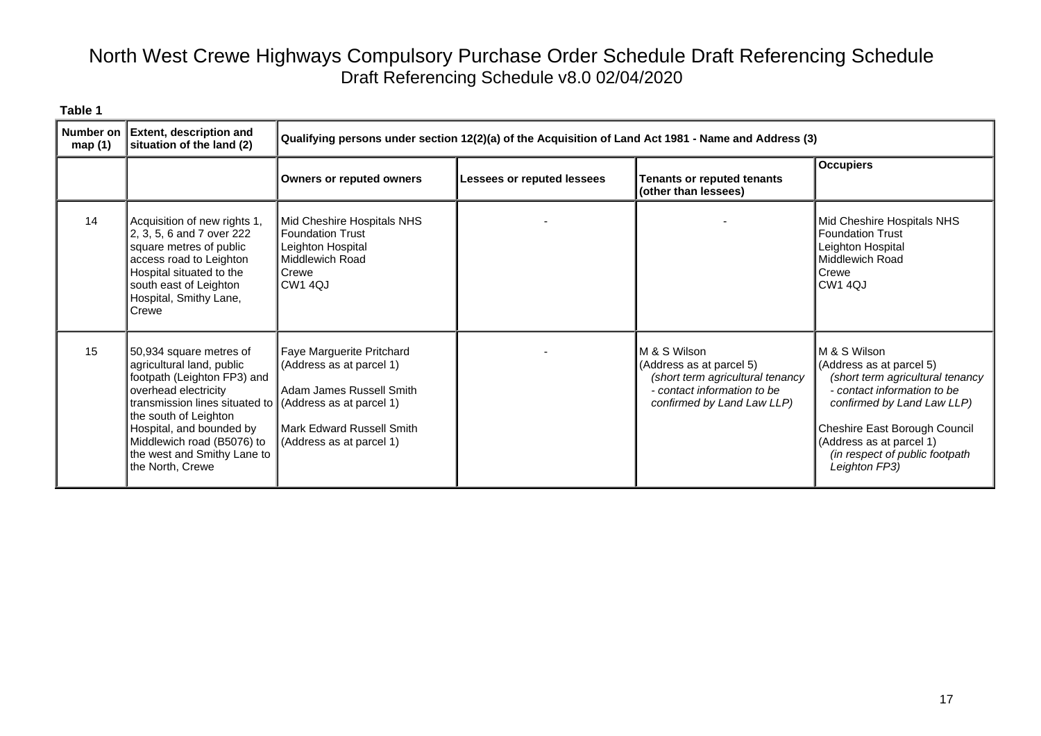# North West Crewe Highways Compulsory Purchase Order Schedule Draft Referencing Schedule

Draft Referencing Schedule v8.0 02/04/2020

**Table 1**

| Number on map (1) | Extent, description and situation of the land (2) | Qualifying persons under section 12(2)(a) of the Acquisition of Land Act 1981 - Name and Address (3) | | | |
|---|---|---|---|---|---|
| | | **Owners or reputed owners** | **Lessees or reputed lessees** | **Tenants or reputed tenants (other than lessees)** | **Occupiers** |
| 14 | Acquisition of new rights 1, 2, 3, 5, 6 and 7 over 222 square metres of public access road to Leighton Hospital situated to the south east of Leighton Hospital, Smithy Lane, Crewe | Mid Cheshire Hospitals NHS Foundation Trust<br>Leighton Hospital<br>Middlewich Road<br>Crewe<br>CW1 4QJ | - | - | Mid Cheshire Hospitals NHS Foundation Trust<br>Leighton Hospital<br>Middlewich Road<br>Crewe<br>CW1 4QJ |
| 15 | 50,934 square metres of agricultural land, public footpath (Leighton FP3) and overhead electricity transmission lines situated to the south of Leighton Hospital, and bounded by Middlewich road (B5076) to the west and Smithy Lane to the North, Crewe | Faye Marguerite Pritchard<br>(Address as at parcel 1)<br><br>Adam James Russell Smith<br>(Address as at parcel 1)<br><br>Mark Edward Russell Smith<br>(Address as at parcel 1) | - | M & S Wilson<br>(Address as at parcel 5)<br>*(short term agricultural tenancy - contact information to be confirmed by Land Law LLP)* | M & S Wilson<br>(Address as at parcel 5)<br>*(short term agricultural tenancy - contact information to be confirmed by Land Law LLP)*<br><br>Cheshire East Borough Council<br>(Address as at parcel 1)<br>*(in respect of public footpath Leighton FP3)* |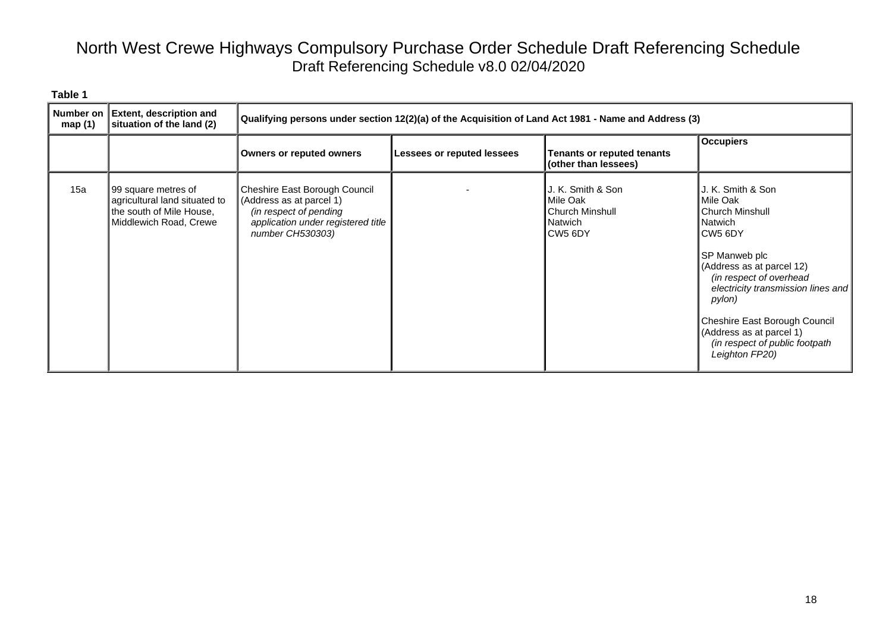# North West Crewe Highways Compulsory Purchase Order Schedule Draft Referencing Schedule
Draft Referencing Schedule v8.0 02/04/2020

**Table 1**

| Number on map (1) | Extent, description and situation of the land (2) | Qualifying persons under section 12(2)(a) of the Acquisition of Land Act 1981 - Name and Address (3) | | | |
|---|---|---|---|---|---|
| | | **Owners or reputed owners** | **Lessees or reputed lessees** | **Tenants or reputed tenants (other than lessees)** | **Occupiers** |
| 15a | 99 square metres of agricultural land situated to the south of Mile House, Middlewich Road, Crewe | Cheshire East Borough Council<br>(Address as at parcel 1)<br>*(in respect of pending application under registered title number CH530303)* | - | J. K. Smith & Son<br>Mile Oak<br>Church Minshull<br>Natwich<br>CW5 6DY | J. K. Smith & Son<br>Mile Oak<br>Church Minshull<br>Natwich<br>CW5 6DY<br><br>SP Manweb plc<br>(Address as at parcel 12)<br>*(in respect of overhead electricity transmission lines and pylon)*<br><br>Cheshire East Borough Council<br>(Address as at parcel 1)<br>*(in respect of public footpath Leighton FP20)* |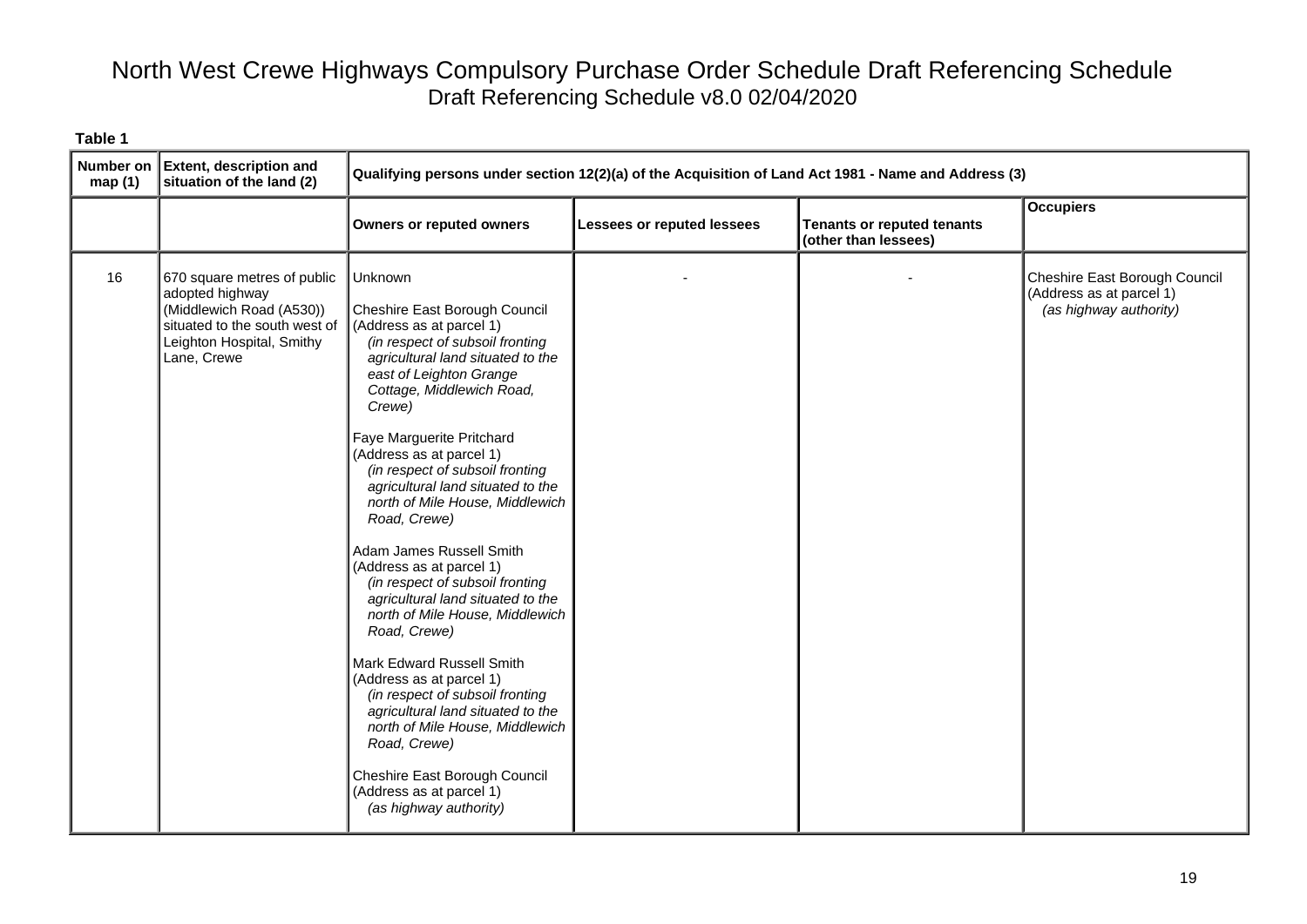# North West Crewe Highways Compulsory Purchase Order Schedule Draft Referencing Schedule

Draft Referencing Schedule v8.0 02/04/2020

**Table 1**

| Number on map (1) | Extent, description and situation of the land (2) | Qualifying persons under section 12(2)(a) of the Acquisition of Land Act 1981 - Name and Address (3) | | | |
|---|---|---|---|---|---|
| | | **Owners or reputed owners** | **Lessees or reputed lessees** | **Tenants or reputed tenants (other than lessees)** | **Occupiers** |
| 16 | 670 square metres of public adopted highway (Middlewich Road (A530)) situated to the south west of Leighton Hospital, Smithy Lane, Crewe | Unknown<br><br>Cheshire East Borough Council<br>(Address as at parcel 1)<br>*(in respect of subsoil fronting agricultural land situated to the east of Leighton Grange Cottage, Middlewich Road, Crewe)*<br><br>Faye Marguerite Pritchard<br>(Address as at parcel 1)<br>*(in respect of subsoil fronting agricultural land situated to the north of Mile House, Middlewich Road, Crewe)*<br><br>Adam James Russell Smith<br>(Address as at parcel 1)<br>*(in respect of subsoil fronting agricultural land situated to the north of Mile House, Middlewich Road, Crewe)*<br><br>Mark Edward Russell Smith<br>(Address as at parcel 1)<br>*(in respect of subsoil fronting agricultural land situated to the north of Mile House, Middlewich Road, Crewe)*<br><br>Cheshire East Borough Council<br>(Address as at parcel 1)<br>*(as highway authority)* | - | - | Cheshire East Borough Council<br>(Address as at parcel 1)<br>*(as highway authority)* |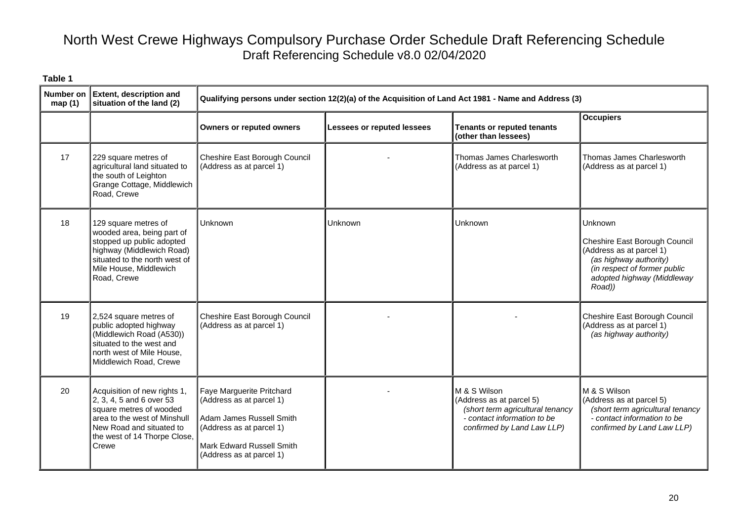# North West Crewe Highways Compulsory Purchase Order Schedule Draft Referencing Schedule

Draft Referencing Schedule v8.0 02/04/2020

**Table 1**

| Number on map (1) | Extent, description and situation of the land (2) | Qualifying persons under section 12(2)(a) of the Acquisition of Land Act 1981 - Name and Address (3) | | | |
|---|---|---|---|---|---|
| | | **Owners or reputed owners** | **Lessees or reputed lessees** | **Tenants or reputed tenants (other than lessees)** | **Occupiers** |
| 17 | 229 square metres of agricultural land situated to the south of Leighton Grange Cottage, Middlewich Road, Crewe | Cheshire East Borough Council (Address as at parcel 1) | - | Thomas James Charlesworth (Address as at parcel 1) | Thomas James Charlesworth (Address as at parcel 1) |
| 18 | 129 square metres of wooded area, being part of stopped up public adopted highway (Middlewich Road) situated to the north west of Mile House, Middlewich Road, Crewe | Unknown | Unknown | Unknown | Unknown<br><br>Cheshire East Borough Council (Address as at parcel 1) *(as highway authority)* *(in respect of former public adopted highway (Middleway Road))* |
| 19 | 2,524 square metres of public adopted highway (Middlewich Road (A530)) situated to the west and north west of Mile House, Middlewich Road, Crewe | Cheshire East Borough Council (Address as at parcel 1) | - | - | Cheshire East Borough Council (Address as at parcel 1) *(as highway authority)* |
| 20 | Acquisition of new rights 1, 2, 3, 4, 5 and 6 over 53 square metres of wooded area to the west of Minshull New Road and situated to the west of 14 Thorpe Close, Crewe | Faye Marguerite Pritchard (Address as at parcel 1)<br><br>Adam James Russell Smith (Address as at parcel 1)<br><br>Mark Edward Russell Smith (Address as at parcel 1) | - | M & S Wilson (Address as at parcel 5) *(short term agricultural tenancy - contact information to be confirmed by Land Law LLP)* | M & S Wilson (Address as at parcel 5) *(short term agricultural tenancy - contact information to be confirmed by Land Law LLP)* |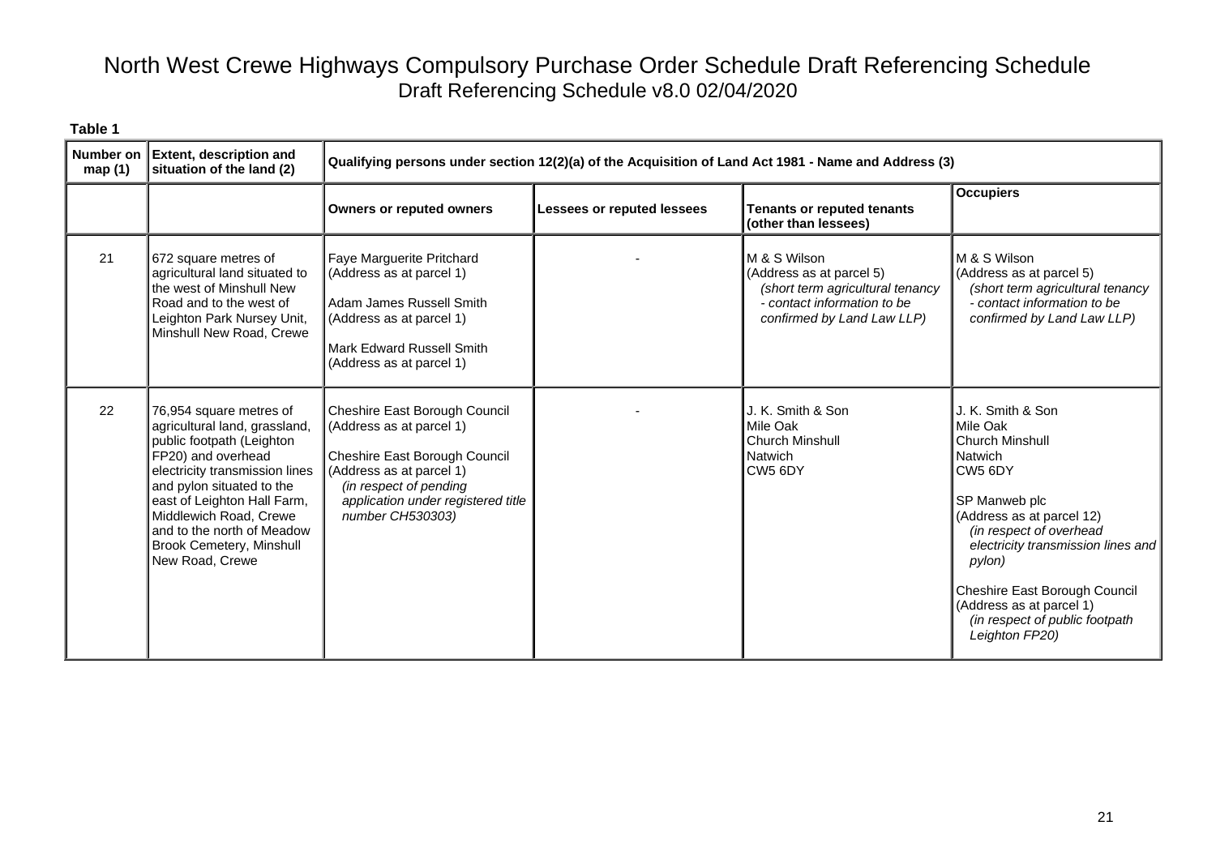# North West Crewe Highways Compulsory Purchase Order Schedule Draft Referencing Schedule

Draft Referencing Schedule v8.0 02/04/2020

**Table 1**

| Number on map (1) | Extent, description and situation of the land (2) | Qualifying persons under section 12(2)(a) of the Acquisition of Land Act 1981 - Name and Address (3) | | | |
|---|---|---|---|---|---|
| | | **Owners or reputed owners** | **Lessees or reputed lessees** | **Tenants or reputed tenants (other than lessees)** | **Occupiers** |
| 21 | 672 square metres of agricultural land situated to the west of Minshull New Road and to the west of Leighton Park Nursey Unit, Minshull New Road, Crewe | Faye Marguerite Pritchard (Address as at parcel 1)<br><br>Adam James Russell Smith (Address as at parcel 1)<br><br>Mark Edward Russell Smith (Address as at parcel 1) | - | M & S Wilson (Address as at parcel 5) *(short term agricultural tenancy - contact information to be confirmed by Land Law LLP)* | M & S Wilson (Address as at parcel 5) *(short term agricultural tenancy - contact information to be confirmed by Land Law LLP)* |
| 22 | 76,954 square metres of agricultural land, grassland, public footpath (Leighton FP20) and overhead electricity transmission lines and pylon situated to the east of Leighton Hall Farm, Middlewich Road, Crewe and to the north of Meadow Brook Cemetery, Minshull New Road, Crewe | Cheshire East Borough Council (Address as at parcel 1)<br><br>Cheshire East Borough Council (Address as at parcel 1) *(in respect of pending application under registered title number CH530303)* | - | J. K. Smith & Son<br>Mile Oak<br>Church Minshull<br>Natwich<br>CW5 6DY | J. K. Smith & Son<br>Mile Oak<br>Church Minshull<br>Natwich<br>CW5 6DY<br><br>SP Manweb plc (Address as at parcel 12) *(in respect of overhead electricity transmission lines and pylon)*<br><br>Cheshire East Borough Council (Address as at parcel 1) *(in respect of public footpath Leighton FP20)* |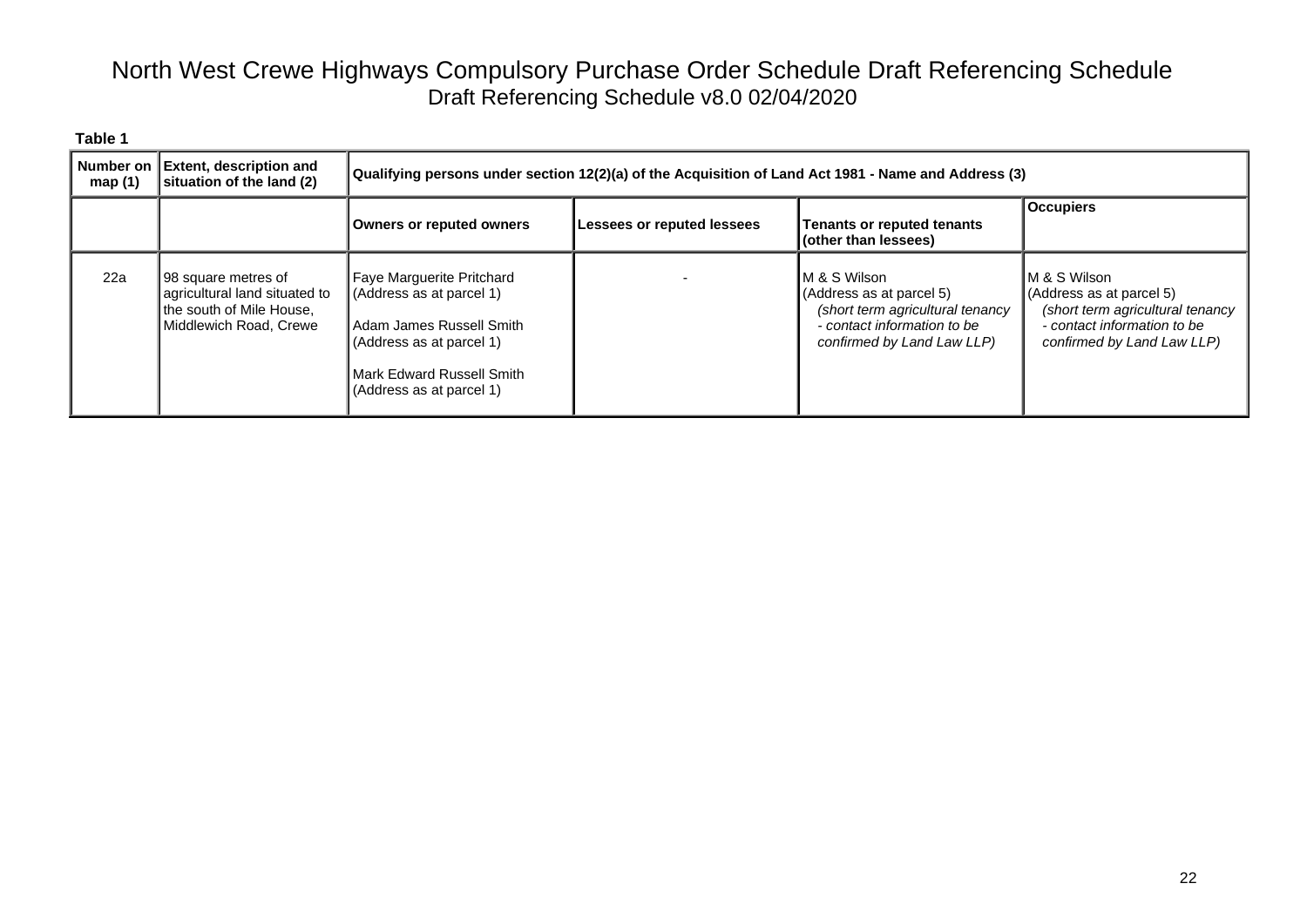# North West Crewe Highways Compulsory Purchase Order Schedule Draft Referencing Schedule

Draft Referencing Schedule v8.0 02/04/2020

**Table 1**

| Number on map (1) | Extent, description and situation of the land (2) | Qualifying persons under section 12(2)(a) of the Acquisition of Land Act 1981 - Name and Address (3) | | | |
|---|---|---|---|---|---|
| | | **Owners or reputed owners** | **Lessees or reputed lessees** | **Tenants or reputed tenants (other than lessees)** | **Occupiers** |
| 22a | 98 square metres of agricultural land situated to the south of Mile House, Middlewich Road, Crewe | Faye Marguerite Pritchard (Address as at parcel 1)<br><br>Adam James Russell Smith (Address as at parcel 1)<br><br>Mark Edward Russell Smith (Address as at parcel 1) | - | M & S Wilson (Address as at parcel 5) *(short term agricultural tenancy - contact information to be confirmed by Land Law LLP)* | M & S Wilson (Address as at parcel 5) *(short term agricultural tenancy - contact information to be confirmed by Land Law LLP)* |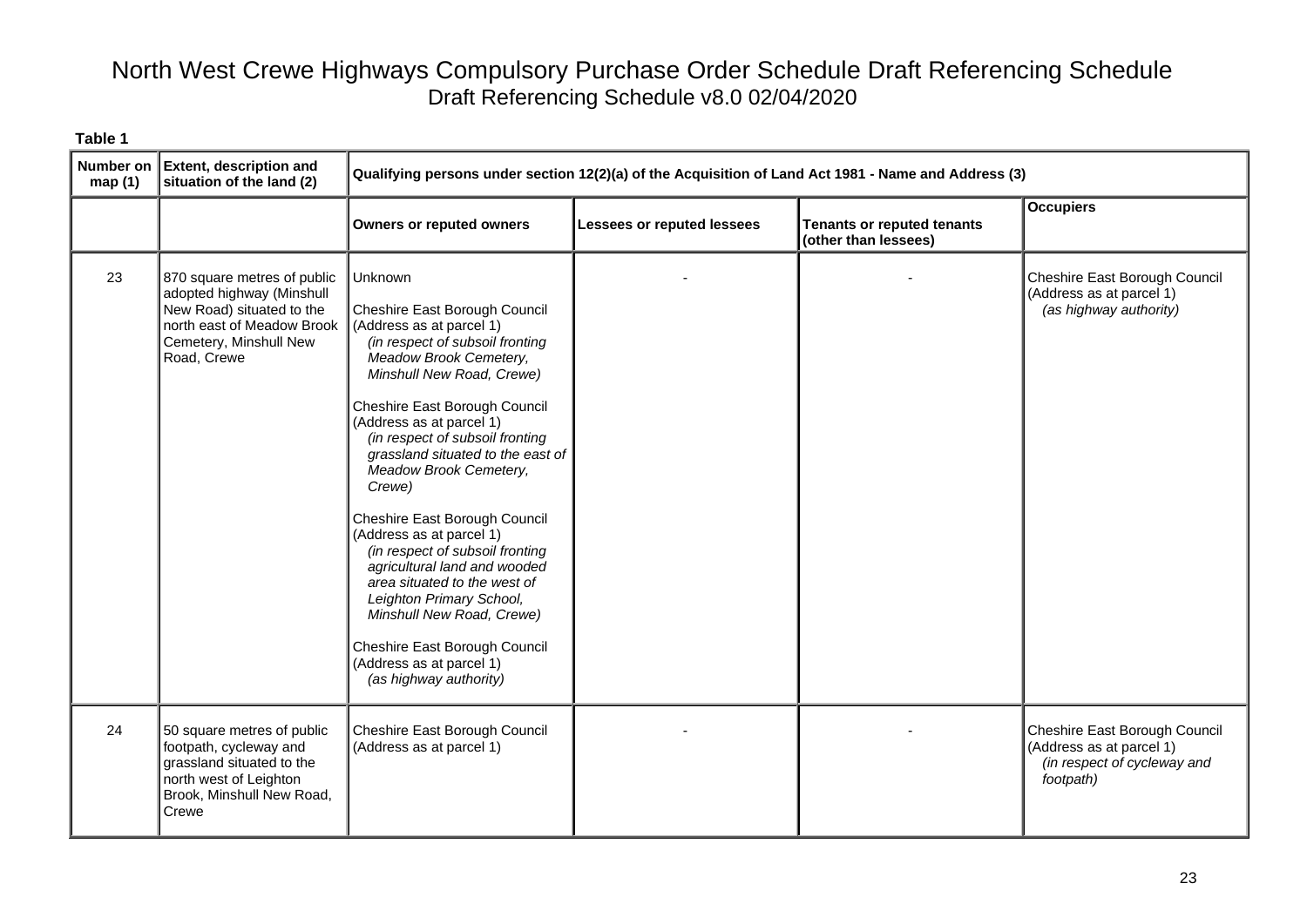# North West Crewe Highways Compulsory Purchase Order Schedule Draft Referencing Schedule

Draft Referencing Schedule v8.0 02/04/2020

**Table 1**

| Number on map (1) | Extent, description and situation of the land (2) | Qualifying persons under section 12(2)(a) of the Acquisition of Land Act 1981 - Name and Address (3) | | | |
|---|---|---|---|---|---|
| | | **Owners or reputed owners** | **Lessees or reputed lessees** | **Tenants or reputed tenants (other than lessees)** | **Occupiers** |
| 23 | 870 square metres of public adopted highway (Minshull New Road) situated to the north east of Meadow Brook Cemetery, Minshull New Road, Crewe | Unknown<br><br>Cheshire East Borough Council (Address as at parcel 1) *(in respect of subsoil fronting Meadow Brook Cemetery, Minshull New Road, Crewe)*<br><br>Cheshire East Borough Council (Address as at parcel 1) *(in respect of subsoil fronting grassland situated to the east of Meadow Brook Cemetery, Crewe)*<br><br>Cheshire East Borough Council (Address as at parcel 1) *(in respect of subsoil fronting agricultural land and wooded area situated to the west of Leighton Primary School, Minshull New Road, Crewe)*<br><br>Cheshire East Borough Council (Address as at parcel 1) *(as highway authority)* | - | - | Cheshire East Borough Council (Address as at parcel 1) *(as highway authority)* |
| 24 | 50 square metres of public footpath, cycleway and grassland situated to the north west of Leighton Brook, Minshull New Road, Crewe | Cheshire East Borough Council (Address as at parcel 1) | - | - | Cheshire East Borough Council (Address as at parcel 1) *(in respect of cycleway and footpath)* |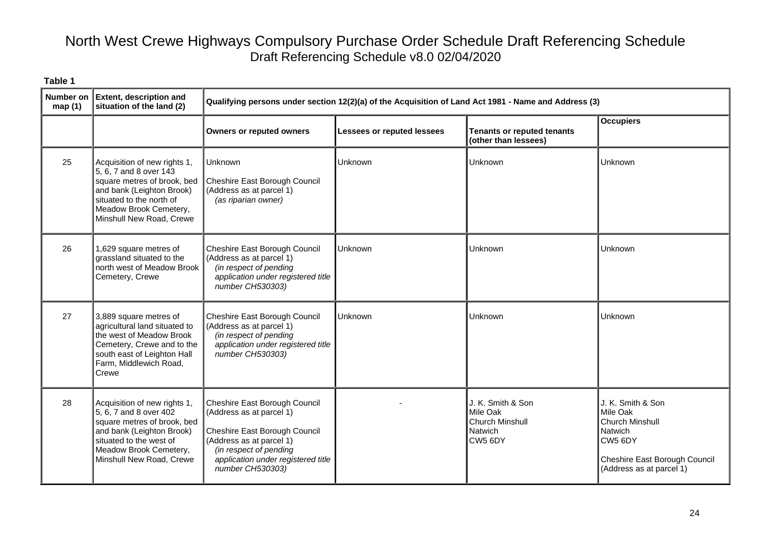# North West Crewe Highways Compulsory Purchase Order Schedule Draft Referencing Schedule

Draft Referencing Schedule v8.0 02/04/2020

**Table 1**

| Number on map (1) | Extent, description and situation of the land (2) | Qualifying persons under section 12(2)(a) of the Acquisition of Land Act 1981 - Name and Address (3) | | | |
|---|---|---|---|---|---|
| | | **Owners or reputed owners** | **Lessees or reputed lessees** | **Tenants or reputed tenants (other than lessees)** | **Occupiers** |
| 25 | Acquisition of new rights 1, 5, 6, 7 and 8 over 143 square metres of brook, bed and bank (Leighton Brook) situated to the north of Meadow Brook Cemetery, Minshull New Road, Crewe | Unknown<br><br>Cheshire East Borough Council (Address as at parcel 1) *(as riparian owner)* | Unknown | Unknown | Unknown |
| 26 | 1,629 square metres of grassland situated to the north west of Meadow Brook Cemetery, Crewe | Cheshire East Borough Council (Address as at parcel 1) *(in respect of pending application under registered title number CH530303)* | Unknown | Unknown | Unknown |
| 27 | 3,889 square metres of agricultural land situated to the west of Meadow Brook Cemetery, Crewe and to the south east of Leighton Hall Farm, Middlewich Road, Crewe | Cheshire East Borough Council (Address as at parcel 1) *(in respect of pending application under registered title number CH530303)* | Unknown | Unknown | Unknown |
| 28 | Acquisition of new rights 1, 5, 6, 7 and 8 over 402 square metres of brook, bed and bank (Leighton Brook) situated to the west of Meadow Brook Cemetery, Minshull New Road, Crewe | Cheshire East Borough Council (Address as at parcel 1)<br><br>Cheshire East Borough Council (Address as at parcel 1) *(in respect of pending application under registered title number CH530303)* | - | J. K. Smith & Son<br>Mile Oak<br>Church Minshull<br>Natwich<br>CW5 6DY | J. K. Smith & Son<br>Mile Oak<br>Church Minshull<br>Natwich<br>CW5 6DY<br><br>Cheshire East Borough Council (Address as at parcel 1) |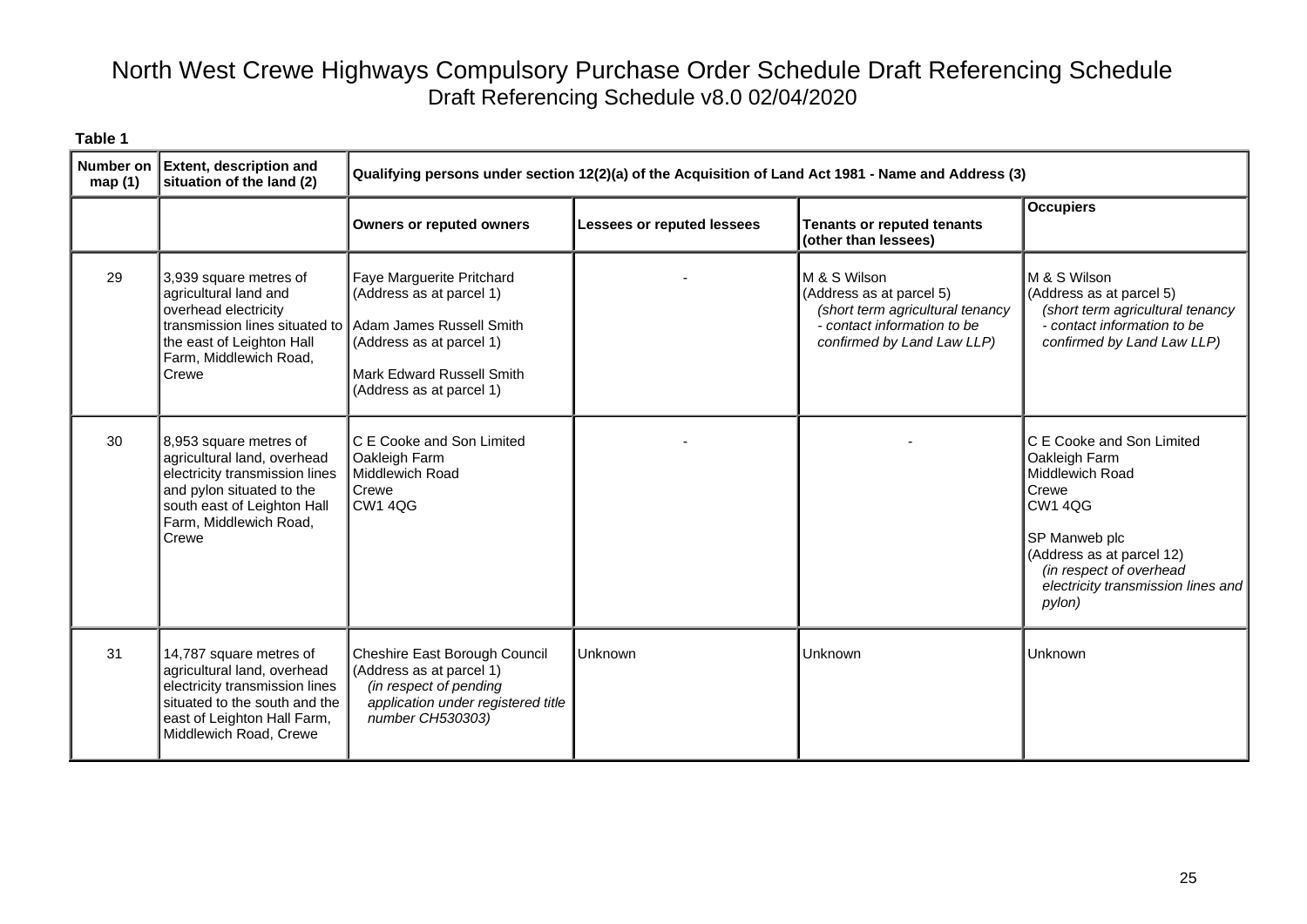# North West Crewe Highways Compulsory Purchase Order Schedule Draft Referencing Schedule

Draft Referencing Schedule v8.0 02/04/2020

**Table 1**

| Number on map (1) | Extent, description and situation of the land (2) | Qualifying persons under section 12(2)(a) of the Acquisition of Land Act 1981 - Name and Address (3) | | | |
|---|---|---|---|---|---|
| | | **Owners or reputed owners** | **Lessees or reputed lessees** | **Tenants or reputed tenants (other than lessees)** | **Occupiers** |
| 29 | 3,939 square metres of agricultural land and overhead electricity transmission lines situated to the east of Leighton Hall Farm, Middlewich Road, Crewe | Faye Marguerite Pritchard (Address as at parcel 1)<br><br>Adam James Russell Smith (Address as at parcel 1)<br><br>Mark Edward Russell Smith (Address as at parcel 1) | - | M & S Wilson (Address as at parcel 5) *(short term agricultural tenancy - contact information to be confirmed by Land Law LLP)* | M & S Wilson (Address as at parcel 5) *(short term agricultural tenancy - contact information to be confirmed by Land Law LLP)* |
| 30 | 8,953 square metres of agricultural land, overhead electricity transmission lines and pylon situated to the south east of Leighton Hall Farm, Middlewich Road, Crewe | C E Cooke and Son Limited<br>Oakleigh Farm<br>Middlewich Road<br>Crewe<br>CW1 4QG | - | - | C E Cooke and Son Limited<br>Oakleigh Farm<br>Middlewich Road<br>Crewe<br>CW1 4QG<br><br>SP Manweb plc (Address as at parcel 12) *(in respect of overhead electricity transmission lines and pylon)* |
| 31 | 14,787 square metres of agricultural land, overhead electricity transmission lines situated to the south and the east of Leighton Hall Farm, Middlewich Road, Crewe | Cheshire East Borough Council (Address as at parcel 1) *(in respect of pending application under registered title number CH530303)* | Unknown | Unknown | Unknown |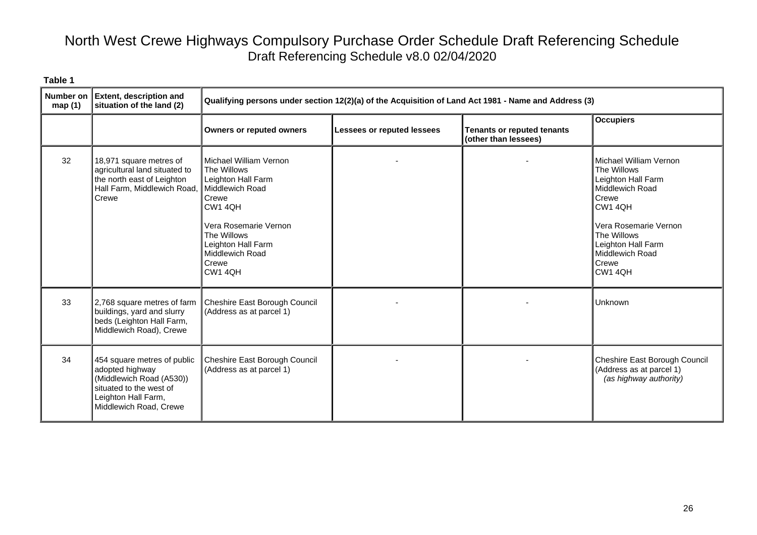# North West Crewe Highways Compulsory Purchase Order Schedule Draft Referencing Schedule

Draft Referencing Schedule v8.0 02/04/2020

**Table 1**

| Number on map (1) | Extent, description and situation of the land (2) | Qualifying persons under section 12(2)(a) of the Acquisition of Land Act 1981 - Name and Address (3) | | | |
|---|---|---|---|---|---|
| | | **Owners or reputed owners** | **Lessees or reputed lessees** | **Tenants or reputed tenants (other than lessees)** | **Occupiers** |
| 32 | 18,971 square metres of agricultural land situated to the north east of Leighton Hall Farm, Middlewich Road, Crewe | Michael William Vernon<br>The Willows<br>Leighton Hall Farm<br>Middlewich Road<br>Crewe<br>CW1 4QH<br><br>Vera Rosemarie Vernon<br>The Willows<br>Leighton Hall Farm<br>Middlewich Road<br>Crewe<br>CW1 4QH | - | - | Michael William Vernon<br>The Willows<br>Leighton Hall Farm<br>Middlewich Road<br>Crewe<br>CW1 4QH<br><br>Vera Rosemarie Vernon<br>The Willows<br>Leighton Hall Farm<br>Middlewich Road<br>Crewe<br>CW1 4QH |
| 33 | 2,768 square metres of farm buildings, yard and slurry beds (Leighton Hall Farm, Middlewich Road), Crewe | Cheshire East Borough Council<br>(Address as at parcel 1) | - | - | Unknown |
| 34 | 454 square metres of public adopted highway (Middlewich Road (A530)) situated to the west of Leighton Hall Farm, Middlewich Road, Crewe | Cheshire East Borough Council<br>(Address as at parcel 1) | - | - | Cheshire East Borough Council<br>(Address as at parcel 1)<br>*(as highway authority)* |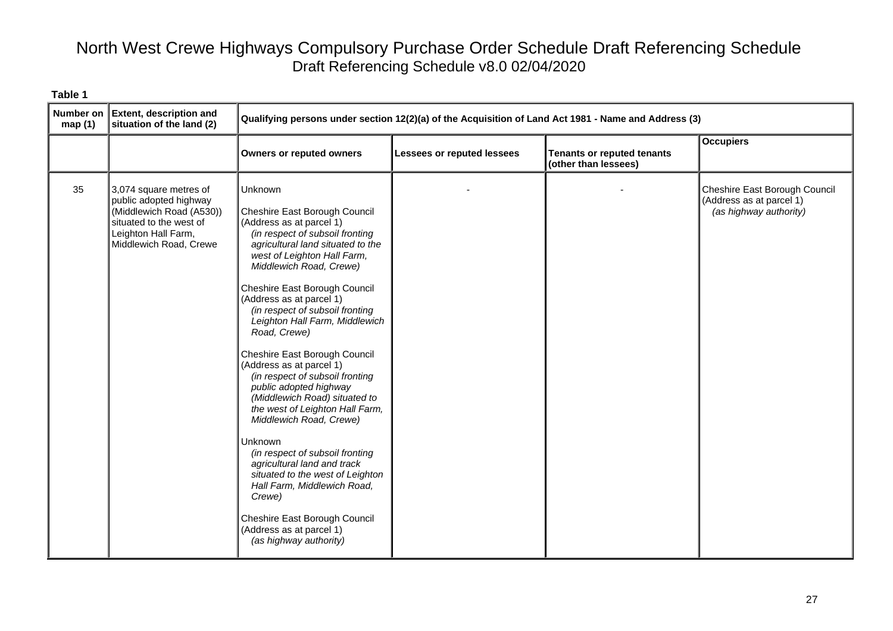# North West Crewe Highways Compulsory Purchase Order Schedule Draft Referencing Schedule

Draft Referencing Schedule v8.0 02/04/2020

**Table 1**

| Number on map (1) | Extent, description and situation of the land (2) | Qualifying persons under section 12(2)(a) of the Acquisition of Land Act 1981 - Name and Address (3) | | | |
|---|---|---|---|---|---|
| | | **Owners or reputed owners** | **Lessees or reputed lessees** | **Tenants or reputed tenants (other than lessees)** | **Occupiers** |
| 35 | 3,074 square metres of public adopted highway (Middlewich Road (A530)) situated to the west of Leighton Hall Farm, Middlewich Road, Crewe | Unknown<br><br>Cheshire East Borough Council (Address as at parcel 1) *(in respect of subsoil fronting agricultural land situated to the west of Leighton Hall Farm, Middlewich Road, Crewe)*<br><br>Cheshire East Borough Council (Address as at parcel 1) *(in respect of subsoil fronting Leighton Hall Farm, Middlewich Road, Crewe)*<br><br>Cheshire East Borough Council (Address as at parcel 1) *(in respect of subsoil fronting public adopted highway (Middlewich Road) situated to the west of Leighton Hall Farm, Middlewich Road, Crewe)*<br><br>Unknown *(in respect of subsoil fronting agricultural land and track situated to the west of Leighton Hall Farm, Middlewich Road, Crewe)*<br><br>Cheshire East Borough Council (Address as at parcel 1) *(as highway authority)* | - | - | Cheshire East Borough Council (Address as at parcel 1) *(as highway authority)* |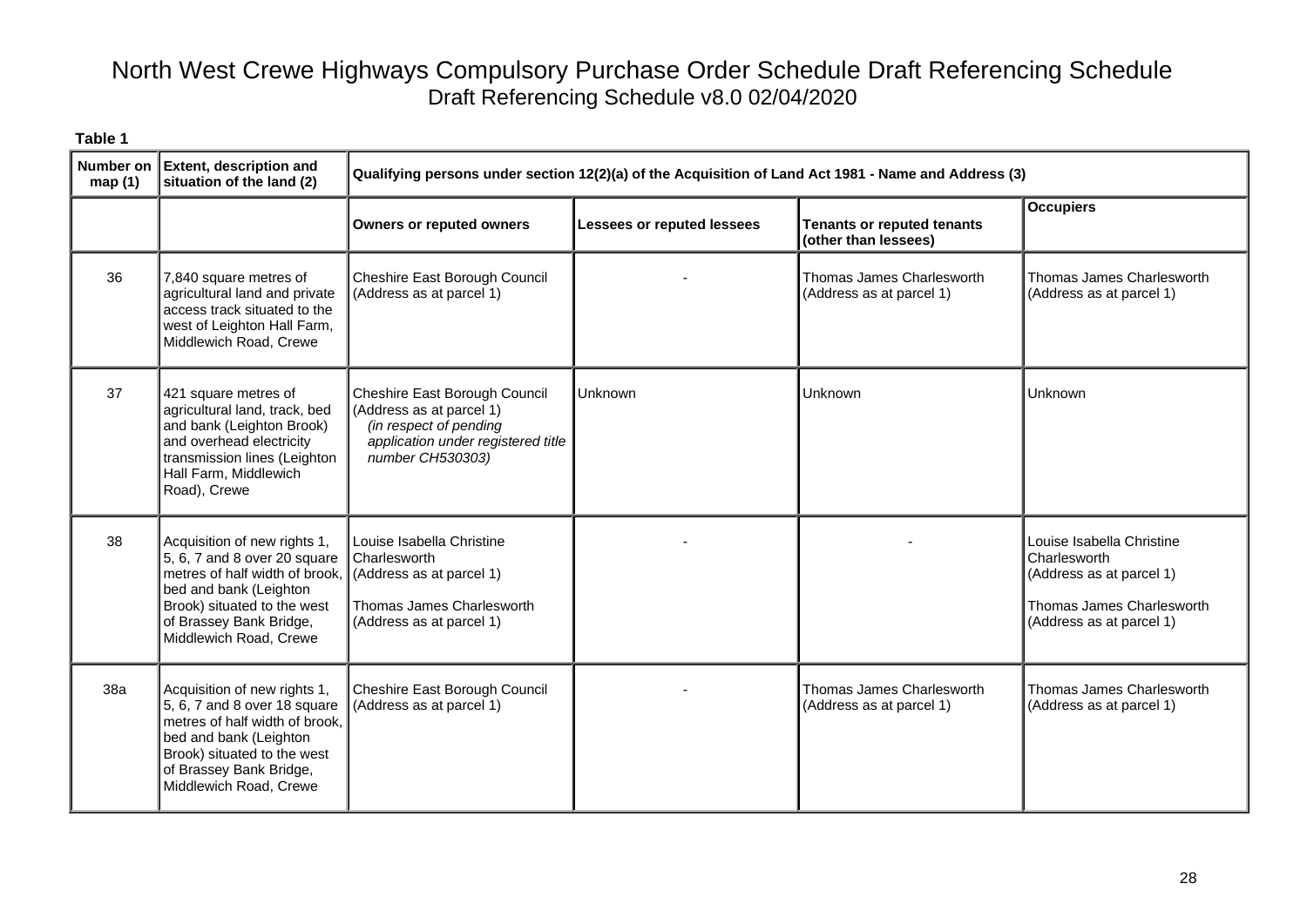# North West Crewe Highways Compulsory Purchase Order Schedule Draft Referencing Schedule

Draft Referencing Schedule v8.0 02/04/2020

**Table 1**

| Number on map (1) | Extent, description and situation of the land (2) | Qualifying persons under section 12(2)(a) of the Acquisition of Land Act 1981 - Name and Address (3) | | | |
|---|---|---|---|---|---|
| | | **Owners or reputed owners** | **Lessees or reputed lessees** | **Tenants or reputed tenants (other than lessees)** | **Occupiers** |
| 36 | 7,840 square metres of agricultural land and private access track situated to the west of Leighton Hall Farm, Middlewich Road, Crewe | Cheshire East Borough Council (Address as at parcel 1) | - | Thomas James Charlesworth (Address as at parcel 1) | Thomas James Charlesworth (Address as at parcel 1) |
| 37 | 421 square metres of agricultural land, track, bed and bank (Leighton Brook) and overhead electricity transmission lines (Leighton Hall Farm, Middlewich Road), Crewe | Cheshire East Borough Council (Address as at parcel 1) *(in respect of pending application under registered title number CH530303)* | Unknown | Unknown | Unknown |
| 38 | Acquisition of new rights 1, 5, 6, 7 and 8 over 20 square metres of half width of brook, bed and bank (Leighton Brook) situated to the west of Brassey Bank Bridge, Middlewich Road, Crewe | Louise Isabella Christine Charlesworth (Address as at parcel 1)<br><br>Thomas James Charlesworth (Address as at parcel 1) | - | - | Louise Isabella Christine Charlesworth (Address as at parcel 1)<br><br>Thomas James Charlesworth (Address as at parcel 1) |
| 38a | Acquisition of new rights 1, 5, 6, 7 and 8 over 18 square metres of half width of brook, bed and bank (Leighton Brook) situated to the west of Brassey Bank Bridge, Middlewich Road, Crewe | Cheshire East Borough Council (Address as at parcel 1) | - | Thomas James Charlesworth (Address as at parcel 1) | Thomas James Charlesworth (Address as at parcel 1) |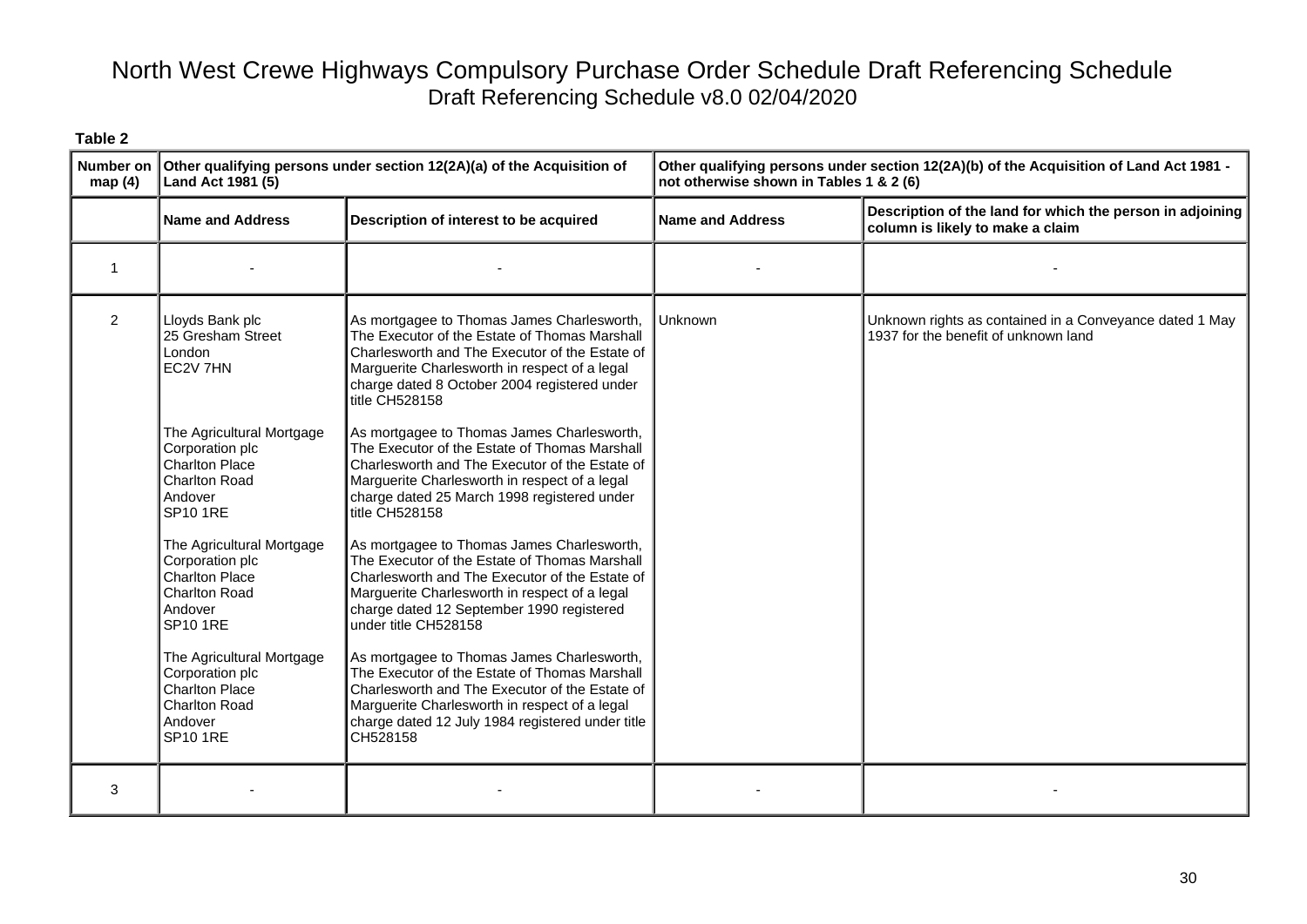# North West Crewe Highways Compulsory Purchase Order Schedule Draft Referencing Schedule

Draft Referencing Schedule v8.0 02/04/2020

**Table 2**

| Number on map (4) | Other qualifying persons under section 12(2A)(a) of the Acquisition of Land Act 1981 (5) | | Other qualifying persons under section 12(2A)(b) of the Acquisition of Land Act 1981 - not otherwise shown in Tables 1 & 2 (6) | |
|---|---|---|---|---|
| | **Name and Address** | **Description of interest to be acquired** | **Name and Address** | **Description of the land for which the person in adjoining column is likely to make a claim** |
| 1 | - | - | - | - |
| 2 | Lloyds Bank plc<br>25 Gresham Street<br>London<br>EC2V 7HN<br><br>The Agricultural Mortgage Corporation plc<br>Charlton Place<br>Charlton Road<br>Andover<br>SP10 1RE<br><br>The Agricultural Mortgage Corporation plc<br>Charlton Place<br>Charlton Road<br>Andover<br>SP10 1RE<br><br>The Agricultural Mortgage Corporation plc<br>Charlton Place<br>Charlton Road<br>Andover<br>SP10 1RE | As mortgagee to Thomas James Charlesworth, The Executor of the Estate of Thomas Marshall Charlesworth and The Executor of the Estate of Marguerite Charlesworth in respect of a legal charge dated 8 October 2004 registered under title CH528158<br><br>As mortgagee to Thomas James Charlesworth, The Executor of the Estate of Thomas Marshall Charlesworth and The Executor of the Estate of Marguerite Charlesworth in respect of a legal charge dated 25 March 1998 registered under title CH528158<br><br>As mortgagee to Thomas James Charlesworth, The Executor of the Estate of Thomas Marshall Charlesworth and The Executor of the Estate of Marguerite Charlesworth in respect of a legal charge dated 12 September 1990 registered under title CH528158<br><br>As mortgagee to Thomas James Charlesworth, The Executor of the Estate of Thomas Marshall Charlesworth and The Executor of the Estate of Marguerite Charlesworth in respect of a legal charge dated 12 July 1984 registered under title CH528158 | Unknown | Unknown rights as contained in a Conveyance dated 1 May 1937 for the benefit of unknown land |
| 3 | - | - | - | - |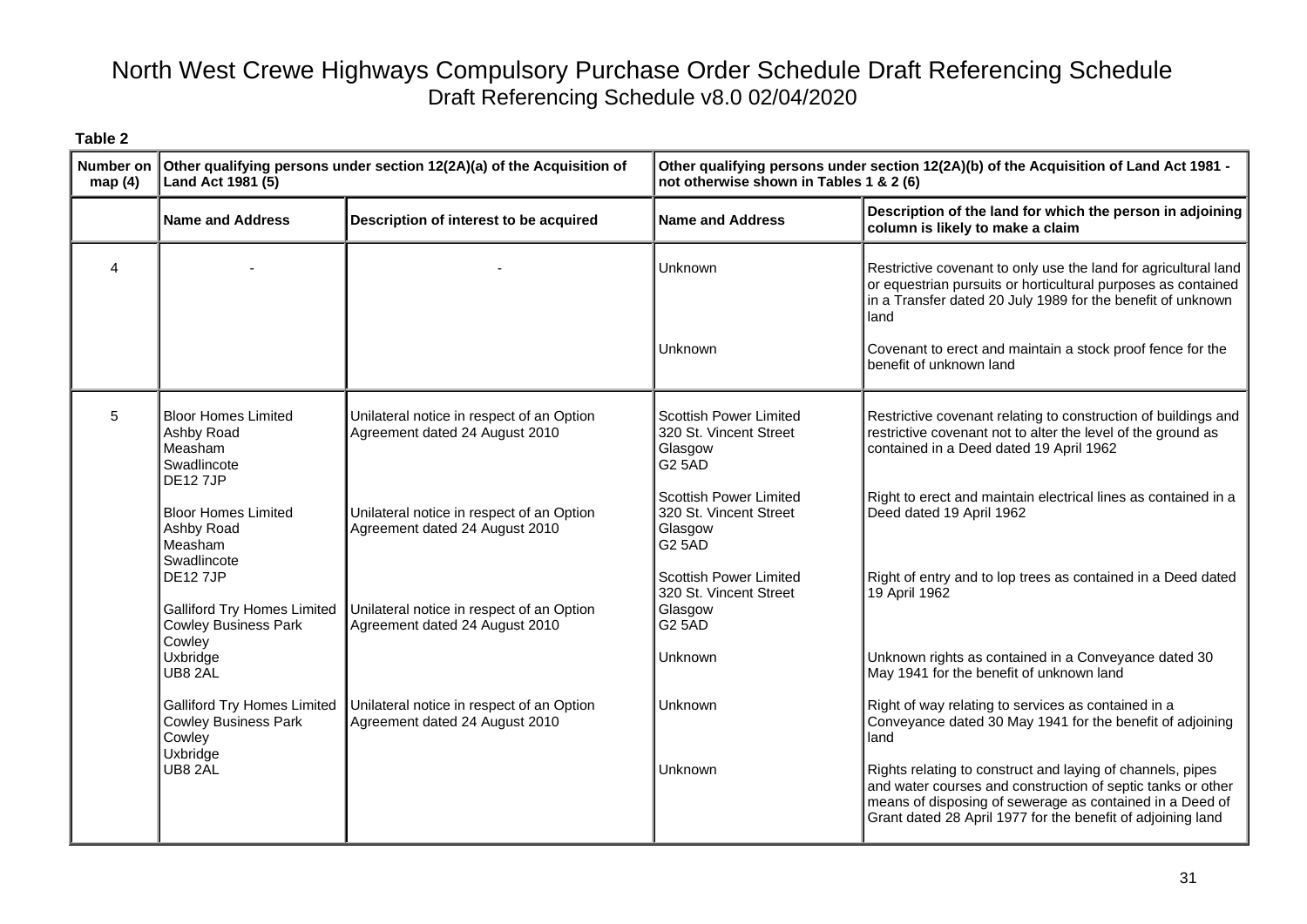# North West Crewe Highways Compulsory Purchase Order Schedule Draft Referencing Schedule

Draft Referencing Schedule v8.0 02/04/2020

**Table 2**

| Number on map (4) | Other qualifying persons under section 12(2A)(a) of the Acquisition of Land Act 1981 (5) | | Other qualifying persons under section 12(2A)(b) of the Acquisition of Land Act 1981 - not otherwise shown in Tables 1 & 2 (6) | |
|---|---|---|---|---|
| | **Name and Address** | **Description of interest to be acquired** | **Name and Address** | **Description of the land for which the person in adjoining column is likely to make a claim** |
| 4 | - | - | Unknown | Restrictive covenant to only use the land for agricultural land or equestrian pursuits or horticultural purposes as contained in a Transfer dated 20 July 1989 for the benefit of unknown land |
| | | | Unknown | Covenant to erect and maintain a stock proof fence for the benefit of unknown land |
| 5 | Bloor Homes Limited Ashby Road Measham Swadlincote DE12 7JP | Unilateral notice in respect of an Option Agreement dated 24 August 2010 | Scottish Power Limited 320 St. Vincent Street Glasgow G2 5AD | Restrictive covenant relating to construction of buildings and restrictive covenant not to alter the level of the ground as contained in a Deed dated 19 April 1962 |
| | Bloor Homes Limited Ashby Road Measham Swadlincote DE12 7JP | Unilateral notice in respect of an Option Agreement dated 24 August 2010 | Scottish Power Limited 320 St. Vincent Street Glasgow G2 5AD | Right to erect and maintain electrical lines as contained in a Deed dated 19 April 1962 |
| | Galliford Try Homes Limited Cowley Business Park Cowley Uxbridge UB8 2AL | Unilateral notice in respect of an Option Agreement dated 24 August 2010 | Scottish Power Limited 320 St. Vincent Street Glasgow G2 5AD | Right of entry and to lop trees as contained in a Deed dated 19 April 1962 |
| | Galliford Try Homes Limited Cowley Business Park Cowley Uxbridge UB8 2AL | Unilateral notice in respect of an Option Agreement dated 24 August 2010 | Unknown | Unknown rights as contained in a Conveyance dated 30 May 1941 for the benefit of unknown land |
| | | | Unknown | Right of way relating to services as contained in a Conveyance dated 30 May 1941 for the benefit of adjoining land |
| | | | Unknown | Rights relating to construct and laying of channels, pipes and water courses and construction of septic tanks or other means of disposing of sewerage as contained in a Deed of Grant dated 28 April 1977 for the benefit of adjoining land |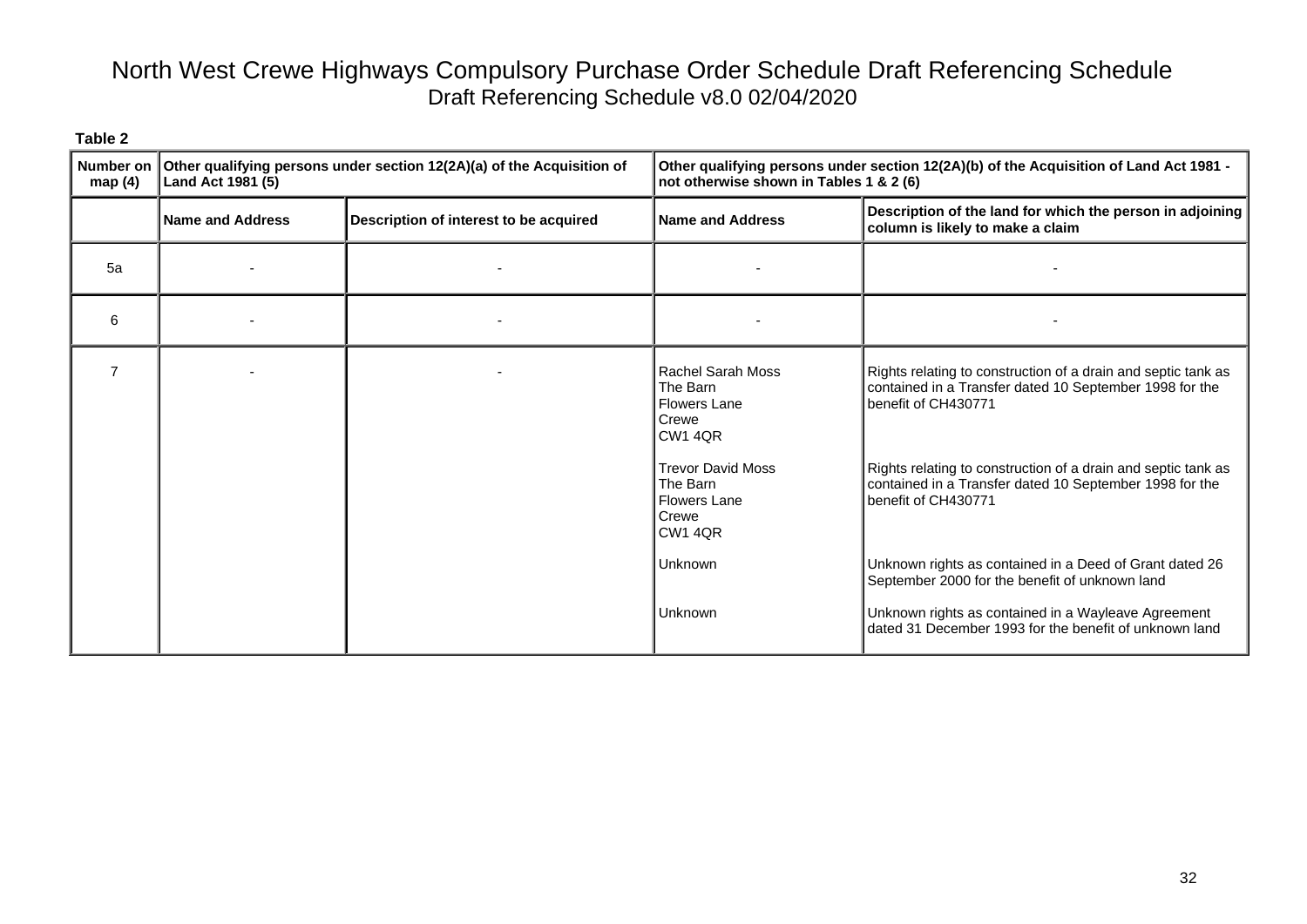# North West Crewe Highways Compulsory Purchase Order Schedule Draft Referencing Schedule

Draft Referencing Schedule v8.0 02/04/2020

**Table 2**

| Number on map (4) | Other qualifying persons under section 12(2A)(a) of the Acquisition of Land Act 1981 (5) | | Other qualifying persons under section 12(2A)(b) of the Acquisition of Land Act 1981 - not otherwise shown in Tables 1 & 2 (6) | |
|---|---|---|---|---|
| | **Name and Address** | **Description of interest to be acquired** | **Name and Address** | **Description of the land for which the person in adjoining column is likely to make a claim** |
| 5a | - | - | - | - |
| 6 | - | - | - | - |
| 7 | - | - | Rachel Sarah Moss<br>The Barn<br>Flowers Lane<br>Crewe<br>CW1 4QR | Rights relating to construction of a drain and septic tank as contained in a Transfer dated 10 September 1998 for the benefit of CH430771 |
| | | | Trevor David Moss<br>The Barn<br>Flowers Lane<br>Crewe<br>CW1 4QR | Rights relating to construction of a drain and septic tank as contained in a Transfer dated 10 September 1998 for the benefit of CH430771 |
| | | | Unknown | Unknown rights as contained in a Deed of Grant dated 26 September 2000 for the benefit of unknown land |
| | | | Unknown | Unknown rights as contained in a Wayleave Agreement dated 31 December 1993 for the benefit of unknown land |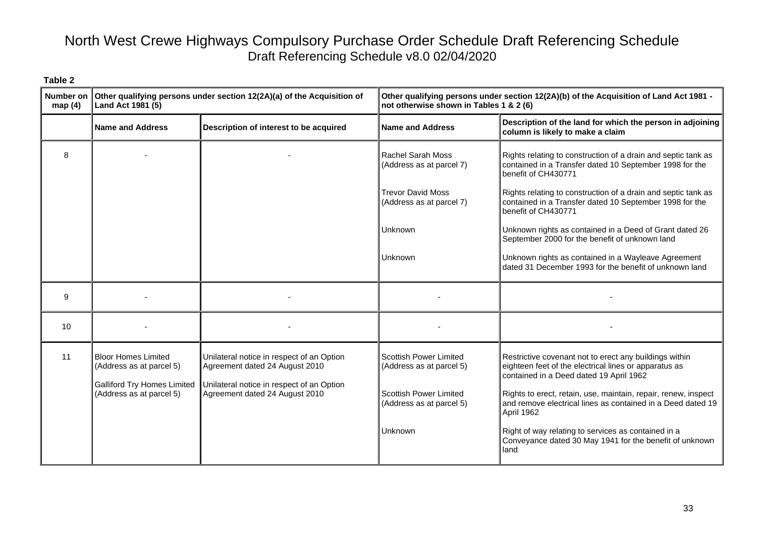# North West Crewe Highways Compulsory Purchase Order Schedule Draft Referencing Schedule

Draft Referencing Schedule v8.0 02/04/2020

**Table 2**

| Number on map (4) | Other qualifying persons under section 12(2A)(a) of the Acquisition of Land Act 1981 (5) | | Other qualifying persons under section 12(2A)(b) of the Acquisition of Land Act 1981 - not otherwise shown in Tables 1 & 2 (6) | |
|---|---|---|---|---|
| | **Name and Address** | **Description of interest to be acquired** | **Name and Address** | **Description of the land for which the person in adjoining column is likely to make a claim** |
| 8 | - | - | Rachel Sarah Moss (Address as at parcel 7) | Rights relating to construction of a drain and septic tank as contained in a Transfer dated 10 September 1998 for the benefit of CH430771 |
| | | | Trevor David Moss (Address as at parcel 7) | Rights relating to construction of a drain and septic tank as contained in a Transfer dated 10 September 1998 for the benefit of CH430771 |
| | | | Unknown | Unknown rights as contained in a Deed of Grant dated 26 September 2000 for the benefit of unknown land |
| | | | Unknown | Unknown rights as contained in a Wayleave Agreement dated 31 December 1993 for the benefit of unknown land |
| 9 | - | - | - | - |
| 10 | - | - | - | - |
| 11 | Bloor Homes Limited (Address as at parcel 5) | Unilateral notice in respect of an Option Agreement dated 24 August 2010 | Scottish Power Limited (Address as at parcel 5) | Restrictive covenant not to erect any buildings within eighteen feet of the electrical lines or apparatus as contained in a Deed dated 19 April 1962 |
| | Galliford Try Homes Limited (Address as at parcel 5) | Unilateral notice in respect of an Option Agreement dated 24 August 2010 | Scottish Power Limited (Address as at parcel 5) | Rights to erect, retain, use, maintain, repair, renew, inspect and remove electrical lines as contained in a Deed dated 19 April 1962 |
| | | | Unknown | Right of way relating to services as contained in a Conveyance dated 30 May 1941 for the benefit of unknown land |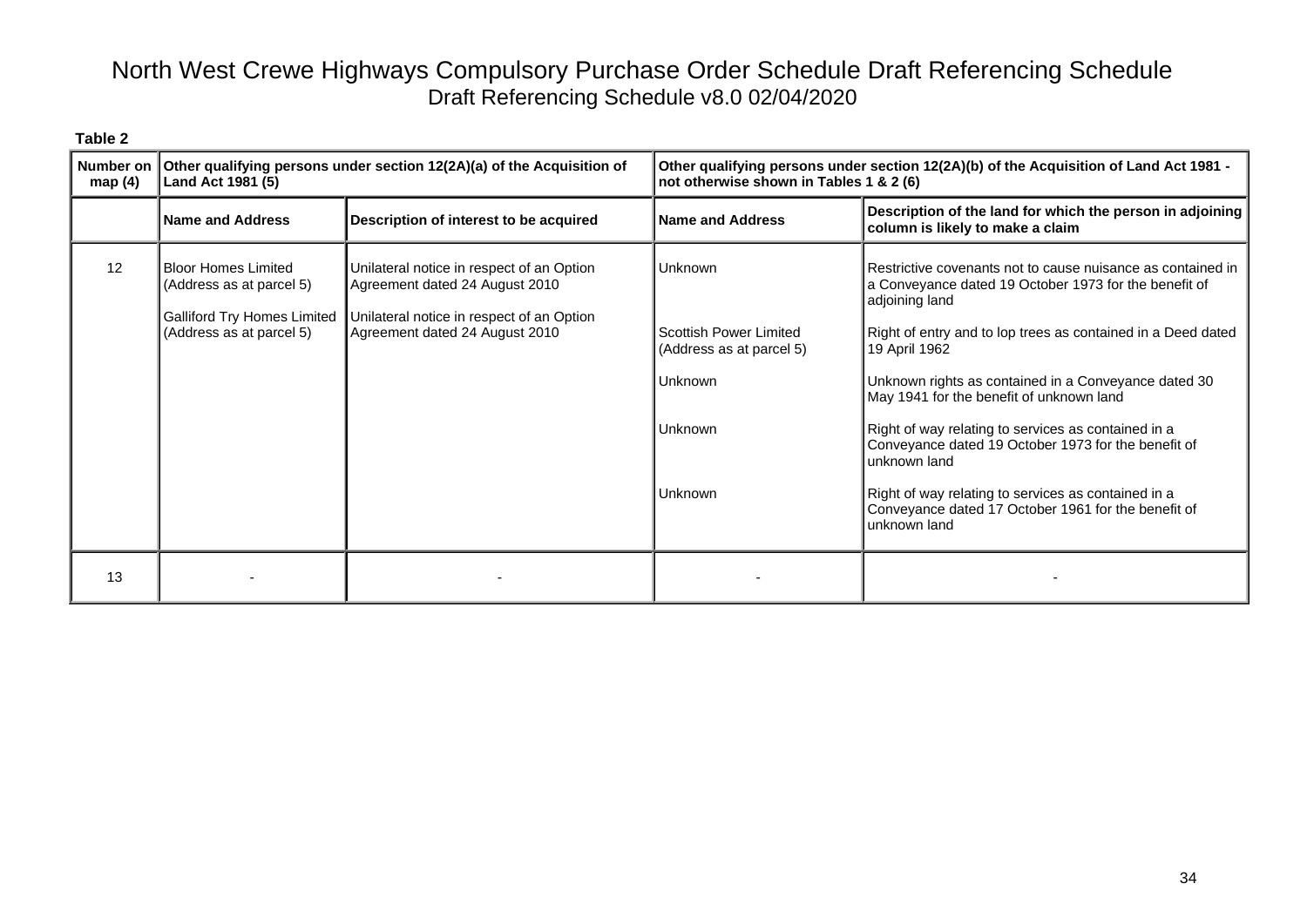# North West Crewe Highways Compulsory Purchase Order Schedule Draft Referencing Schedule

Draft Referencing Schedule v8.0 02/04/2020

**Table 2**

| Number on map (4) | Other qualifying persons under section 12(2A)(a) of the Acquisition of Land Act 1981 (5) | | Other qualifying persons under section 12(2A)(b) of the Acquisition of Land Act 1981 - not otherwise shown in Tables 1 & 2 (6) | |
|---|---|---|---|---|
| | **Name and Address** | **Description of interest to be acquired** | **Name and Address** | **Description of the land for which the person in adjoining column is likely to make a claim** |
| 12 | Bloor Homes Limited (Address as at parcel 5) | Unilateral notice in respect of an Option Agreement dated 24 August 2010 | Unknown | Restrictive covenants not to cause nuisance as contained in a Conveyance dated 19 October 1973 for the benefit of adjoining land |
| | Galliford Try Homes Limited (Address as at parcel 5) | Unilateral notice in respect of an Option Agreement dated 24 August 2010 | Scottish Power Limited (Address as at parcel 5) | Right of entry and to lop trees as contained in a Deed dated 19 April 1962 |
| | | | Unknown | Unknown rights as contained in a Conveyance dated 30 May 1941 for the benefit of unknown land |
| | | | Unknown | Right of way relating to services as contained in a Conveyance dated 19 October 1973 for the benefit of unknown land |
| | | | Unknown | Right of way relating to services as contained in a Conveyance dated 17 October 1961 for the benefit of unknown land |
| 13 | - | - | - | - |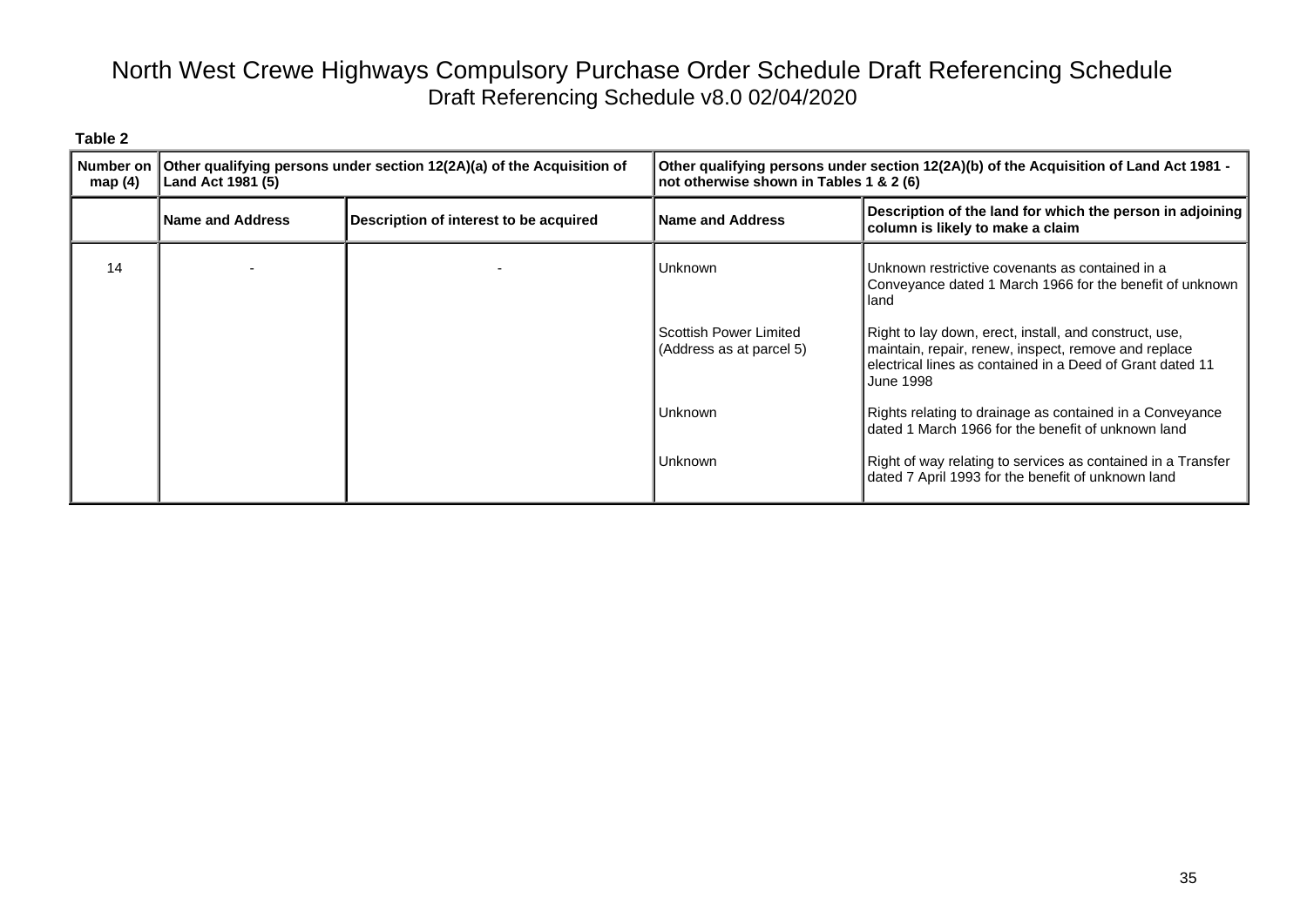# North West Crewe Highways Compulsory Purchase Order Schedule Draft Referencing Schedule

Draft Referencing Schedule v8.0 02/04/2020

**Table 2**

| Number on map (4) | Other qualifying persons under section 12(2A)(a) of the Acquisition of Land Act 1981 (5) | | Other qualifying persons under section 12(2A)(b) of the Acquisition of Land Act 1981 - not otherwise shown in Tables 1 & 2 (6) | |
|---|---|---|---|---|
| | **Name and Address** | **Description of interest to be acquired** | **Name and Address** | **Description of the land for which the person in adjoining column is likely to make a claim** |
| 14 | - | - | Unknown | Unknown restrictive covenants as contained in a Conveyance dated 1 March 1966 for the benefit of unknown land |
| | | | Scottish Power Limited (Address as at parcel 5) | Right to lay down, erect, install, and construct, use, maintain, repair, renew, inspect, remove and replace electrical lines as contained in a Deed of Grant dated 11 June 1998 |
| | | | Unknown | Rights relating to drainage as contained in a Conveyance dated 1 March 1966 for the benefit of unknown land |
| | | | Unknown | Right of way relating to services as contained in a Transfer dated 7 April 1993 for the benefit of unknown land |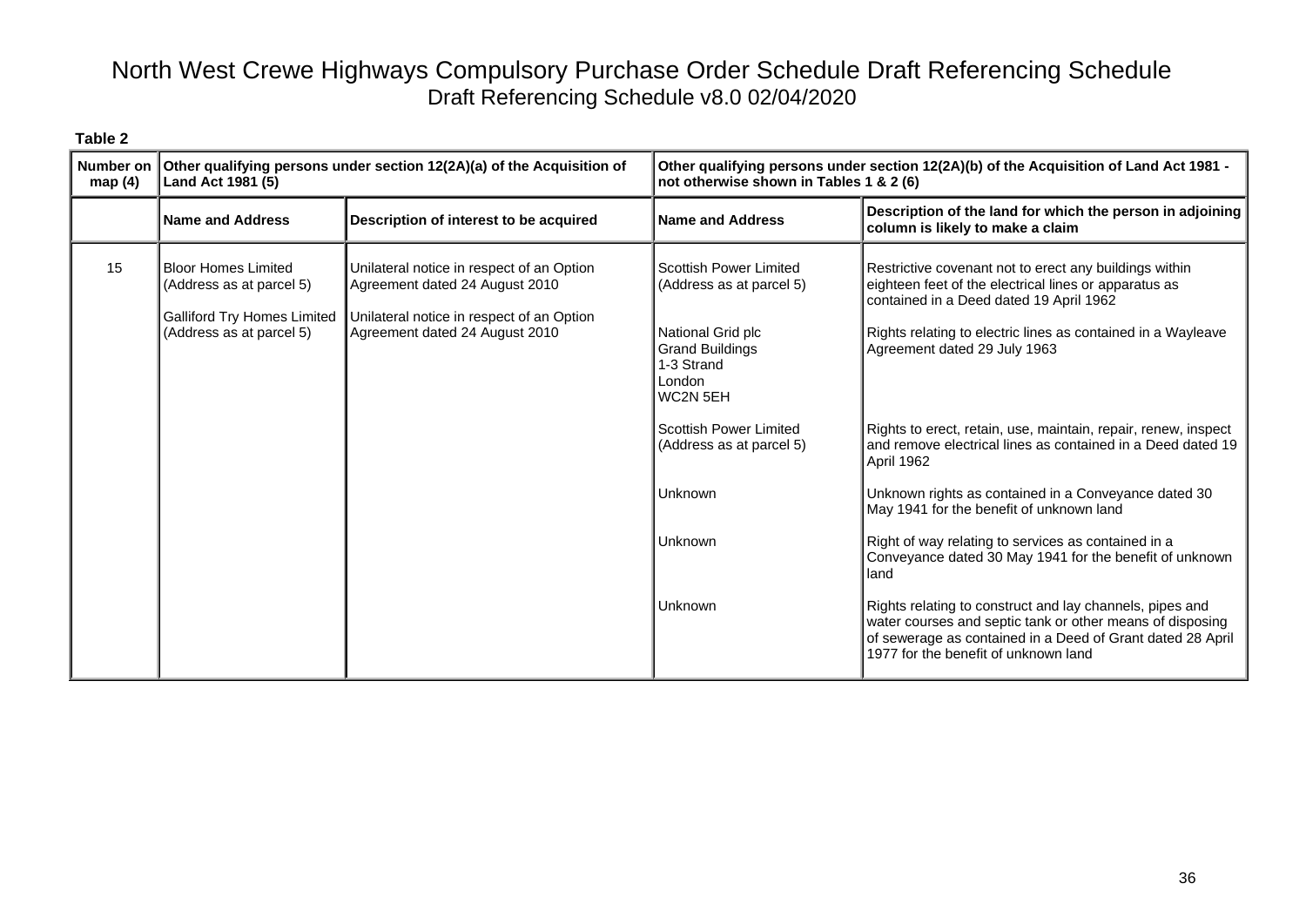# North West Crewe Highways Compulsory Purchase Order Schedule Draft Referencing Schedule

Draft Referencing Schedule v8.0 02/04/2020

**Table 2**

| Number on map (4) | Other qualifying persons under section 12(2A)(a) of the Acquisition of Land Act 1981 (5) | | Other qualifying persons under section 12(2A)(b) of the Acquisition of Land Act 1981 - not otherwise shown in Tables 1 & 2 (6) | |
|---|---|---|---|---|
| | **Name and Address** | **Description of interest to be acquired** | **Name and Address** | **Description of the land for which the person in adjoining column is likely to make a claim** |
| 15 | Bloor Homes Limited (Address as at parcel 5) | Unilateral notice in respect of an Option Agreement dated 24 August 2010 | Scottish Power Limited (Address as at parcel 5) | Restrictive covenant not to erect any buildings within eighteen feet of the electrical lines or apparatus as contained in a Deed dated 19 April 1962 |
| | Galliford Try Homes Limited (Address as at parcel 5) | Unilateral notice in respect of an Option Agreement dated 24 August 2010 | National Grid plc Grand Buildings 1-3 Strand London WC2N 5EH | Rights relating to electric lines as contained in a Wayleave Agreement dated 29 July 1963 |
| | | | Scottish Power Limited (Address as at parcel 5) | Rights to erect, retain, use, maintain, repair, renew, inspect and remove electrical lines as contained in a Deed dated 19 April 1962 |
| | | | Unknown | Unknown rights as contained in a Conveyance dated 30 May 1941 for the benefit of unknown land |
| | | | Unknown | Right of way relating to services as contained in a Conveyance dated 30 May 1941 for the benefit of unknown land |
| | | | Unknown | Rights relating to construct and lay channels, pipes and water courses and septic tank or other means of disposing of sewerage as contained in a Deed of Grant dated 28 April 1977 for the benefit of unknown land |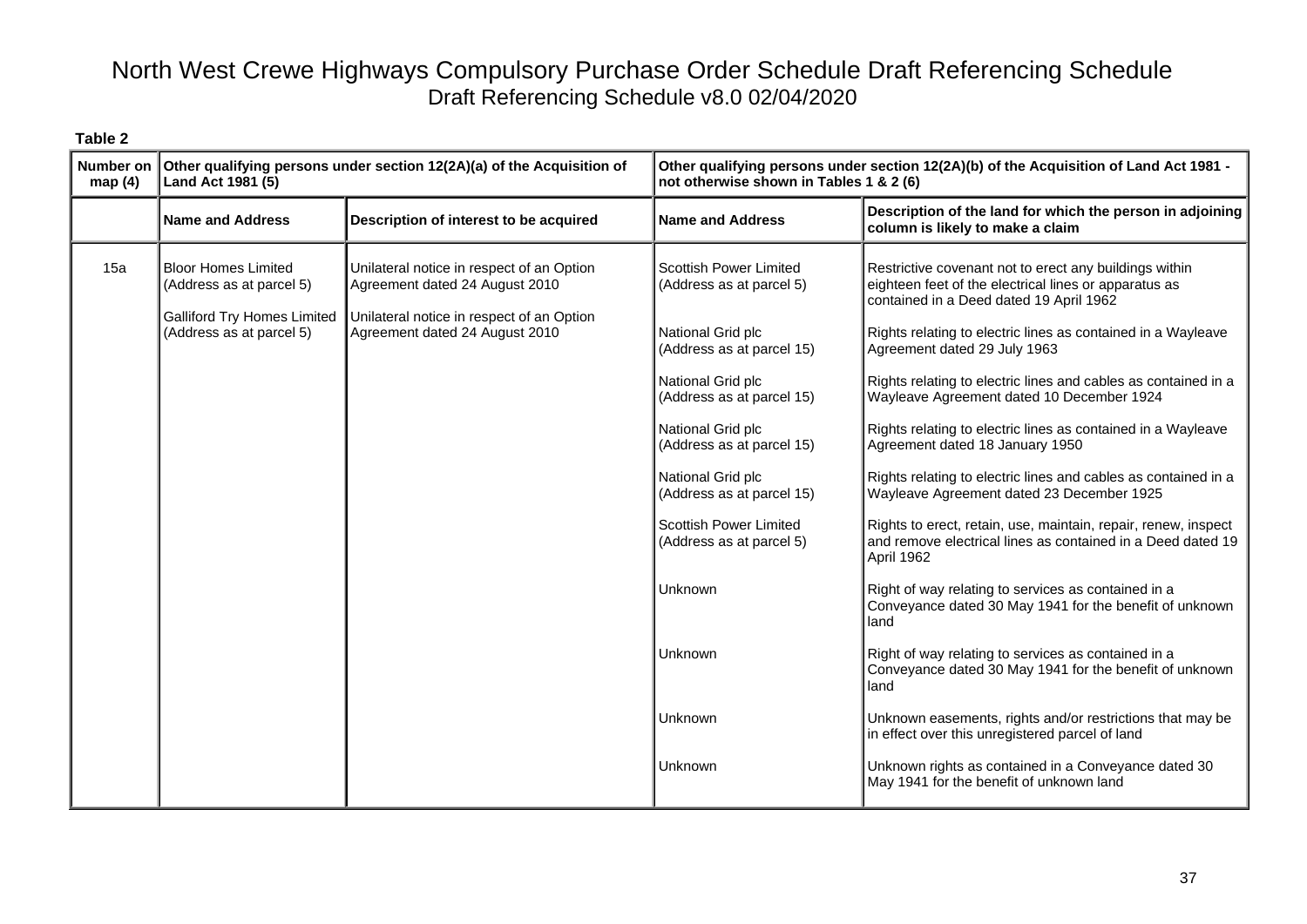# North West Crewe Highways Compulsory Purchase Order Schedule Draft Referencing Schedule

Draft Referencing Schedule v8.0 02/04/2020

**Table 2**

| Number on map (4) | Other qualifying persons under section 12(2A)(a) of the Acquisition of Land Act 1981 (5) | | Other qualifying persons under section 12(2A)(b) of the Acquisition of Land Act 1981 - not otherwise shown in Tables 1 & 2 (6) | |
|---|---|---|---|---|
| | **Name and Address** | **Description of interest to be acquired** | **Name and Address** | **Description of the land for which the person in adjoining column is likely to make a claim** |
| 15a | Bloor Homes Limited (Address as at parcel 5) | Unilateral notice in respect of an Option Agreement dated 24 August 2010 | Scottish Power Limited (Address as at parcel 5) | Restrictive covenant not to erect any buildings within eighteen feet of the electrical lines or apparatus as contained in a Deed dated 19 April 1962 |
| | Galliford Try Homes Limited (Address as at parcel 5) | Unilateral notice in respect of an Option Agreement dated 24 August 2010 | National Grid plc (Address as at parcel 15) | Rights relating to electric lines as contained in a Wayleave Agreement dated 29 July 1963 |
| | | | National Grid plc (Address as at parcel 15) | Rights relating to electric lines and cables as contained in a Wayleave Agreement dated 10 December 1924 |
| | | | National Grid plc (Address as at parcel 15) | Rights relating to electric lines as contained in a Wayleave Agreement dated 18 January 1950 |
| | | | National Grid plc (Address as at parcel 15) | Rights relating to electric lines and cables as contained in a Wayleave Agreement dated 23 December 1925 |
| | | | Scottish Power Limited (Address as at parcel 5) | Rights to erect, retain, use, maintain, repair, renew, inspect and remove electrical lines as contained in a Deed dated 19 April 1962 |
| | | | Unknown | Right of way relating to services as contained in a Conveyance dated 30 May 1941 for the benefit of unknown land |
| | | | Unknown | Right of way relating to services as contained in a Conveyance dated 30 May 1941 for the benefit of unknown land |
| | | | Unknown | Unknown easements, rights and/or restrictions that may be in effect over this unregistered parcel of land |
| | | | Unknown | Unknown rights as contained in a Conveyance dated 30 May 1941 for the benefit of unknown land |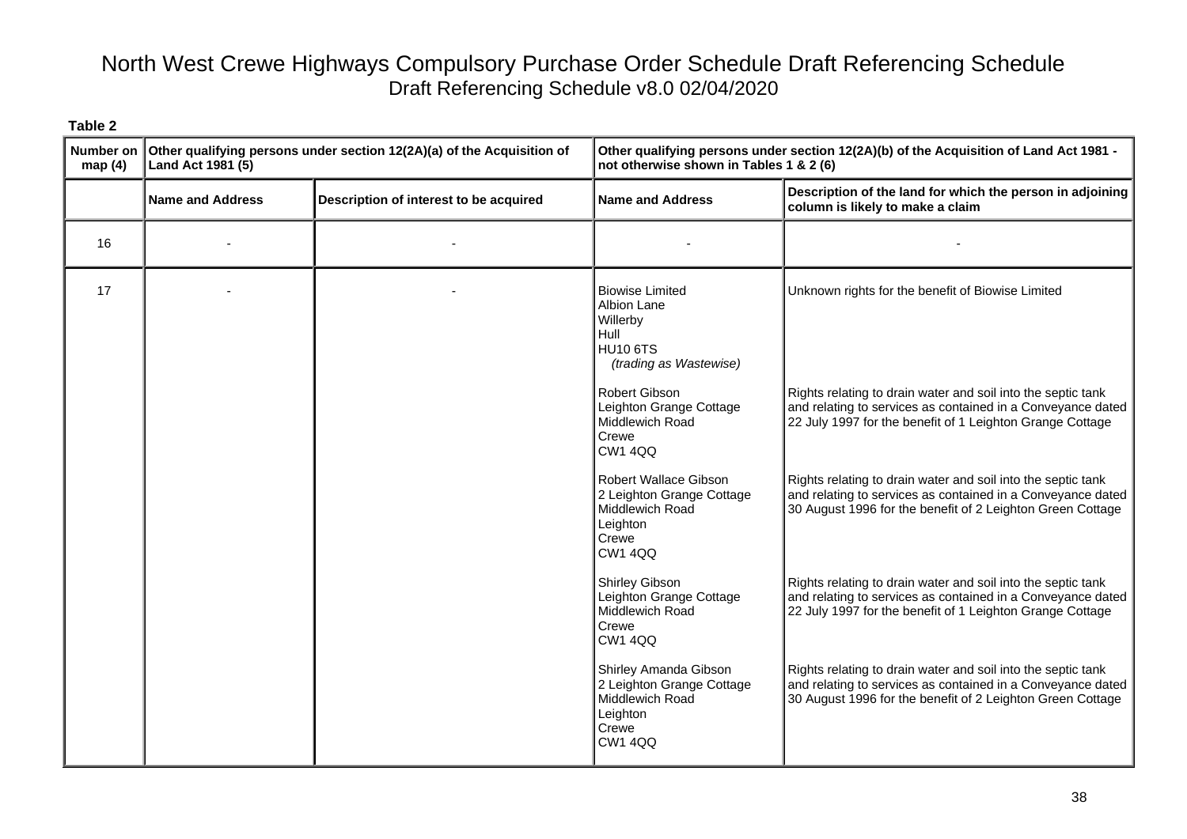# North West Crewe Highways Compulsory Purchase Order Schedule Draft Referencing Schedule

Draft Referencing Schedule v8.0 02/04/2020

**Table 2**

| Number on map (4) | Other qualifying persons under section 12(2A)(a) of the Acquisition of Land Act 1981 (5) | | Other qualifying persons under section 12(2A)(b) of the Acquisition of Land Act 1981 - not otherwise shown in Tables 1 & 2 (6) | |
|---|---|---|---|---|
| | **Name and Address** | **Description of interest to be acquired** | **Name and Address** | **Description of the land for which the person in adjoining column is likely to make a claim** |
| 16 | - | - | - | - |
| 17 | - | - | Biowise Limited<br>Albion Lane<br>Willerby<br>Hull<br>HU10 6TS<br>*(trading as Wastewise)* | Unknown rights for the benefit of Biowise Limited |
| | | | Robert Gibson<br>Leighton Grange Cottage<br>Middlewich Road<br>Crewe<br>CW1 4QQ | Rights relating to drain water and soil into the septic tank and relating to services as contained in a Conveyance dated 22 July 1997 for the benefit of 1 Leighton Grange Cottage |
| | | | Robert Wallace Gibson<br>2 Leighton Grange Cottage<br>Middlewich Road<br>Leighton<br>Crewe<br>CW1 4QQ | Rights relating to drain water and soil into the septic tank and relating to services as contained in a Conveyance dated 30 August 1996 for the benefit of 2 Leighton Green Cottage |
| | | | Shirley Gibson<br>Leighton Grange Cottage<br>Middlewich Road<br>Crewe<br>CW1 4QQ | Rights relating to drain water and soil into the septic tank and relating to services as contained in a Conveyance dated 22 July 1997 for the benefit of 1 Leighton Grange Cottage |
| | | | Shirley Amanda Gibson<br>2 Leighton Grange Cottage<br>Middlewich Road<br>Leighton<br>Crewe<br>CW1 4QQ | Rights relating to drain water and soil into the septic tank and relating to services as contained in a Conveyance dated 30 August 1996 for the benefit of 2 Leighton Green Cottage |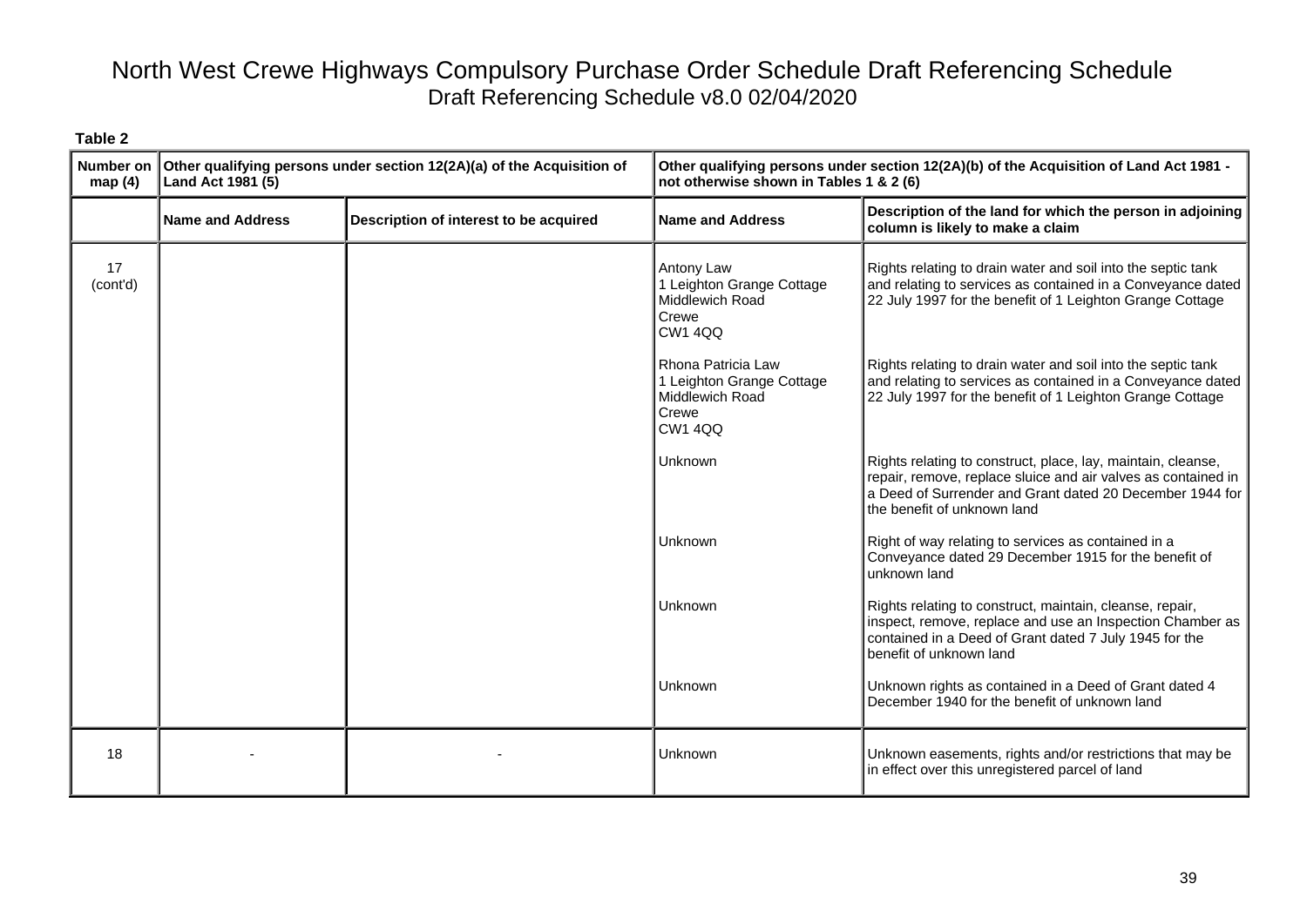# North West Crewe Highways Compulsory Purchase Order Schedule Draft Referencing Schedule

Draft Referencing Schedule v8.0 02/04/2020

**Table 2**

| Number on map (4) | Other qualifying persons under section 12(2A)(a) of the Acquisition of Land Act 1981 (5) | | Other qualifying persons under section 12(2A)(b) of the Acquisition of Land Act 1981 - not otherwise shown in Tables 1 & 2 (6) | |
|---|---|---|---|---|
| | **Name and Address** | **Description of interest to be acquired** | **Name and Address** | **Description of the land for which the person in adjoining column is likely to make a claim** |
| 17 (cont'd) | | | Antony Law<br>1 Leighton Grange Cottage<br>Middlewich Road<br>Crewe<br>CW1 4QQ | Rights relating to drain water and soil into the septic tank and relating to services as contained in a Conveyance dated 22 July 1997 for the benefit of 1 Leighton Grange Cottage |
| | | | Rhona Patricia Law<br>1 Leighton Grange Cottage<br>Middlewich Road<br>Crewe<br>CW1 4QQ | Rights relating to drain water and soil into the septic tank and relating to services as contained in a Conveyance dated 22 July 1997 for the benefit of 1 Leighton Grange Cottage |
| | | | Unknown | Rights relating to construct, place, lay, maintain, cleanse, repair, remove, replace sluice and air valves as contained in a Deed of Surrender and Grant dated 20 December 1944 for the benefit of unknown land |
| | | | Unknown | Right of way relating to services as contained in a Conveyance dated 29 December 1915 for the benefit of unknown land |
| | | | Unknown | Rights relating to construct, maintain, cleanse, repair, inspect, remove, replace and use an Inspection Chamber as contained in a Deed of Grant dated 7 July 1945 for the benefit of unknown land |
| | | | Unknown | Unknown rights as contained in a Deed of Grant dated 4 December 1940 for the benefit of unknown land |
| 18 | - | - | Unknown | Unknown easements, rights and/or restrictions that may be in effect over this unregistered parcel of land |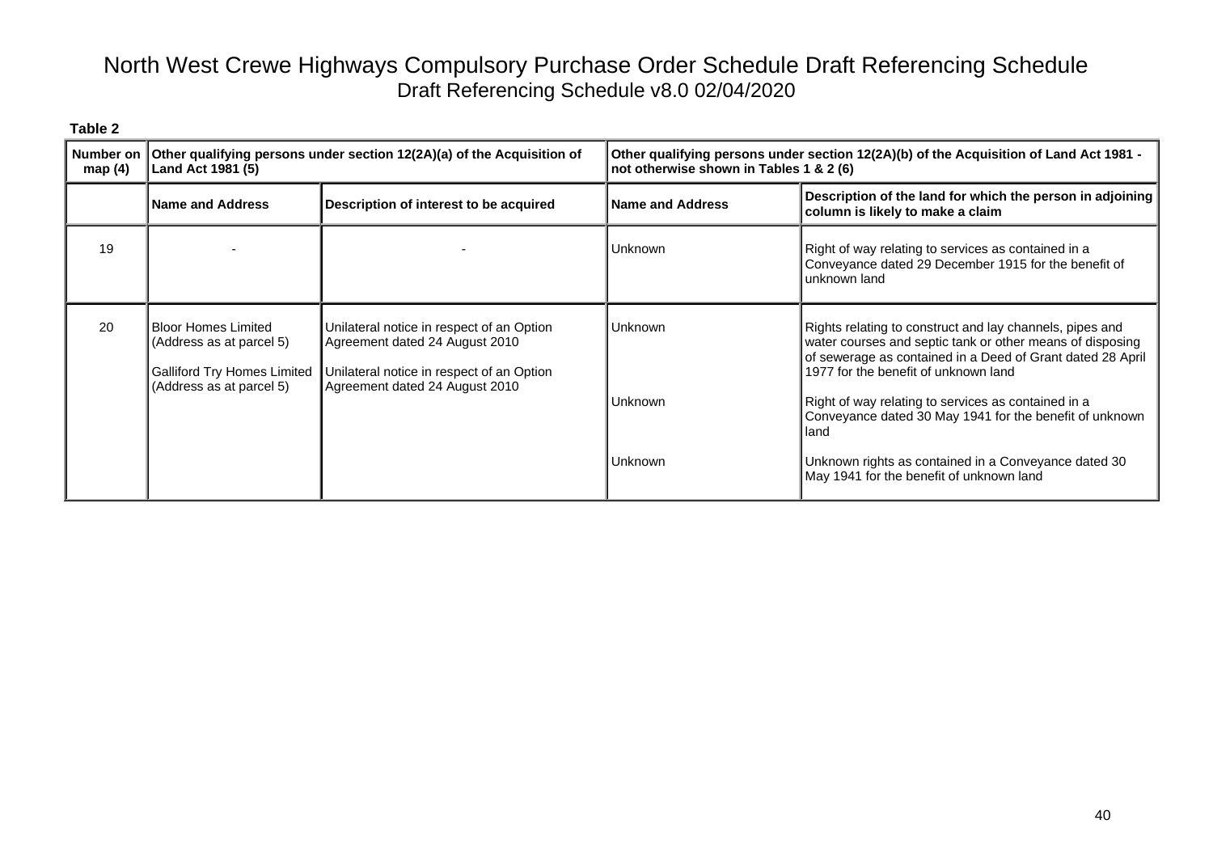# North West Crewe Highways Compulsory Purchase Order Schedule Draft Referencing Schedule

Draft Referencing Schedule v8.0 02/04/2020

**Table 2**

| Number on map (4) | Other qualifying persons under section 12(2A)(a) of the Acquisition of Land Act 1981 (5) | | Other qualifying persons under section 12(2A)(b) of the Acquisition of Land Act 1981 - not otherwise shown in Tables 1 & 2 (6) | |
|---|---|---|---|---|
| | **Name and Address** | **Description of interest to be acquired** | **Name and Address** | **Description of the land for which the person in adjoining column is likely to make a claim** |
| 19 | - | - | Unknown | Right of way relating to services as contained in a Conveyance dated 29 December 1915 for the benefit of unknown land |
| 20 | Bloor Homes Limited (Address as at parcel 5)<br><br>Galliford Try Homes Limited (Address as at parcel 5) | Unilateral notice in respect of an Option Agreement dated 24 August 2010<br><br>Unilateral notice in respect of an Option Agreement dated 24 August 2010 | Unknown<br><br>Unknown<br><br>Unknown | Rights relating to construct and lay channels, pipes and water courses and septic tank or other means of disposing of sewerage as contained in a Deed of Grant dated 28 April 1977 for the benefit of unknown land<br><br>Right of way relating to services as contained in a Conveyance dated 30 May 1941 for the benefit of unknown land<br><br>Unknown rights as contained in a Conveyance dated 30 May 1941 for the benefit of unknown land |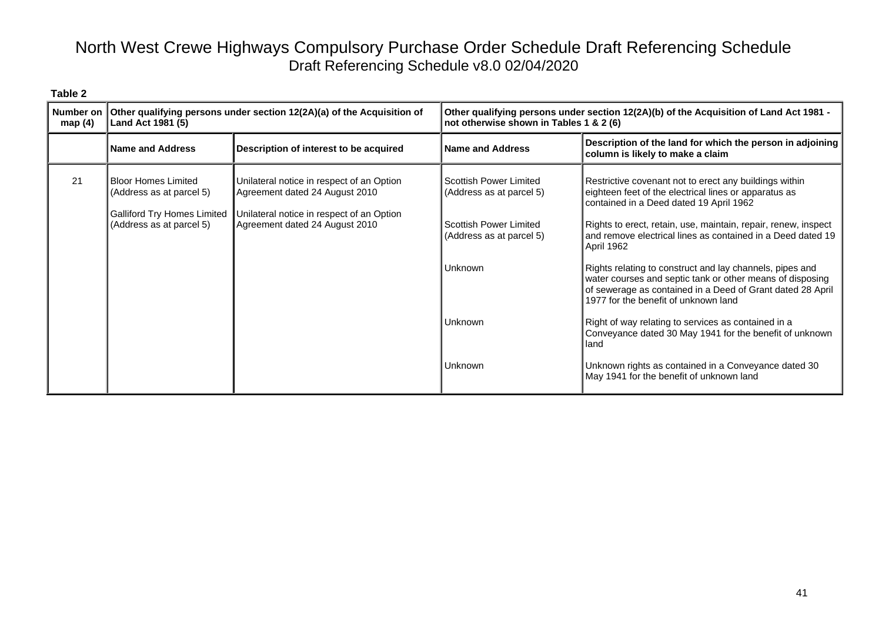# North West Crewe Highways Compulsory Purchase Order Schedule Draft Referencing Schedule

Draft Referencing Schedule v8.0 02/04/2020

**Table 2**

| Number on map (4) | Other qualifying persons under section 12(2A)(a) of the Acquisition of Land Act 1981 (5) | | Other qualifying persons under section 12(2A)(b) of the Acquisition of Land Act 1981 - not otherwise shown in Tables 1 & 2 (6) | |
|---|---|---|---|---|
| | **Name and Address** | **Description of interest to be acquired** | **Name and Address** | **Description of the land for which the person in adjoining column is likely to make a claim** |
| 21 | Bloor Homes Limited (Address as at parcel 5) | Unilateral notice in respect of an Option Agreement dated 24 August 2010 | Scottish Power Limited (Address as at parcel 5) | Restrictive covenant not to erect any buildings within eighteen feet of the electrical lines or apparatus as contained in a Deed dated 19 April 1962 |
| | Galliford Try Homes Limited (Address as at parcel 5) | Unilateral notice in respect of an Option Agreement dated 24 August 2010 | Scottish Power Limited (Address as at parcel 5) | Rights to erect, retain, use, maintain, repair, renew, inspect and remove electrical lines as contained in a Deed dated 19 April 1962 |
| | | | Unknown | Rights relating to construct and lay channels, pipes and water courses and septic tank or other means of disposing of sewerage as contained in a Deed of Grant dated 28 April 1977 for the benefit of unknown land |
| | | | Unknown | Right of way relating to services as contained in a Conveyance dated 30 May 1941 for the benefit of unknown land |
| | | | Unknown | Unknown rights as contained in a Conveyance dated 30 May 1941 for the benefit of unknown land |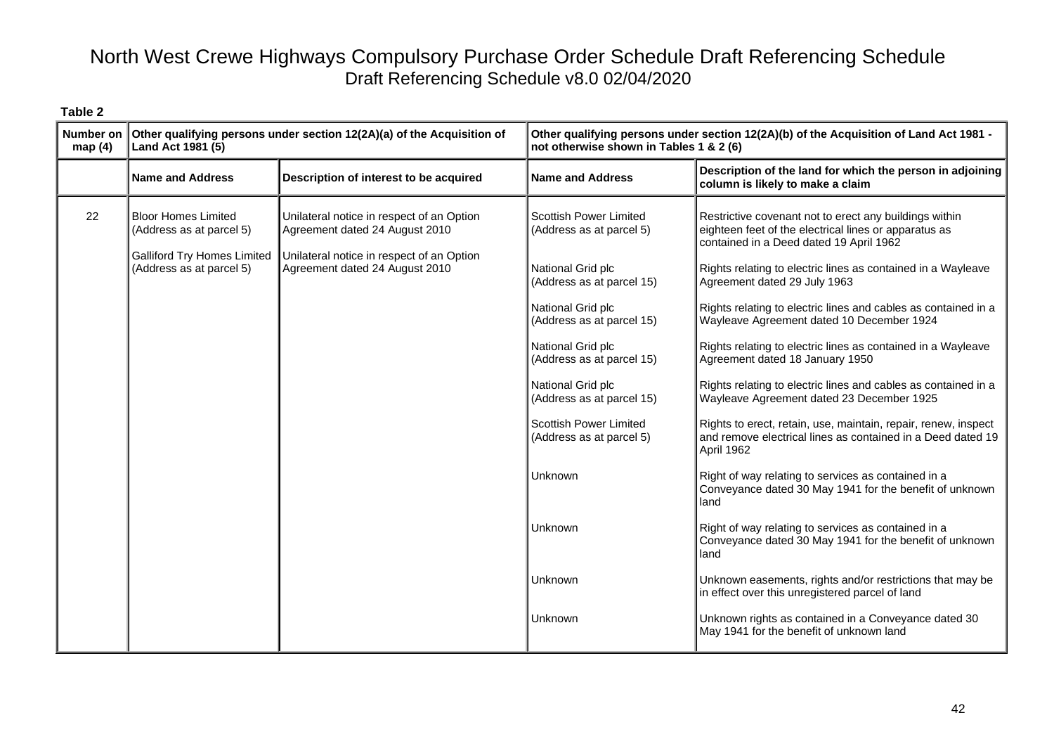# North West Crewe Highways Compulsory Purchase Order Schedule Draft Referencing Schedule

Draft Referencing Schedule v8.0 02/04/2020

**Table 2**

| Number on map (4) | Other qualifying persons under section 12(2A)(a) of the Acquisition of Land Act 1981 (5) | | Other qualifying persons under section 12(2A)(b) of the Acquisition of Land Act 1981 - not otherwise shown in Tables 1 & 2 (6) | |
|---|---|---|---|---|
| | **Name and Address** | **Description of interest to be acquired** | **Name and Address** | **Description of the land for which the person in adjoining column is likely to make a claim** |
| 22 | Bloor Homes Limited (Address as at parcel 5) | Unilateral notice in respect of an Option Agreement dated 24 August 2010 | Scottish Power Limited (Address as at parcel 5) | Restrictive covenant not to erect any buildings within eighteen feet of the electrical lines or apparatus as contained in a Deed dated 19 April 1962 |
| | Galliford Try Homes Limited (Address as at parcel 5) | Unilateral notice in respect of an Option Agreement dated 24 August 2010 | National Grid plc (Address as at parcel 15) | Rights relating to electric lines as contained in a Wayleave Agreement dated 29 July 1963 |
| | | | National Grid plc (Address as at parcel 15) | Rights relating to electric lines and cables as contained in a Wayleave Agreement dated 10 December 1924 |
| | | | National Grid plc (Address as at parcel 15) | Rights relating to electric lines as contained in a Wayleave Agreement dated 18 January 1950 |
| | | | National Grid plc (Address as at parcel 15) | Rights relating to electric lines and cables as contained in a Wayleave Agreement dated 23 December 1925 |
| | | | Scottish Power Limited (Address as at parcel 5) | Rights to erect, retain, use, maintain, repair, renew, inspect and remove electrical lines as contained in a Deed dated 19 April 1962 |
| | | | Unknown | Right of way relating to services as contained in a Conveyance dated 30 May 1941 for the benefit of unknown land |
| | | | Unknown | Right of way relating to services as contained in a Conveyance dated 30 May 1941 for the benefit of unknown land |
| | | | Unknown | Unknown easements, rights and/or restrictions that may be in effect over this unregistered parcel of land |
| | | | Unknown | Unknown rights as contained in a Conveyance dated 30 May 1941 for the benefit of unknown land |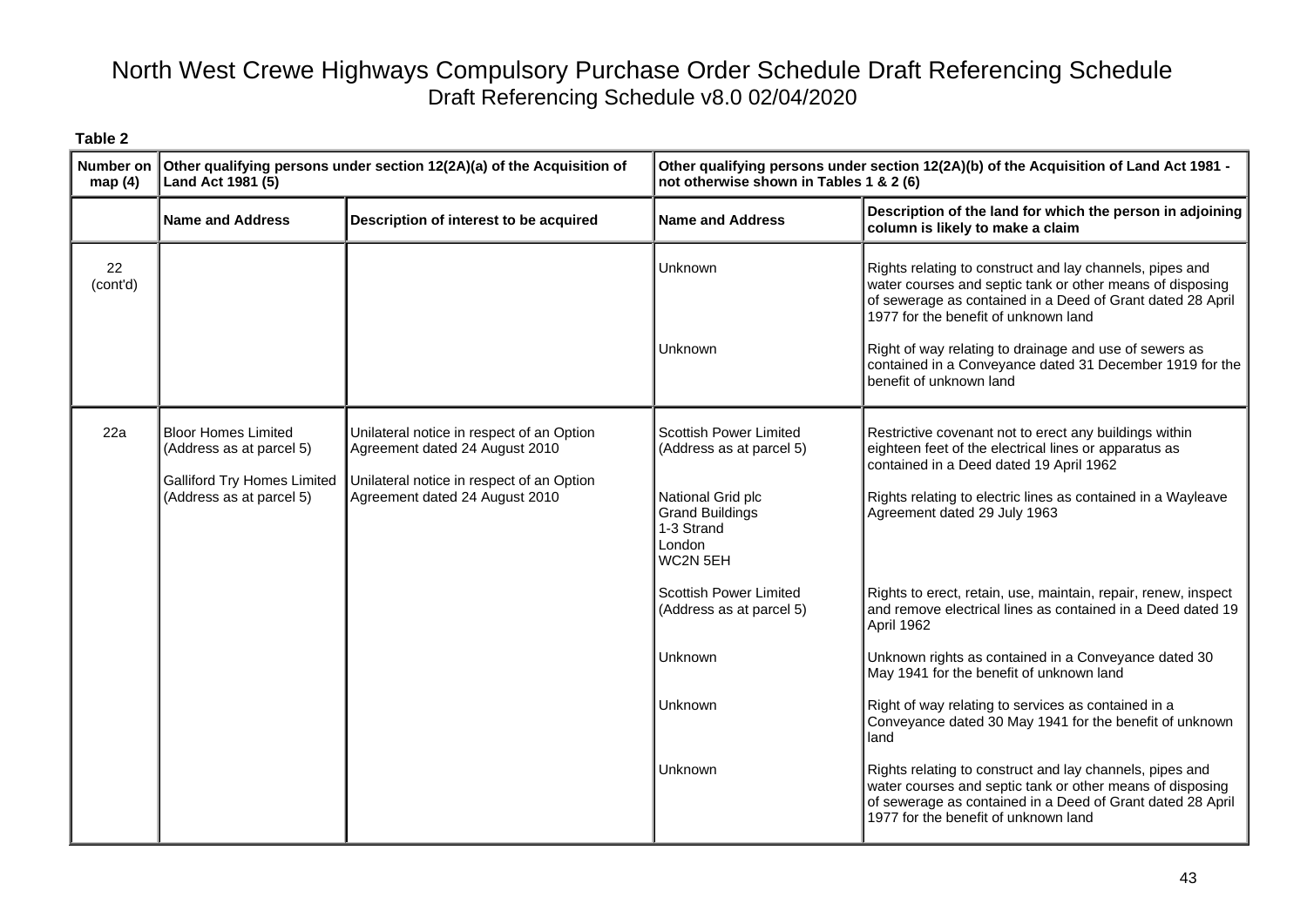# North West Crewe Highways Compulsory Purchase Order Schedule Draft Referencing Schedule

Draft Referencing Schedule v8.0 02/04/2020

**Table 2**

| Number on map (4) | Other qualifying persons under section 12(2A)(a) of the Acquisition of Land Act 1981 (5) | | Other qualifying persons under section 12(2A)(b) of the Acquisition of Land Act 1981 - not otherwise shown in Tables 1 & 2 (6) | |
|---|---|---|---|---|
| | **Name and Address** | **Description of interest to be acquired** | **Name and Address** | **Description of the land for which the person in adjoining column is likely to make a claim** |
| 22 (cont'd) | | | Unknown | Rights relating to construct and lay channels, pipes and water courses and septic tank or other means of disposing of sewerage as contained in a Deed of Grant dated 28 April 1977 for the benefit of unknown land |
| | | | Unknown | Right of way relating to drainage and use of sewers as contained in a Conveyance dated 31 December 1919 for the benefit of unknown land |
| 22a | Bloor Homes Limited (Address as at parcel 5) | Unilateral notice in respect of an Option Agreement dated 24 August 2010 | Scottish Power Limited (Address as at parcel 5) | Restrictive covenant not to erect any buildings within eighteen feet of the electrical lines or apparatus as contained in a Deed dated 19 April 1962 |
| | Galliford Try Homes Limited (Address as at parcel 5) | Unilateral notice in respect of an Option Agreement dated 24 August 2010 | National Grid plc Grand Buildings 1-3 Strand London WC2N 5EH | Rights relating to electric lines as contained in a Wayleave Agreement dated 29 July 1963 |
| | | | Scottish Power Limited (Address as at parcel 5) | Rights to erect, retain, use, maintain, repair, renew, inspect and remove electrical lines as contained in a Deed dated 19 April 1962 |
| | | | Unknown | Unknown rights as contained in a Conveyance dated 30 May 1941 for the benefit of unknown land |
| | | | Unknown | Right of way relating to services as contained in a Conveyance dated 30 May 1941 for the benefit of unknown land |
| | | | Unknown | Rights relating to construct and lay channels, pipes and water courses and septic tank or other means of disposing of sewerage as contained in a Deed of Grant dated 28 April 1977 for the benefit of unknown land |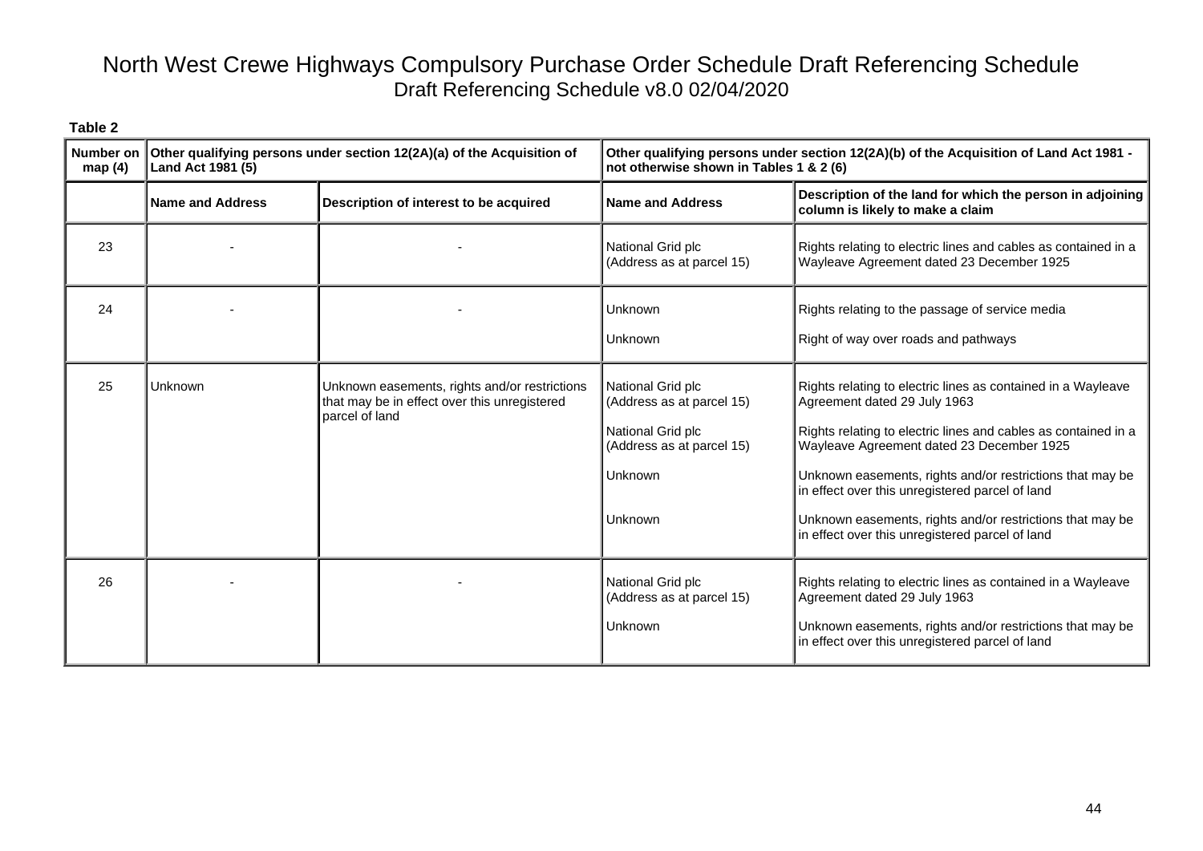# North West Crewe Highways Compulsory Purchase Order Schedule Draft Referencing Schedule

Draft Referencing Schedule v8.0 02/04/2020

**Table 2**

| Number on map (4) | Other qualifying persons under section 12(2A)(a) of the Acquisition of Land Act 1981 (5) | | Other qualifying persons under section 12(2A)(b) of the Acquisition of Land Act 1981 - not otherwise shown in Tables 1 & 2 (6) | |
|---|---|---|---|---|
| | **Name and Address** | **Description of interest to be acquired** | **Name and Address** | **Description of the land for which the person in adjoining column is likely to make a claim** |
| 23 | - | - | National Grid plc (Address as at parcel 15) | Rights relating to electric lines and cables as contained in a Wayleave Agreement dated 23 December 1925 |
| 24 | - | - | Unknown<br><br>Unknown | Rights relating to the passage of service media<br><br>Right of way over roads and pathways |
| 25 | Unknown | Unknown easements, rights and/or restrictions that may be in effect over this unregistered parcel of land | National Grid plc (Address as at parcel 15)<br><br>National Grid plc (Address as at parcel 15)<br><br>Unknown<br><br>Unknown | Rights relating to electric lines as contained in a Wayleave Agreement dated 29 July 1963<br><br>Rights relating to electric lines and cables as contained in a Wayleave Agreement dated 23 December 1925<br><br>Unknown easements, rights and/or restrictions that may be in effect over this unregistered parcel of land<br><br>Unknown easements, rights and/or restrictions that may be in effect over this unregistered parcel of land |
| 26 | - | - | National Grid plc (Address as at parcel 15)<br><br>Unknown | Rights relating to electric lines as contained in a Wayleave Agreement dated 29 July 1963<br><br>Unknown easements, rights and/or restrictions that may be in effect over this unregistered parcel of land |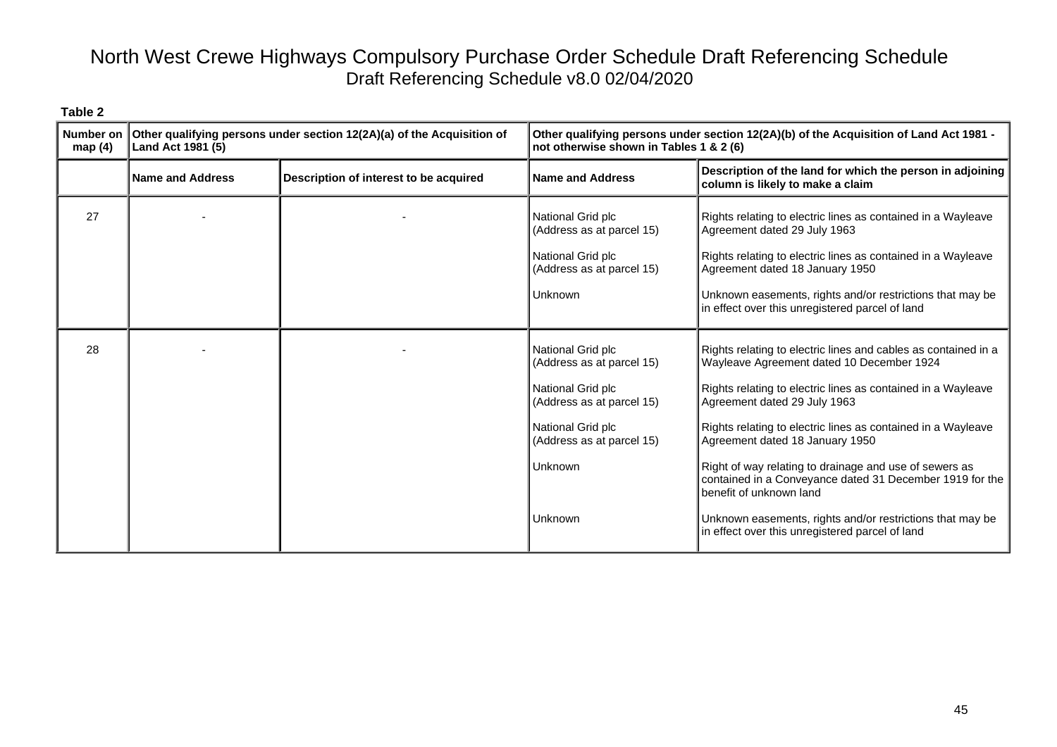# North West Crewe Highways Compulsory Purchase Order Schedule Draft Referencing Schedule

Draft Referencing Schedule v8.0 02/04/2020

**Table 2**

| Number on map (4) | Other qualifying persons under section 12(2A)(a) of the Acquisition of Land Act 1981 (5) | | Other qualifying persons under section 12(2A)(b) of the Acquisition of Land Act 1981 - not otherwise shown in Tables 1 & 2 (6) | |
|---|---|---|---|---|
| | **Name and Address** | **Description of interest to be acquired** | **Name and Address** | **Description of the land for which the person in adjoining column is likely to make a claim** |
| 27 | - | - | National Grid plc (Address as at parcel 15) | Rights relating to electric lines as contained in a Wayleave Agreement dated 29 July 1963 |
| | | | National Grid plc (Address as at parcel 15) | Rights relating to electric lines as contained in a Wayleave Agreement dated 18 January 1950 |
| | | | Unknown | Unknown easements, rights and/or restrictions that may be in effect over this unregistered parcel of land |
| 28 | - | - | National Grid plc (Address as at parcel 15) | Rights relating to electric lines and cables as contained in a Wayleave Agreement dated 10 December 1924 |
| | | | National Grid plc (Address as at parcel 15) | Rights relating to electric lines as contained in a Wayleave Agreement dated 29 July 1963 |
| | | | National Grid plc (Address as at parcel 15) | Rights relating to electric lines as contained in a Wayleave Agreement dated 18 January 1950 |
| | | | Unknown | Right of way relating to drainage and use of sewers as contained in a Conveyance dated 31 December 1919 for the benefit of unknown land |
| | | | Unknown | Unknown easements, rights and/or restrictions that may be in effect over this unregistered parcel of land |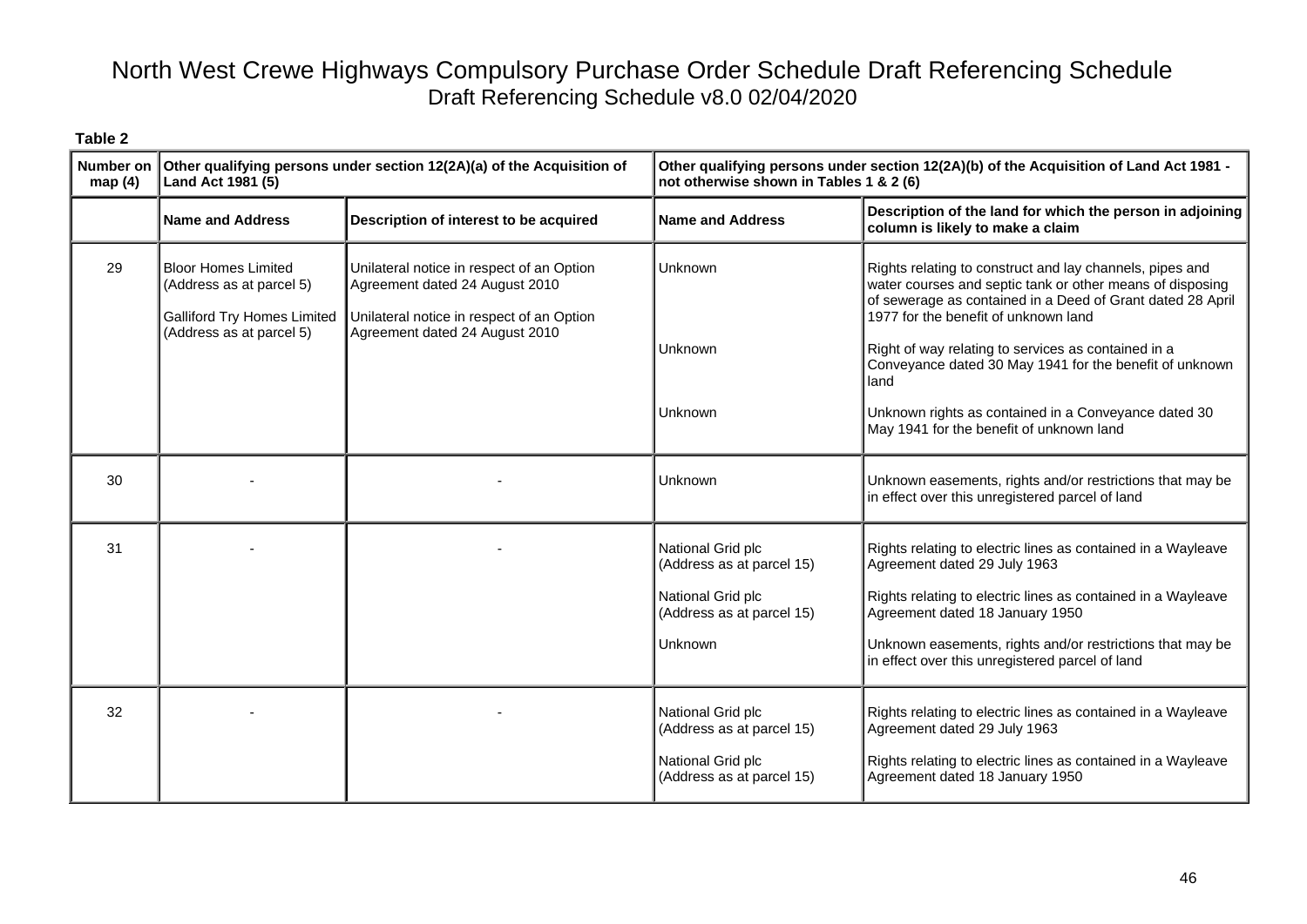# North West Crewe Highways Compulsory Purchase Order Schedule Draft Referencing Schedule

Draft Referencing Schedule v8.0 02/04/2020

**Table 2**

| Number on map (4) | Other qualifying persons under section 12(2A)(a) of the Acquisition of Land Act 1981 (5) | | Other qualifying persons under section 12(2A)(b) of the Acquisition of Land Act 1981 - not otherwise shown in Tables 1 & 2 (6) | |
|---|---|---|---|---|
| | **Name and Address** | **Description of interest to be acquired** | **Name and Address** | **Description of the land for which the person in adjoining column is likely to make a claim** |
| 29 | Bloor Homes Limited (Address as at parcel 5) | Unilateral notice in respect of an Option Agreement dated 24 August 2010 | Unknown | Rights relating to construct and lay channels, pipes and water courses and septic tank or other means of disposing of sewerage as contained in a Deed of Grant dated 28 April 1977 for the benefit of unknown land |
| | Galliford Try Homes Limited (Address as at parcel 5) | Unilateral notice in respect of an Option Agreement dated 24 August 2010 | Unknown | Right of way relating to services as contained in a Conveyance dated 30 May 1941 for the benefit of unknown land |
| | | | Unknown | Unknown rights as contained in a Conveyance dated 30 May 1941 for the benefit of unknown land |
| 30 | - | - | Unknown | Unknown easements, rights and/or restrictions that may be in effect over this unregistered parcel of land |
| 31 | - | - | National Grid plc (Address as at parcel 15) | Rights relating to electric lines as contained in a Wayleave Agreement dated 29 July 1963 |
| | | | National Grid plc (Address as at parcel 15) | Rights relating to electric lines as contained in a Wayleave Agreement dated 18 January 1950 |
| | | | Unknown | Unknown easements, rights and/or restrictions that may be in effect over this unregistered parcel of land |
| 32 | - | - | National Grid plc (Address as at parcel 15) | Rights relating to electric lines as contained in a Wayleave Agreement dated 29 July 1963 |
| | | | National Grid plc (Address as at parcel 15) | Rights relating to electric lines as contained in a Wayleave Agreement dated 18 January 1950 |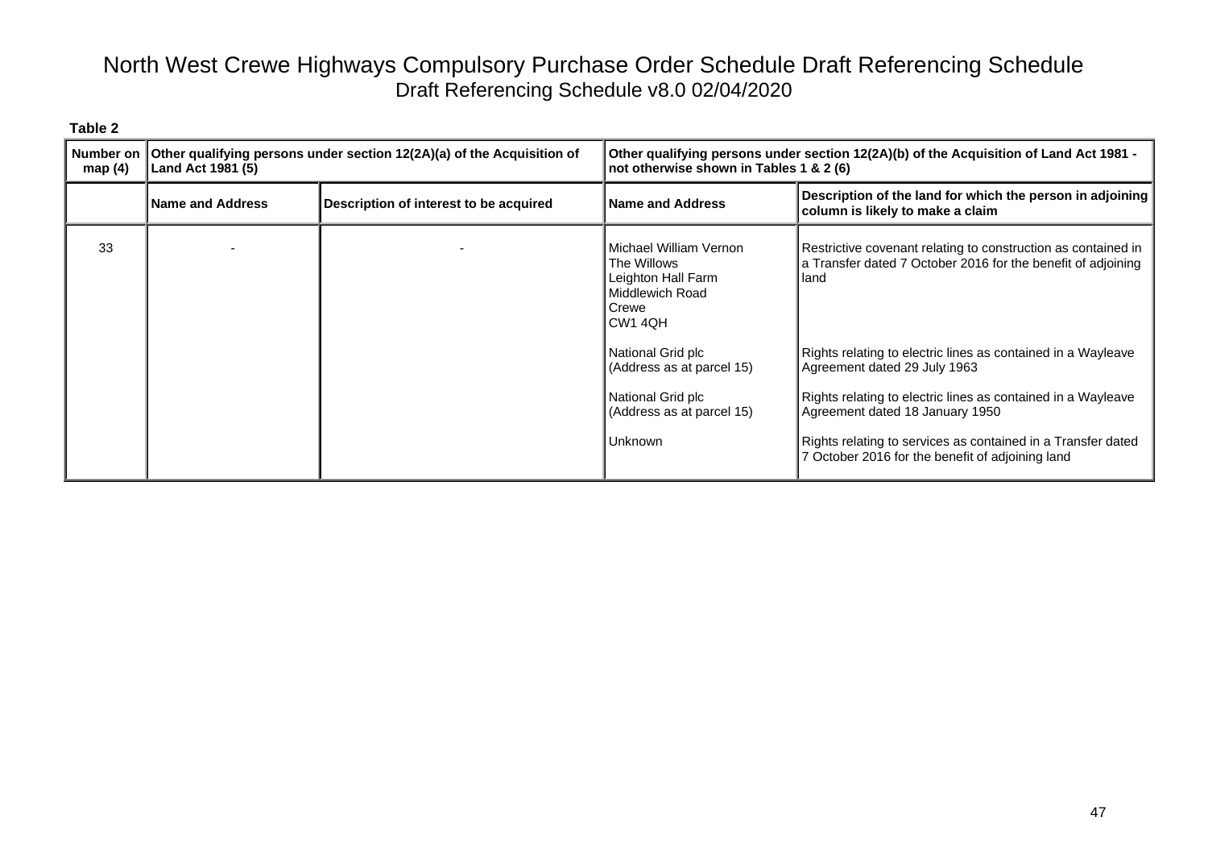# North West Crewe Highways Compulsory Purchase Order Schedule Draft Referencing Schedule

Draft Referencing Schedule v8.0 02/04/2020

**Table 2**

| Number on map (4) | Other qualifying persons under section 12(2A)(a) of the Acquisition of Land Act 1981 (5) | | Other qualifying persons under section 12(2A)(b) of the Acquisition of Land Act 1981 - not otherwise shown in Tables 1 & 2 (6) | |
|---|---|---|---|---|
| | **Name and Address** | **Description of interest to be acquired** | **Name and Address** | **Description of the land for which the person in adjoining column is likely to make a claim** |
| 33 | - | - | Michael William Vernon<br>The Willows<br>Leighton Hall Farm<br>Middlewich Road<br>Crewe<br>CW1 4QH | Restrictive covenant relating to construction as contained in a Transfer dated 7 October 2016 for the benefit of adjoining land |
| | | | National Grid plc<br>(Address as at parcel 15) | Rights relating to electric lines as contained in a Wayleave Agreement dated 29 July 1963 |
| | | | National Grid plc<br>(Address as at parcel 15) | Rights relating to electric lines as contained in a Wayleave Agreement dated 18 January 1950 |
| | | | Unknown | Rights relating to services as contained in a Transfer dated 7 October 2016 for the benefit of adjoining land |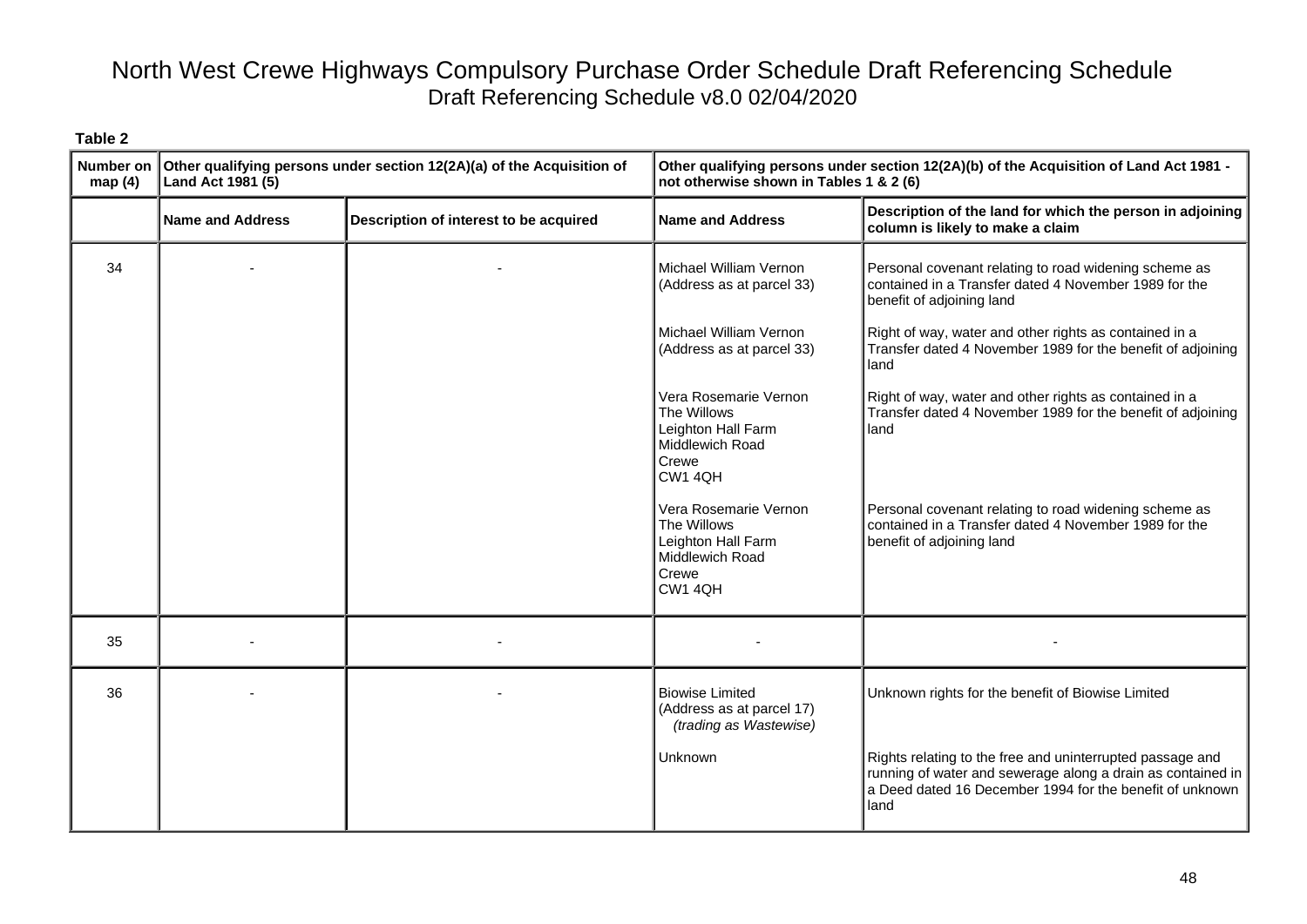# North West Crewe Highways Compulsory Purchase Order Schedule Draft Referencing Schedule

Draft Referencing Schedule v8.0 02/04/2020

**Table 2**

| Number on map (4) | Other qualifying persons under section 12(2A)(a) of the Acquisition of Land Act 1981 (5) | | Other qualifying persons under section 12(2A)(b) of the Acquisition of Land Act 1981 - not otherwise shown in Tables 1 & 2 (6) | |
|---|---|---|---|---|
| | **Name and Address** | **Description of interest to be acquired** | **Name and Address** | **Description of the land for which the person in adjoining column is likely to make a claim** |
| 34 | - | - | Michael William Vernon (Address as at parcel 33) | Personal covenant relating to road widening scheme as contained in a Transfer dated 4 November 1989 for the benefit of adjoining land |
| | | | Michael William Vernon (Address as at parcel 33) | Right of way, water and other rights as contained in a Transfer dated 4 November 1989 for the benefit of adjoining land |
| | | | Vera Rosemarie Vernon The Willows Leighton Hall Farm Middlewich Road Crewe CW1 4QH | Right of way, water and other rights as contained in a Transfer dated 4 November 1989 for the benefit of adjoining land |
| | | | Vera Rosemarie Vernon The Willows Leighton Hall Farm Middlewich Road Crewe CW1 4QH | Personal covenant relating to road widening scheme as contained in a Transfer dated 4 November 1989 for the benefit of adjoining land |
| 35 | - | - | - | - |
| 36 | - | - | Biowise Limited (Address as at parcel 17) *(trading as Wastewise)* | Unknown rights for the benefit of Biowise Limited |
| | | | Unknown | Rights relating to the free and uninterrupted passage and running of water and sewerage along a drain as contained in a Deed dated 16 December 1994 for the benefit of unknown land |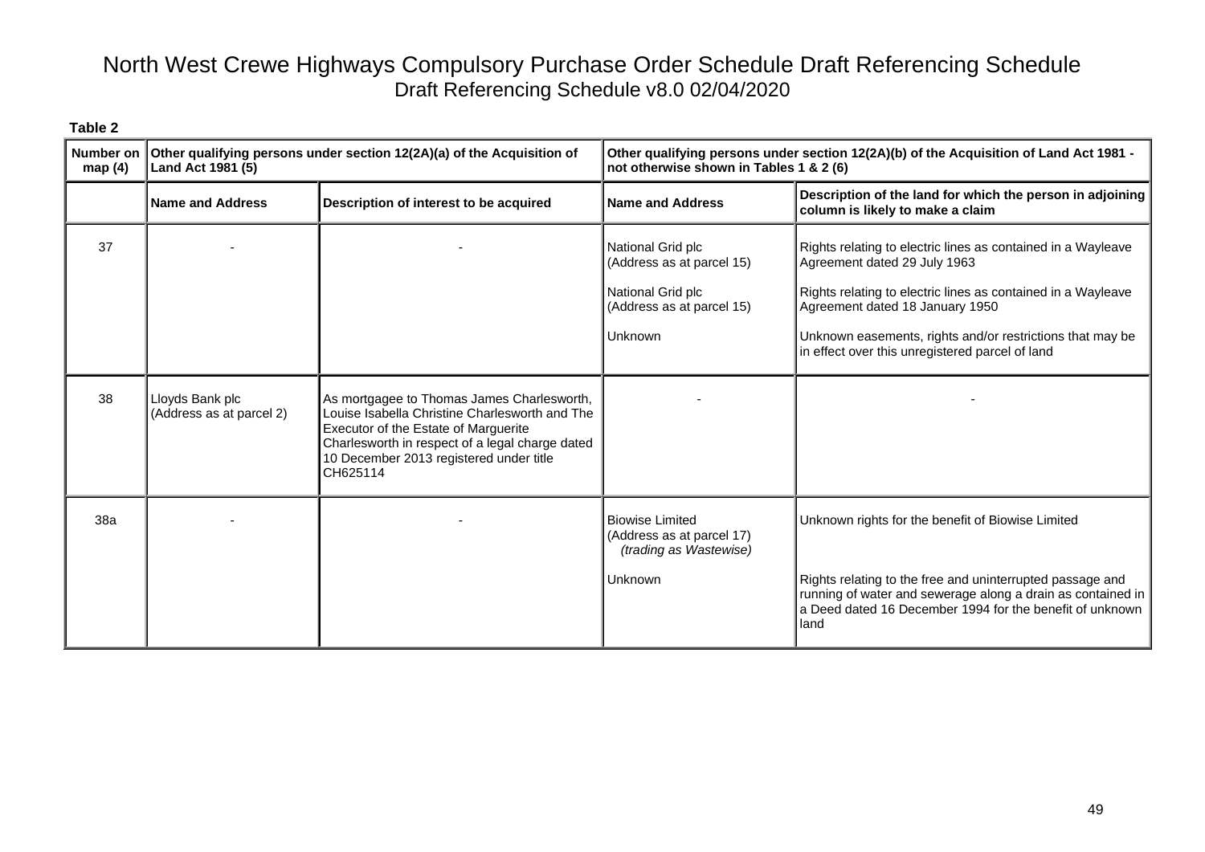# North West Crewe Highways Compulsory Purchase Order Schedule Draft Referencing Schedule

Draft Referencing Schedule v8.0 02/04/2020

**Table 2**

| Number on map (4) | Other qualifying persons under section 12(2A)(a) of the Acquisition of Land Act 1981 (5) | | Other qualifying persons under section 12(2A)(b) of the Acquisition of Land Act 1981 - not otherwise shown in Tables 1 & 2 (6) | |
|---|---|---|---|---|
| | **Name and Address** | **Description of interest to be acquired** | **Name and Address** | **Description of the land for which the person in adjoining column is likely to make a claim** |
| 37 | - | - | National Grid plc (Address as at parcel 15)<br><br>National Grid plc (Address as at parcel 15)<br><br>Unknown | Rights relating to electric lines as contained in a Wayleave Agreement dated 29 July 1963<br><br>Rights relating to electric lines as contained in a Wayleave Agreement dated 18 January 1950<br><br>Unknown easements, rights and/or restrictions that may be in effect over this unregistered parcel of land |
| 38 | Lloyds Bank plc (Address as at parcel 2) | As mortgagee to Thomas James Charlesworth, Louise Isabella Christine Charlesworth and The Executor of the Estate of Marguerite Charlesworth in respect of a legal charge dated 10 December 2013 registered under title CH625114 | - | - |
| 38a | - | - | Biowise Limited (Address as at parcel 17) *(trading as Wastewise)*<br><br>Unknown | Unknown rights for the benefit of Biowise Limited<br><br>Rights relating to the free and uninterrupted passage and running of water and sewerage along a drain as contained in a Deed dated 16 December 1994 for the benefit of unknown land |